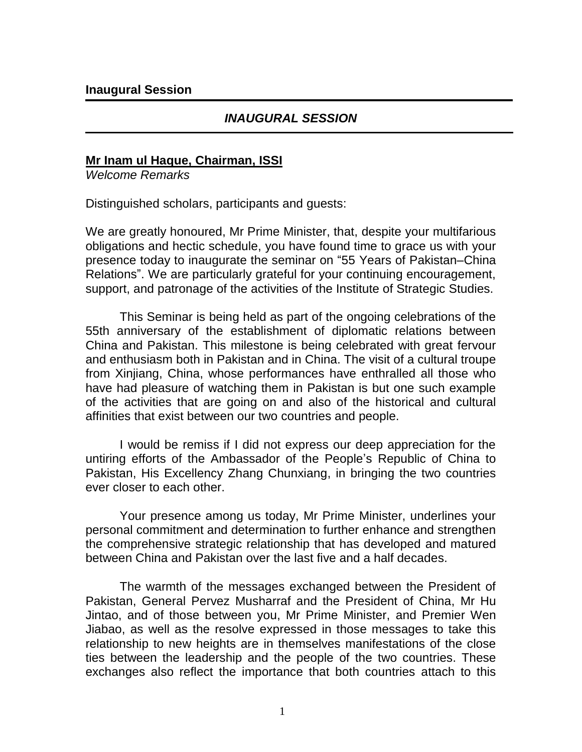# INAUGURAL SESSION

**Mr Inam ul Haque, Chairman, ISSI**
*Welcome Remarks*

Distinguished scholars, participants and guests:

We are greatly honoured, Mr Prime Minister, that, despite your multifarious obligations and hectic schedule, you have found time to grace us with your presence today to inaugurate the seminar on "55 Years of Pakistan–China Relations". We are particularly grateful for your continuing encouragement, support, and patronage of the activities of the Institute of Strategic Studies.

This Seminar is being held as part of the ongoing celebrations of the 55th anniversary of the establishment of diplomatic relations between China and Pakistan. This milestone is being celebrated with great fervour and enthusiasm both in Pakistan and in China. The visit of a cultural troupe from Xinjiang, China, whose performances have enthralled all those who have had pleasure of watching them in Pakistan is but one such example of the activities that are going on and also of the historical and cultural affinities that exist between our two countries and people.

I would be remiss if I did not express our deep appreciation for the untiring efforts of the Ambassador of the People's Republic of China to Pakistan, His Excellency Zhang Chunxiang, in bringing the two countries ever closer to each other.

Your presence among us today, Mr Prime Minister, underlines your personal commitment and determination to further enhance and strengthen the comprehensive strategic relationship that has developed and matured between China and Pakistan over the last five and a half decades.

The warmth of the messages exchanged between the President of Pakistan, General Pervez Musharraf and the President of China, Mr Hu Jintao, and of those between you, Mr Prime Minister, and Premier Wen Jiabao, as well as the resolve expressed in those messages to take this relationship to new heights are in themselves manifestations of the close ties between the leadership and the people of the two countries. These exchanges also reflect the importance that both countries attach to this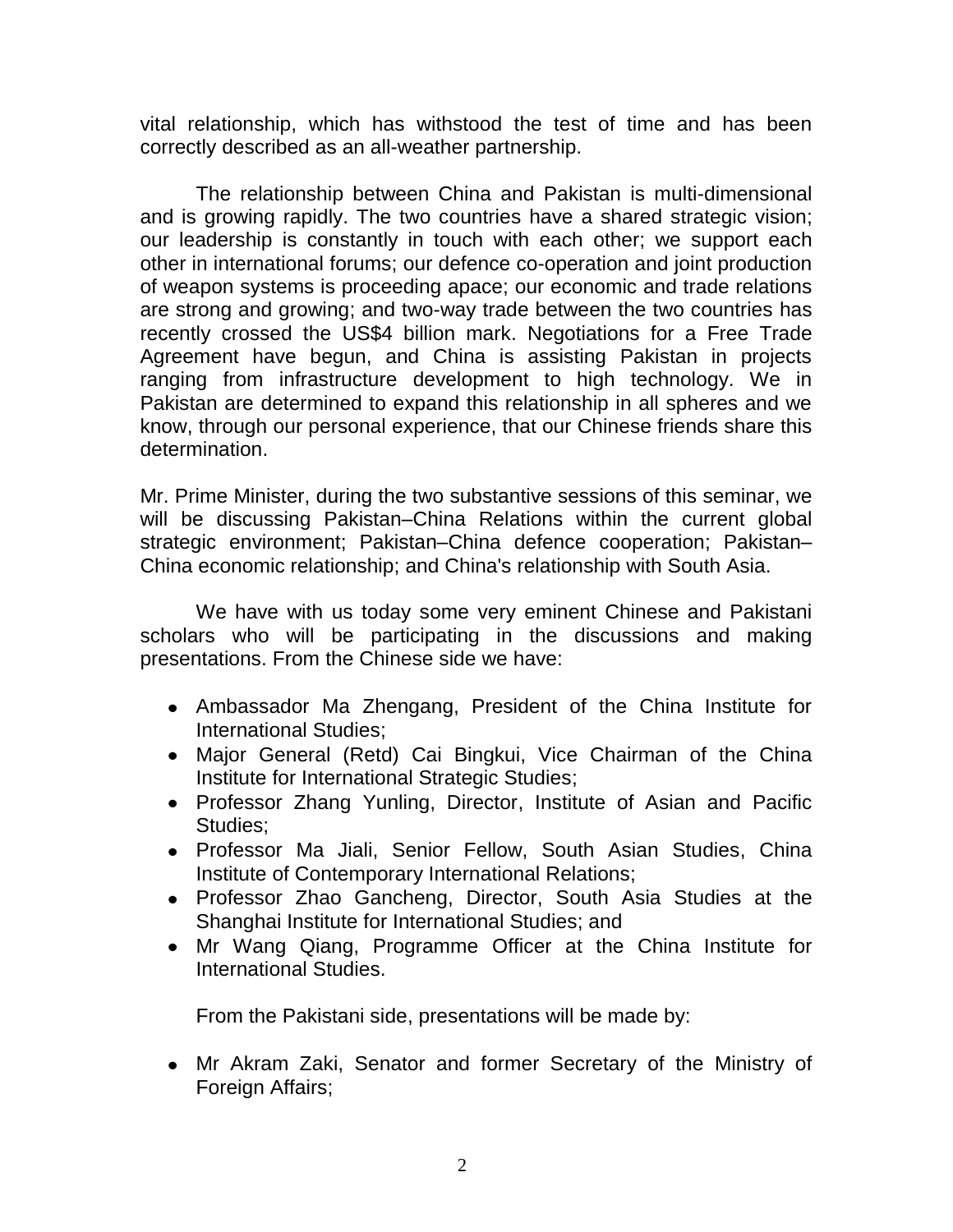vital relationship, which has withstood the test of time and has been correctly described as an all-weather partnership.

The relationship between China and Pakistan is multi-dimensional and is growing rapidly. The two countries have a shared strategic vision; our leadership is constantly in touch with each other; we support each other in international forums; our defence co-operation and joint production of weapon systems is proceeding apace; our economic and trade relations are strong and growing; and two-way trade between the two countries has recently crossed the US$4 billion mark. Negotiations for a Free Trade Agreement have begun, and China is assisting Pakistan in projects ranging from infrastructure development to high technology. We in Pakistan are determined to expand this relationship in all spheres and we know, through our personal experience, that our Chinese friends share this determination.

Mr. Prime Minister, during the two substantive sessions of this seminar, we will be discussing Pakistan–China Relations within the current global strategic environment; Pakistan–China defence cooperation; Pakistan–China economic relationship; and China's relationship with South Asia.

We have with us today some very eminent Chinese and Pakistani scholars who will be participating in the discussions and making presentations. From the Chinese side we have:

- Ambassador Ma Zhengang, President of the China Institute for International Studies;
- Major General (Retd) Cai Bingkui, Vice Chairman of the China Institute for International Strategic Studies;
- Professor Zhang Yunling, Director, Institute of Asian and Pacific Studies;
- Professor Ma Jiali, Senior Fellow, South Asian Studies, China Institute of Contemporary International Relations;
- Professor Zhao Gancheng, Director, South Asia Studies at the Shanghai Institute for International Studies; and
- Mr Wang Qiang, Programme Officer at the China Institute for International Studies.

From the Pakistani side, presentations will be made by:

- Mr Akram Zaki, Senator and former Secretary of the Ministry of Foreign Affairs;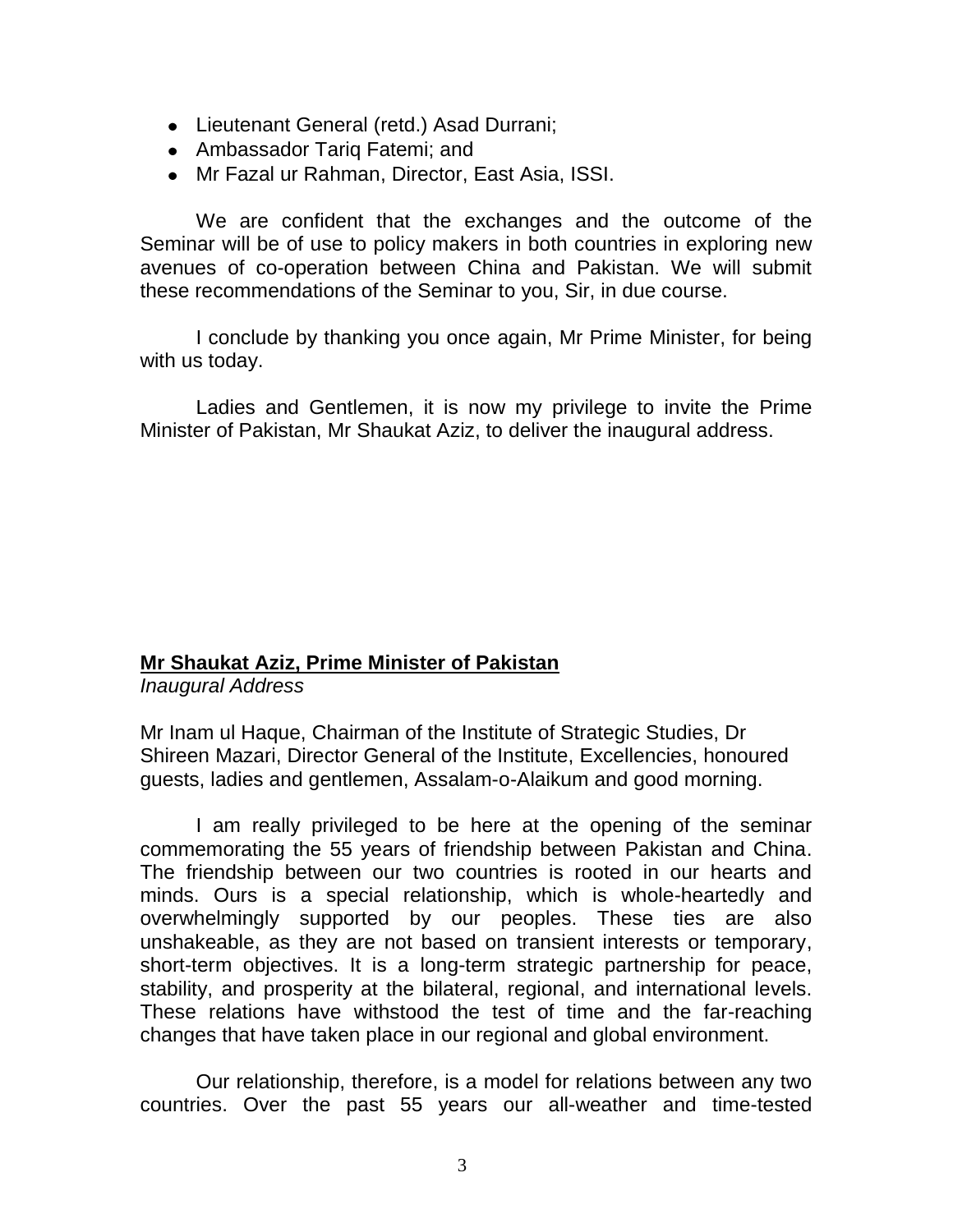- Lieutenant General (retd.) Asad Durrani;
- Ambassador Tariq Fatemi; and
- Mr Fazal ur Rahman, Director, East Asia, ISSI.

We are confident that the exchanges and the outcome of the Seminar will be of use to policy makers in both countries in exploring new avenues of co-operation between China and Pakistan. We will submit these recommendations of the Seminar to you, Sir, in due course.

I conclude by thanking you once again, Mr Prime Minister, for being with us today.

Ladies and Gentlemen, it is now my privilege to invite the Prime Minister of Pakistan, Mr Shaukat Aziz, to deliver the inaugural address.

## Mr Shaukat Aziz, Prime Minister of Pakistan

*Inaugural Address*

Mr Inam ul Haque, Chairman of the Institute of Strategic Studies, Dr Shireen Mazari, Director General of the Institute, Excellencies, honoured guests, ladies and gentlemen, Assalam-o-Alaikum and good morning.

I am really privileged to be here at the opening of the seminar commemorating the 55 years of friendship between Pakistan and China. The friendship between our two countries is rooted in our hearts and minds. Ours is a special relationship, which is whole-heartedly and overwhelmingly supported by our peoples. These ties are also unshakeable, as they are not based on transient interests or temporary, short-term objectives. It is a long-term strategic partnership for peace, stability, and prosperity at the bilateral, regional, and international levels. These relations have withstood the test of time and the far-reaching changes that have taken place in our regional and global environment.

Our relationship, therefore, is a model for relations between any two countries. Over the past 55 years our all-weather and time-tested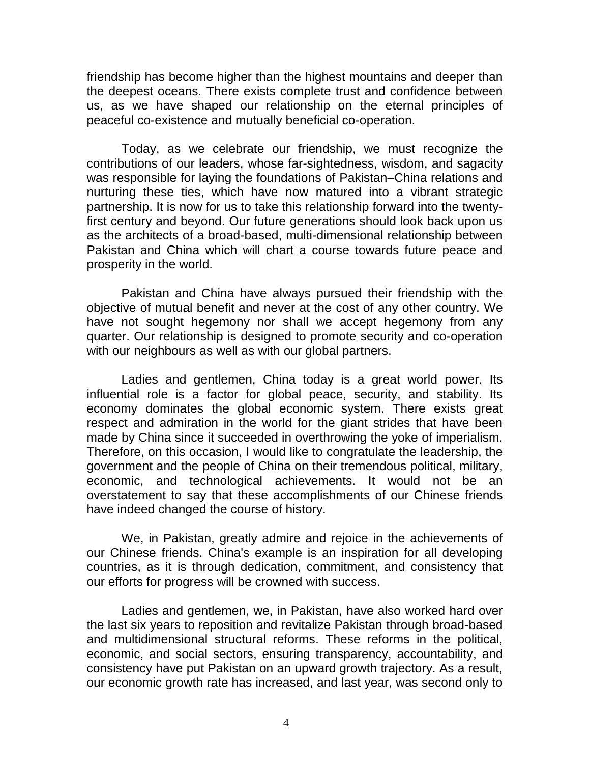friendship has become higher than the highest mountains and deeper than the deepest oceans. There exists complete trust and confidence between us, as we have shaped our relationship on the eternal principles of peaceful co-existence and mutually beneficial co-operation.

Today, as we celebrate our friendship, we must recognize the contributions of our leaders, whose far-sightedness, wisdom, and sagacity was responsible for laying the foundations of Pakistan–China relations and nurturing these ties, which have now matured into a vibrant strategic partnership. It is now for us to take this relationship forward into the twenty-first century and beyond. Our future generations should look back upon us as the architects of a broad-based, multi-dimensional relationship between Pakistan and China which will chart a course towards future peace and prosperity in the world.

Pakistan and China have always pursued their friendship with the objective of mutual benefit and never at the cost of any other country. We have not sought hegemony nor shall we accept hegemony from any quarter. Our relationship is designed to promote security and co-operation with our neighbours as well as with our global partners.

Ladies and gentlemen, China today is a great world power. Its influential role is a factor for global peace, security, and stability. Its economy dominates the global economic system. There exists great respect and admiration in the world for the giant strides that have been made by China since it succeeded in overthrowing the yoke of imperialism. Therefore, on this occasion, I would like to congratulate the leadership, the government and the people of China on their tremendous political, military, economic, and technological achievements. It would not be an overstatement to say that these accomplishments of our Chinese friends have indeed changed the course of history.

We, in Pakistan, greatly admire and rejoice in the achievements of our Chinese friends. China's example is an inspiration for all developing countries, as it is through dedication, commitment, and consistency that our efforts for progress will be crowned with success.

Ladies and gentlemen, we, in Pakistan, have also worked hard over the last six years to reposition and revitalize Pakistan through broad-based and multidimensional structural reforms. These reforms in the political, economic, and social sectors, ensuring transparency, accountability, and consistency have put Pakistan on an upward growth trajectory. As a result, our economic growth rate has increased, and last year, was second only to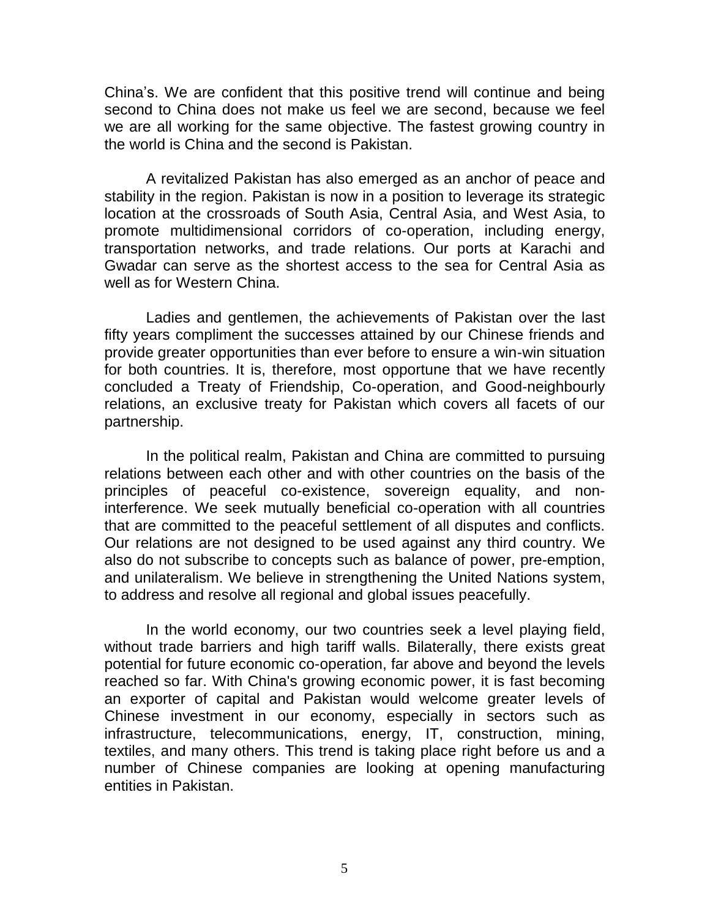China's. We are confident that this positive trend will continue and being second to China does not make us feel we are second, because we feel we are all working for the same objective. The fastest growing country in the world is China and the second is Pakistan.

A revitalized Pakistan has also emerged as an anchor of peace and stability in the region. Pakistan is now in a position to leverage its strategic location at the crossroads of South Asia, Central Asia, and West Asia, to promote multidimensional corridors of co-operation, including energy, transportation networks, and trade relations. Our ports at Karachi and Gwadar can serve as the shortest access to the sea for Central Asia as well as for Western China.

Ladies and gentlemen, the achievements of Pakistan over the last fifty years compliment the successes attained by our Chinese friends and provide greater opportunities than ever before to ensure a win-win situation for both countries. It is, therefore, most opportune that we have recently concluded a Treaty of Friendship, Co-operation, and Good-neighbourly relations, an exclusive treaty for Pakistan which covers all facets of our partnership.

In the political realm, Pakistan and China are committed to pursuing relations between each other and with other countries on the basis of the principles of peaceful co-existence, sovereign equality, and non-interference. We seek mutually beneficial co-operation with all countries that are committed to the peaceful settlement of all disputes and conflicts. Our relations are not designed to be used against any third country. We also do not subscribe to concepts such as balance of power, pre-emption, and unilateralism. We believe in strengthening the United Nations system, to address and resolve all regional and global issues peacefully.

In the world economy, our two countries seek a level playing field, without trade barriers and high tariff walls. Bilaterally, there exists great potential for future economic co-operation, far above and beyond the levels reached so far. With China's growing economic power, it is fast becoming an exporter of capital and Pakistan would welcome greater levels of Chinese investment in our economy, especially in sectors such as infrastructure, telecommunications, energy, IT, construction, mining, textiles, and many others. This trend is taking place right before us and a number of Chinese companies are looking at opening manufacturing entities in Pakistan.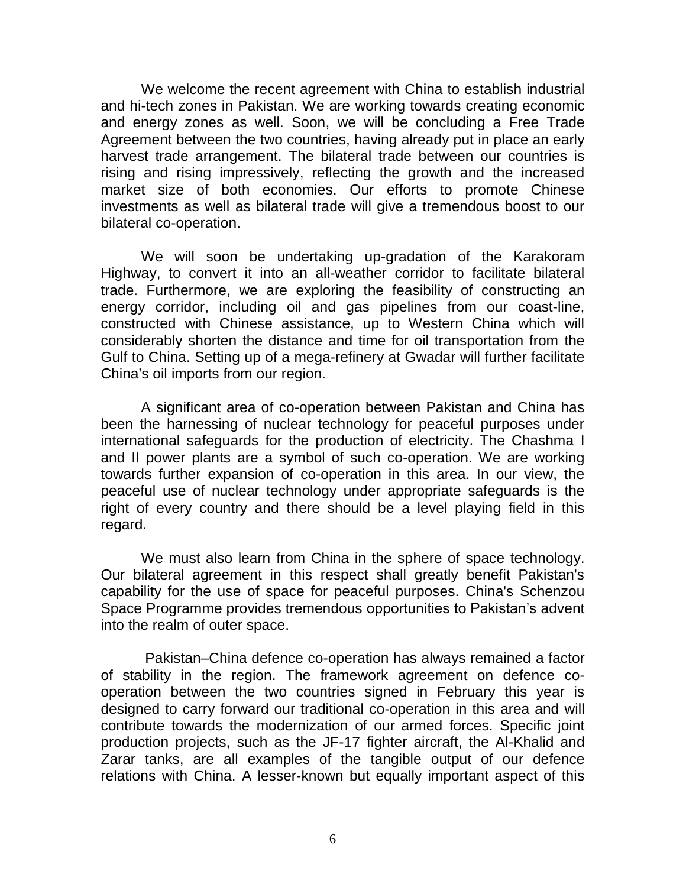We welcome the recent agreement with China to establish industrial and hi-tech zones in Pakistan. We are working towards creating economic and energy zones as well. Soon, we will be concluding a Free Trade Agreement between the two countries, having already put in place an early harvest trade arrangement. The bilateral trade between our countries is rising and rising impressively, reflecting the growth and the increased market size of both economies. Our efforts to promote Chinese investments as well as bilateral trade will give a tremendous boost to our bilateral co-operation.

We will soon be undertaking up-gradation of the Karakoram Highway, to convert it into an all-weather corridor to facilitate bilateral trade. Furthermore, we are exploring the feasibility of constructing an energy corridor, including oil and gas pipelines from our coast-line, constructed with Chinese assistance, up to Western China which will considerably shorten the distance and time for oil transportation from the Gulf to China. Setting up of a mega-refinery at Gwadar will further facilitate China's oil imports from our region.

A significant area of co-operation between Pakistan and China has been the harnessing of nuclear technology for peaceful purposes under international safeguards for the production of electricity. The Chashma I and II power plants are a symbol of such co-operation. We are working towards further expansion of co-operation in this area. In our view, the peaceful use of nuclear technology under appropriate safeguards is the right of every country and there should be a level playing field in this regard.

We must also learn from China in the sphere of space technology. Our bilateral agreement in this respect shall greatly benefit Pakistan's capability for the use of space for peaceful purposes. China's Schenzou Space Programme provides tremendous opportunities to Pakistan's advent into the realm of outer space.

Pakistan–China defence co-operation has always remained a factor of stability in the region. The framework agreement on defence co-operation between the two countries signed in February this year is designed to carry forward our traditional co-operation in this area and will contribute towards the modernization of our armed forces. Specific joint production projects, such as the JF-17 fighter aircraft, the Al-Khalid and Zarar tanks, are all examples of the tangible output of our defence relations with China. A lesser-known but equally important aspect of this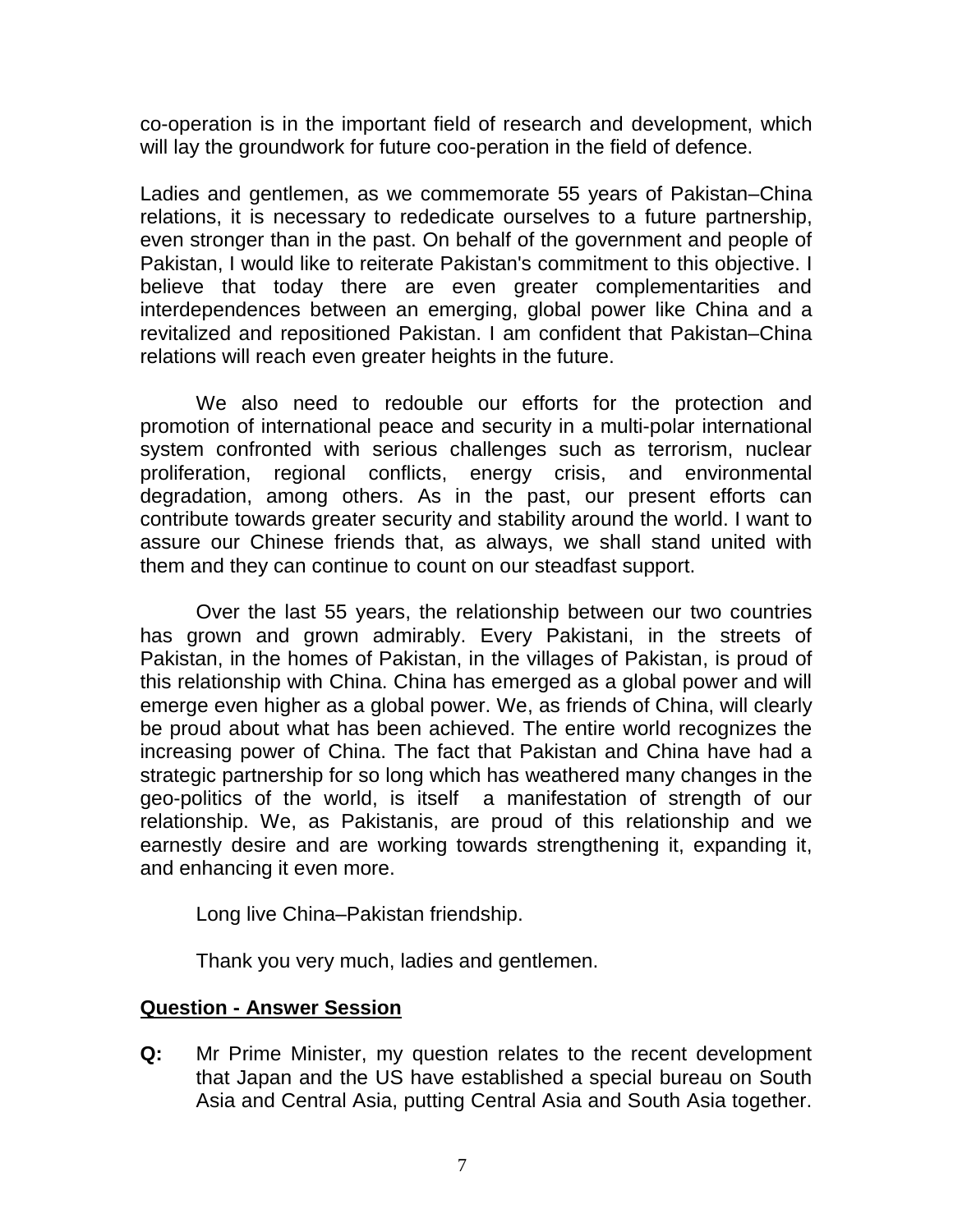co-operation is in the important field of research and development, which will lay the groundwork for future coo-peration in the field of defence.

Ladies and gentlemen, as we commemorate 55 years of Pakistan–China relations, it is necessary to rededicate ourselves to a future partnership, even stronger than in the past. On behalf of the government and people of Pakistan, I would like to reiterate Pakistan's commitment to this objective. I believe that today there are even greater complementarities and interdependences between an emerging, global power like China and a revitalized and repositioned Pakistan. I am confident that Pakistan–China relations will reach even greater heights in the future.

We also need to redouble our efforts for the protection and promotion of international peace and security in a multi-polar international system confronted with serious challenges such as terrorism, nuclear proliferation, regional conflicts, energy crisis, and environmental degradation, among others. As in the past, our present efforts can contribute towards greater security and stability around the world. I want to assure our Chinese friends that, as always, we shall stand united with them and they can continue to count on our steadfast support.

Over the last 55 years, the relationship between our two countries has grown and grown admirably. Every Pakistani, in the streets of Pakistan, in the homes of Pakistan, in the villages of Pakistan, is proud of this relationship with China. China has emerged as a global power and will emerge even higher as a global power. We, as friends of China, will clearly be proud about what has been achieved. The entire world recognizes the increasing power of China. The fact that Pakistan and China have had a strategic partnership for so long which has weathered many changes in the geo-politics of the world, is itself a manifestation of strength of our relationship. We, as Pakistanis, are proud of this relationship and we earnestly desire and are working towards strengthening it, expanding it, and enhancing it even more.

Long live China–Pakistan friendship.

Thank you very much, ladies and gentlemen.

**Question - Answer Session**

**Q:** Mr Prime Minister, my question relates to the recent development that Japan and the US have established a special bureau on South Asia and Central Asia, putting Central Asia and South Asia together.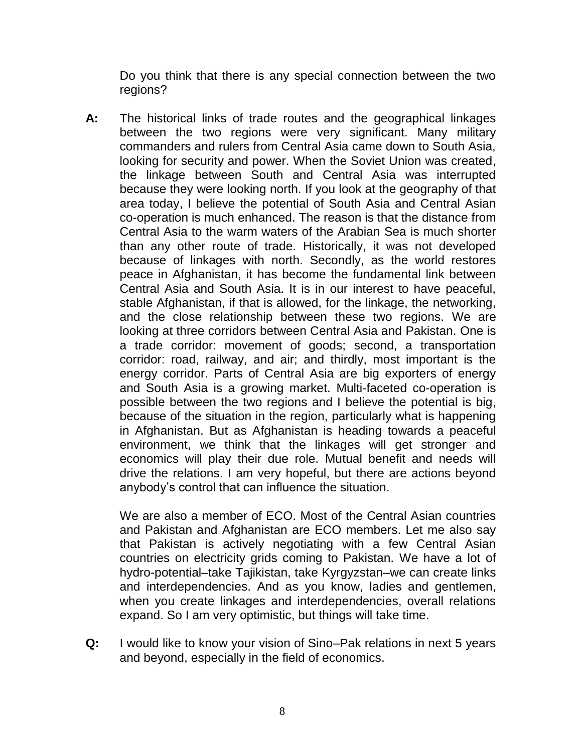Do you think that there is any special connection between the two regions?

**A:** The historical links of trade routes and the geographical linkages between the two regions were very significant. Many military commanders and rulers from Central Asia came down to South Asia, looking for security and power. When the Soviet Union was created, the linkage between South and Central Asia was interrupted because they were looking north. If you look at the geography of that area today, I believe the potential of South Asia and Central Asian co-operation is much enhanced. The reason is that the distance from Central Asia to the warm waters of the Arabian Sea is much shorter than any other route of trade. Historically, it was not developed because of linkages with north. Secondly, as the world restores peace in Afghanistan, it has become the fundamental link between Central Asia and South Asia. It is in our interest to have peaceful, stable Afghanistan, if that is allowed, for the linkage, the networking, and the close relationship between these two regions. We are looking at three corridors between Central Asia and Pakistan. One is a trade corridor: movement of goods; second, a transportation corridor: road, railway, and air; and thirdly, most important is the energy corridor. Parts of Central Asia are big exporters of energy and South Asia is a growing market. Multi-faceted co-operation is possible between the two regions and I believe the potential is big, because of the situation in the region, particularly what is happening in Afghanistan. But as Afghanistan is heading towards a peaceful environment, we think that the linkages will get stronger and economics will play their due role. Mutual benefit and needs will drive the relations. I am very hopeful, but there are actions beyond anybody's control that can influence the situation.

We are also a member of ECO. Most of the Central Asian countries and Pakistan and Afghanistan are ECO members. Let me also say that Pakistan is actively negotiating with a few Central Asian countries on electricity grids coming to Pakistan. We have a lot of hydro-potential–take Tajikistan, take Kyrgyzstan–we can create links and interdependencies. And as you know, ladies and gentlemen, when you create linkages and interdependencies, overall relations expand. So I am very optimistic, but things will take time.

**Q:** I would like to know your vision of Sino–Pak relations in next 5 years and beyond, especially in the field of economics.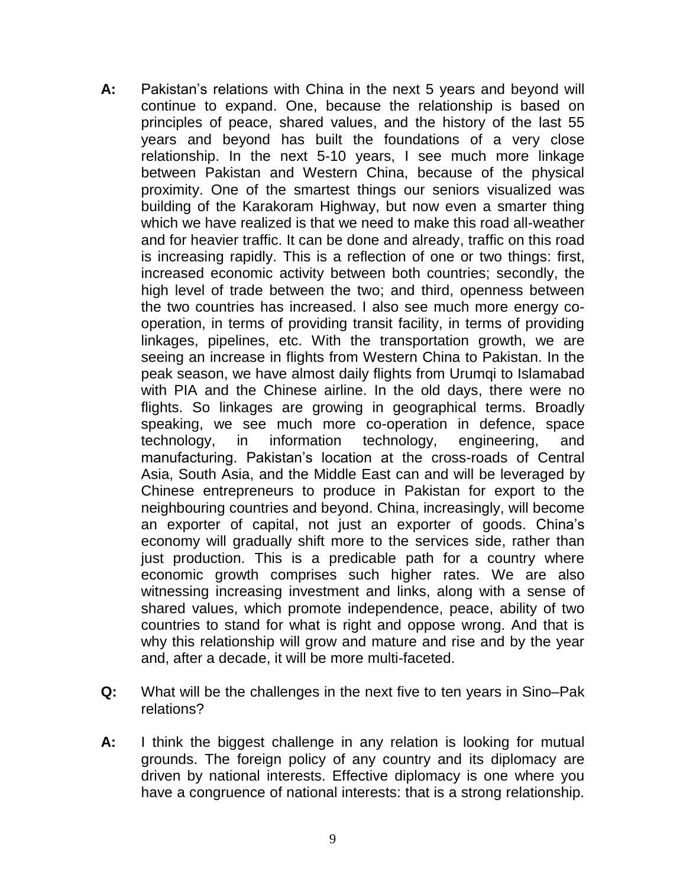**A:** Pakistan's relations with China in the next 5 years and beyond will continue to expand. One, because the relationship is based on principles of peace, shared values, and the history of the last 55 years and beyond has built the foundations of a very close relationship. In the next 5-10 years, I see much more linkage between Pakistan and Western China, because of the physical proximity. One of the smartest things our seniors visualized was building of the Karakoram Highway, but now even a smarter thing which we have realized is that we need to make this road all-weather and for heavier traffic. It can be done and already, traffic on this road is increasing rapidly. This is a reflection of one or two things: first, increased economic activity between both countries; secondly, the high level of trade between the two; and third, openness between the two countries has increased. I also see much more energy co-operation, in terms of providing transit facility, in terms of providing linkages, pipelines, etc. With the transportation growth, we are seeing an increase in flights from Western China to Pakistan. In the peak season, we have almost daily flights from Urumqi to Islamabad with PIA and the Chinese airline. In the old days, there were no flights. So linkages are growing in geographical terms. Broadly speaking, we see much more co-operation in defence, space technology, in information technology, engineering, and manufacturing. Pakistan's location at the cross-roads of Central Asia, South Asia, and the Middle East can and will be leveraged by Chinese entrepreneurs to produce in Pakistan for export to the neighbouring countries and beyond. China, increasingly, will become an exporter of capital, not just an exporter of goods. China's economy will gradually shift more to the services side, rather than just production. This is a predicable path for a country where economic growth comprises such higher rates. We are also witnessing increasing investment and links, along with a sense of shared values, which promote independence, peace, ability of two countries to stand for what is right and oppose wrong. And that is why this relationship will grow and mature and rise and by the year and, after a decade, it will be more multi-faceted.

**Q:** What will be the challenges in the next five to ten years in Sino–Pak relations?

**A:** I think the biggest challenge in any relation is looking for mutual grounds. The foreign policy of any country and its diplomacy are driven by national interests. Effective diplomacy is one where you have a congruence of national interests: that is a strong relationship.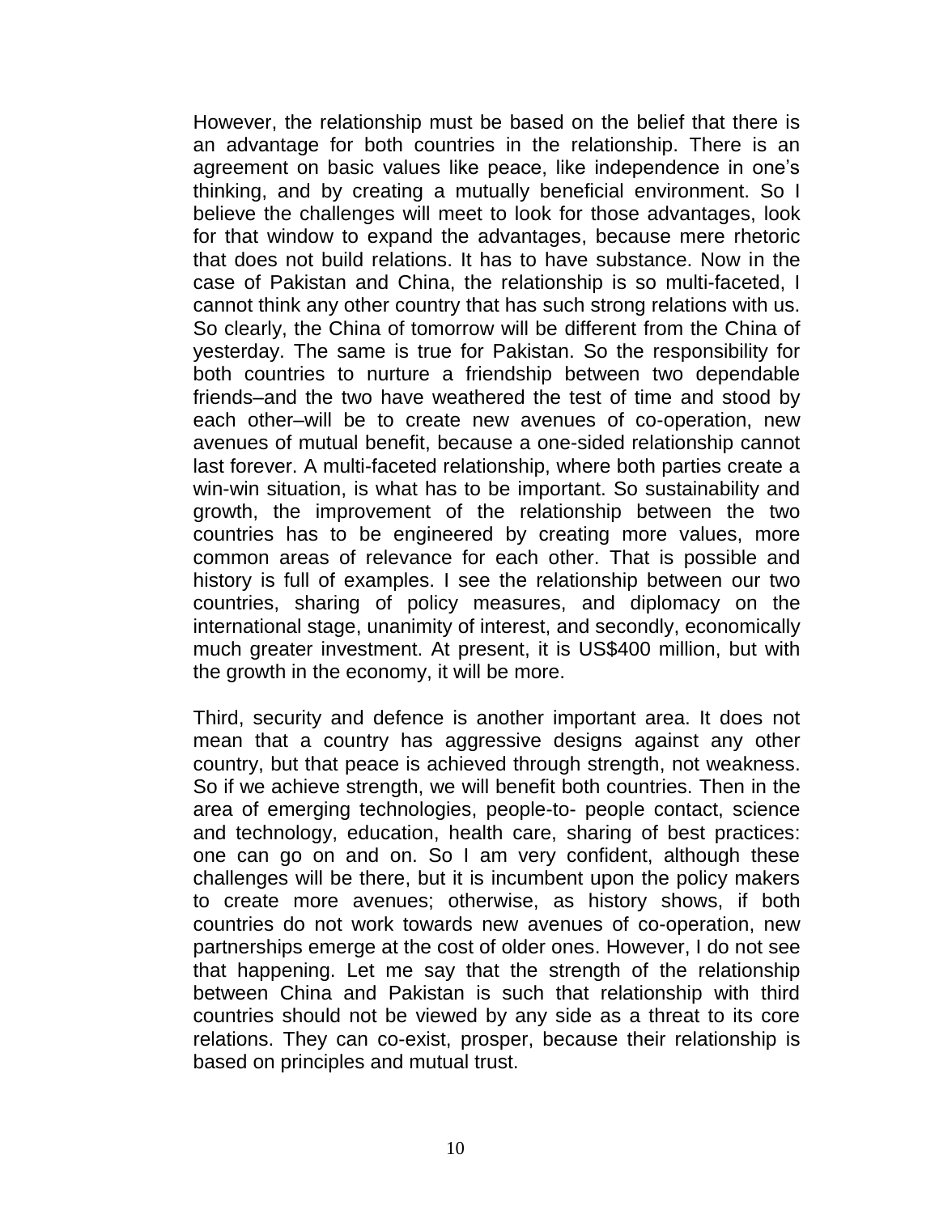However, the relationship must be based on the belief that there is an advantage for both countries in the relationship. There is an agreement on basic values like peace, like independence in one's thinking, and by creating a mutually beneficial environment. So I believe the challenges will meet to look for those advantages, look for that window to expand the advantages, because mere rhetoric that does not build relations. It has to have substance. Now in the case of Pakistan and China, the relationship is so multi-faceted, I cannot think any other country that has such strong relations with us. So clearly, the China of tomorrow will be different from the China of yesterday. The same is true for Pakistan. So the responsibility for both countries to nurture a friendship between two dependable friends–and the two have weathered the test of time and stood by each other–will be to create new avenues of co-operation, new avenues of mutual benefit, because a one-sided relationship cannot last forever. A multi-faceted relationship, where both parties create a win-win situation, is what has to be important. So sustainability and growth, the improvement of the relationship between the two countries has to be engineered by creating more values, more common areas of relevance for each other. That is possible and history is full of examples. I see the relationship between our two countries, sharing of policy measures, and diplomacy on the international stage, unanimity of interest, and secondly, economically much greater investment. At present, it is US$400 million, but with the growth in the economy, it will be more.

Third, security and defence is another important area. It does not mean that a country has aggressive designs against any other country, but that peace is achieved through strength, not weakness. So if we achieve strength, we will benefit both countries. Then in the area of emerging technologies, people-to- people contact, science and technology, education, health care, sharing of best practices: one can go on and on. So I am very confident, although these challenges will be there, but it is incumbent upon the policy makers to create more avenues; otherwise, as history shows, if both countries do not work towards new avenues of co-operation, new partnerships emerge at the cost of older ones. However, I do not see that happening. Let me say that the strength of the relationship between China and Pakistan is such that relationship with third countries should not be viewed by any side as a threat to its core relations. They can co-exist, prosper, because their relationship is based on principles and mutual trust.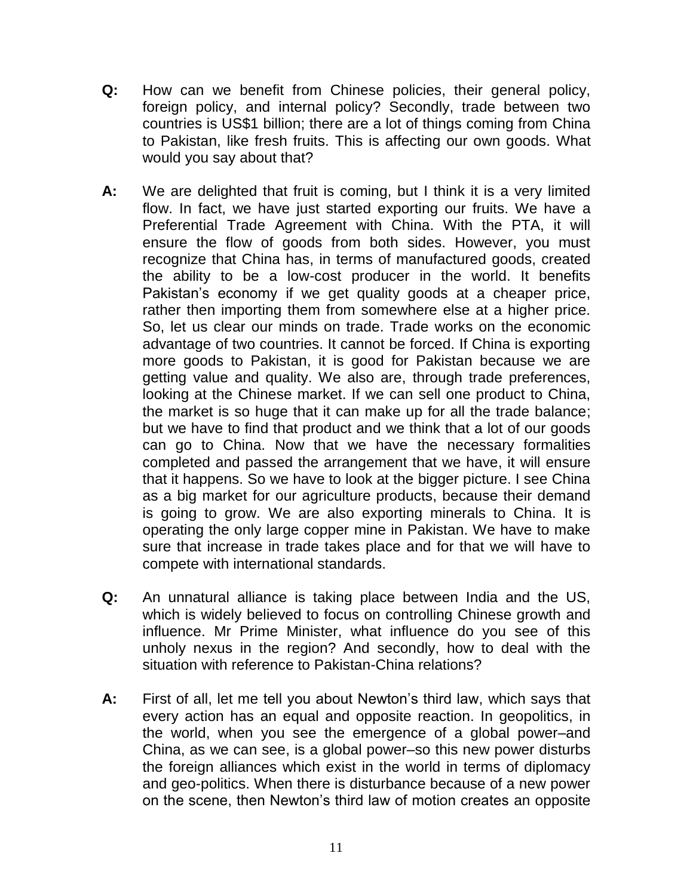**Q:** How can we benefit from Chinese policies, their general policy, foreign policy, and internal policy? Secondly, trade between two countries is US$1 billion; there are a lot of things coming from China to Pakistan, like fresh fruits. This is affecting our own goods. What would you say about that?

**A:** We are delighted that fruit is coming, but I think it is a very limited flow. In fact, we have just started exporting our fruits. We have a Preferential Trade Agreement with China. With the PTA, it will ensure the flow of goods from both sides. However, you must recognize that China has, in terms of manufactured goods, created the ability to be a low-cost producer in the world. It benefits Pakistan's economy if we get quality goods at a cheaper price, rather then importing them from somewhere else at a higher price. So, let us clear our minds on trade. Trade works on the economic advantage of two countries. It cannot be forced. If China is exporting more goods to Pakistan, it is good for Pakistan because we are getting value and quality. We also are, through trade preferences, looking at the Chinese market. If we can sell one product to China, the market is so huge that it can make up for all the trade balance; but we have to find that product and we think that a lot of our goods can go to China. Now that we have the necessary formalities completed and passed the arrangement that we have, it will ensure that it happens. So we have to look at the bigger picture. I see China as a big market for our agriculture products, because their demand is going to grow. We are also exporting minerals to China. It is operating the only large copper mine in Pakistan. We have to make sure that increase in trade takes place and for that we will have to compete with international standards.

**Q:** An unnatural alliance is taking place between India and the US, which is widely believed to focus on controlling Chinese growth and influence. Mr Prime Minister, what influence do you see of this unholy nexus in the region? And secondly, how to deal with the situation with reference to Pakistan-China relations?

**A:** First of all, let me tell you about Newton's third law, which says that every action has an equal and opposite reaction. In geopolitics, in the world, when you see the emergence of a global power–and China, as we can see, is a global power–so this new power disturbs the foreign alliances which exist in the world in terms of diplomacy and geo-politics. When there is disturbance because of a new power on the scene, then Newton's third law of motion creates an opposite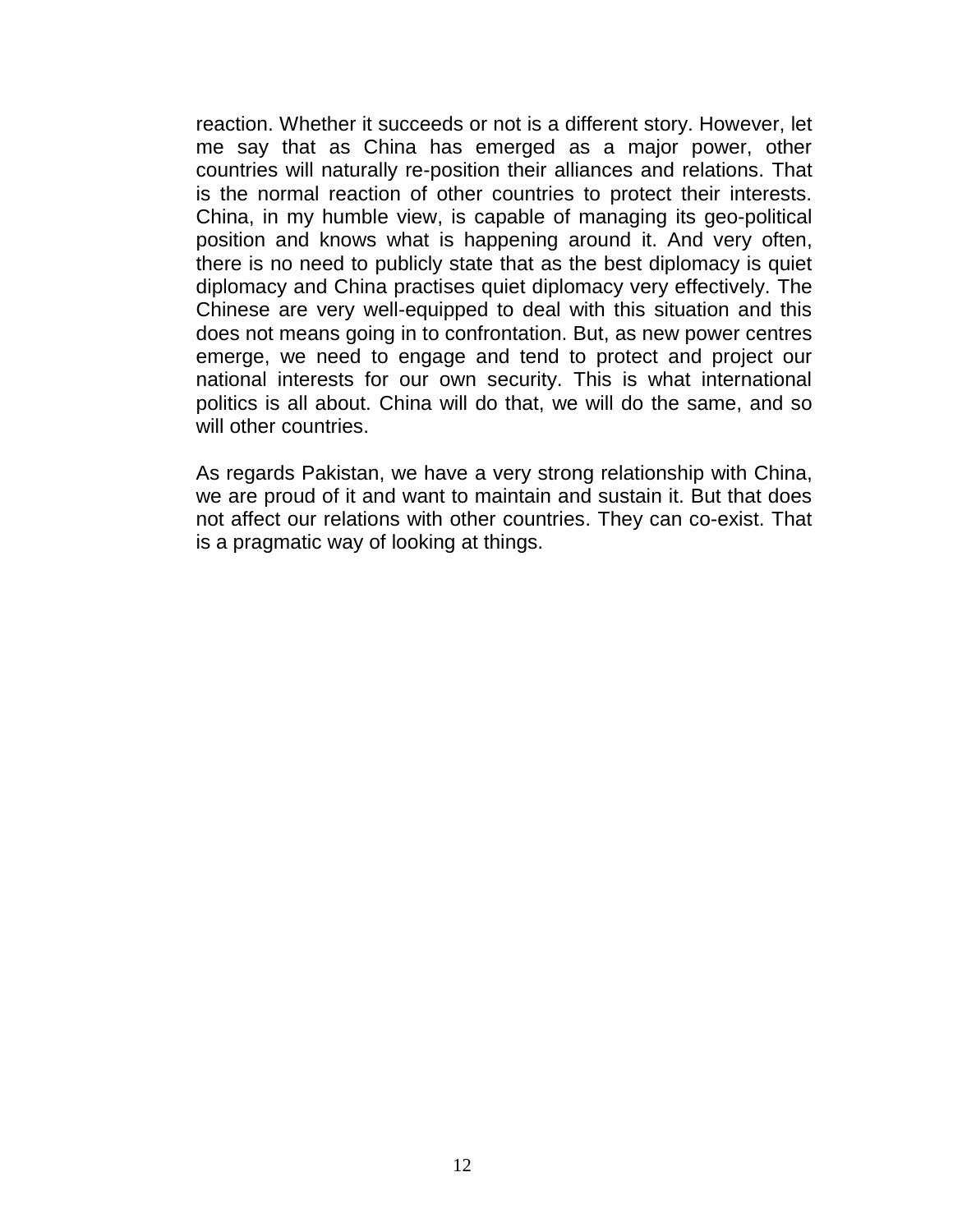reaction. Whether it succeeds or not is a different story. However, let me say that as China has emerged as a major power, other countries will naturally re-position their alliances and relations. That is the normal reaction of other countries to protect their interests. China, in my humble view, is capable of managing its geo-political position and knows what is happening around it. And very often, there is no need to publicly state that as the best diplomacy is quiet diplomacy and China practises quiet diplomacy very effectively. The Chinese are very well-equipped to deal with this situation and this does not means going in to confrontation. But, as new power centres emerge, we need to engage and tend to protect and project our national interests for our own security. This is what international politics is all about. China will do that, we will do the same, and so will other countries.

As regards Pakistan, we have a very strong relationship with China, we are proud of it and want to maintain and sustain it. But that does not affect our relations with other countries. They can co-exist. That is a pragmatic way of looking at things.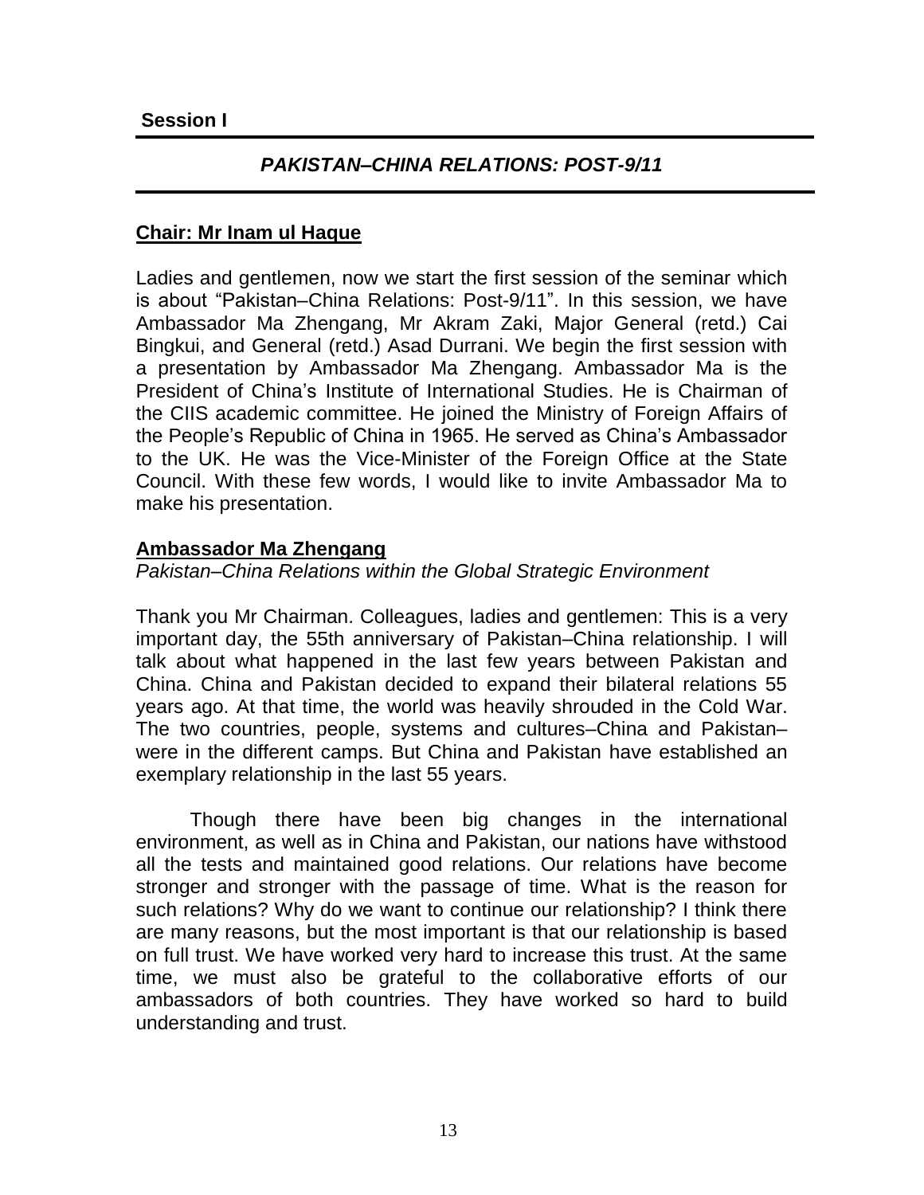**Session I**

## *PAKISTAN–CHINA RELATIONS: POST-9/11*

**Chair: Mr Inam ul Haque**

Ladies and gentlemen, now we start the first session of the seminar which is about “Pakistan–China Relations: Post-9/11”. In this session, we have Ambassador Ma Zhengang, Mr Akram Zaki, Major General (retd.) Cai Bingkui, and General (retd.) Asad Durrani. We begin the first session with a presentation by Ambassador Ma Zhengang. Ambassador Ma is the President of China’s Institute of International Studies. He is Chairman of the CIIS academic committee. He joined the Ministry of Foreign Affairs of the People’s Republic of China in 1965. He served as China’s Ambassador to the UK. He was the Vice-Minister of the Foreign Office at the State Council. With these few words, I would like to invite Ambassador Ma to make his presentation.

**Ambassador Ma Zhengang**

*Pakistan–China Relations within the Global Strategic Environment*

Thank you Mr Chairman. Colleagues, ladies and gentlemen: This is a very important day, the 55th anniversary of Pakistan–China relationship. I will talk about what happened in the last few years between Pakistan and China. China and Pakistan decided to expand their bilateral relations 55 years ago. At that time, the world was heavily shrouded in the Cold War. The two countries, people, systems and cultures–China and Pakistan–were in the different camps. But China and Pakistan have established an exemplary relationship in the last 55 years.

Though there have been big changes in the international environment, as well as in China and Pakistan, our nations have withstood all the tests and maintained good relations. Our relations have become stronger and stronger with the passage of time. What is the reason for such relations? Why do we want to continue our relationship? I think there are many reasons, but the most important is that our relationship is based on full trust. We have worked very hard to increase this trust. At the same time, we must also be grateful to the collaborative efforts of our ambassadors of both countries. They have worked so hard to build understanding and trust.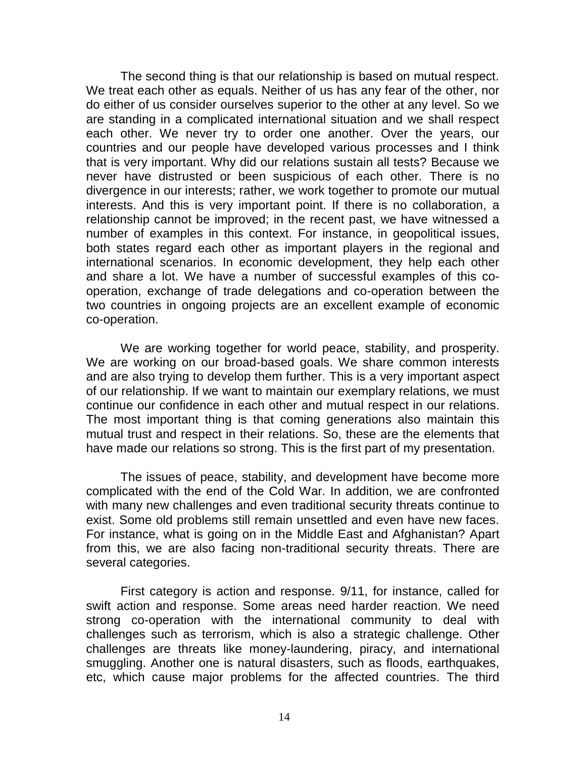The second thing is that our relationship is based on mutual respect. We treat each other as equals. Neither of us has any fear of the other, nor do either of us consider ourselves superior to the other at any level. So we are standing in a complicated international situation and we shall respect each other. We never try to order one another. Over the years, our countries and our people have developed various processes and I think that is very important. Why did our relations sustain all tests? Because we never have distrusted or been suspicious of each other. There is no divergence in our interests; rather, we work together to promote our mutual interests. And this is very important point. If there is no collaboration, a relationship cannot be improved; in the recent past, we have witnessed a number of examples in this context. For instance, in geopolitical issues, both states regard each other as important players in the regional and international scenarios. In economic development, they help each other and share a lot. We have a number of successful examples of this co-operation, exchange of trade delegations and co-operation between the two countries in ongoing projects are an excellent example of economic co-operation.

We are working together for world peace, stability, and prosperity. We are working on our broad-based goals. We share common interests and are also trying to develop them further. This is a very important aspect of our relationship. If we want to maintain our exemplary relations, we must continue our confidence in each other and mutual respect in our relations. The most important thing is that coming generations also maintain this mutual trust and respect in their relations. So, these are the elements that have made our relations so strong. This is the first part of my presentation.

The issues of peace, stability, and development have become more complicated with the end of the Cold War. In addition, we are confronted with many new challenges and even traditional security threats continue to exist. Some old problems still remain unsettled and even have new faces. For instance, what is going on in the Middle East and Afghanistan? Apart from this, we are also facing non-traditional security threats. There are several categories.

First category is action and response. 9/11, for instance, called for swift action and response. Some areas need harder reaction. We need strong co-operation with the international community to deal with challenges such as terrorism, which is also a strategic challenge. Other challenges are threats like money-laundering, piracy, and international smuggling. Another one is natural disasters, such as floods, earthquakes, etc, which cause major problems for the affected countries. The third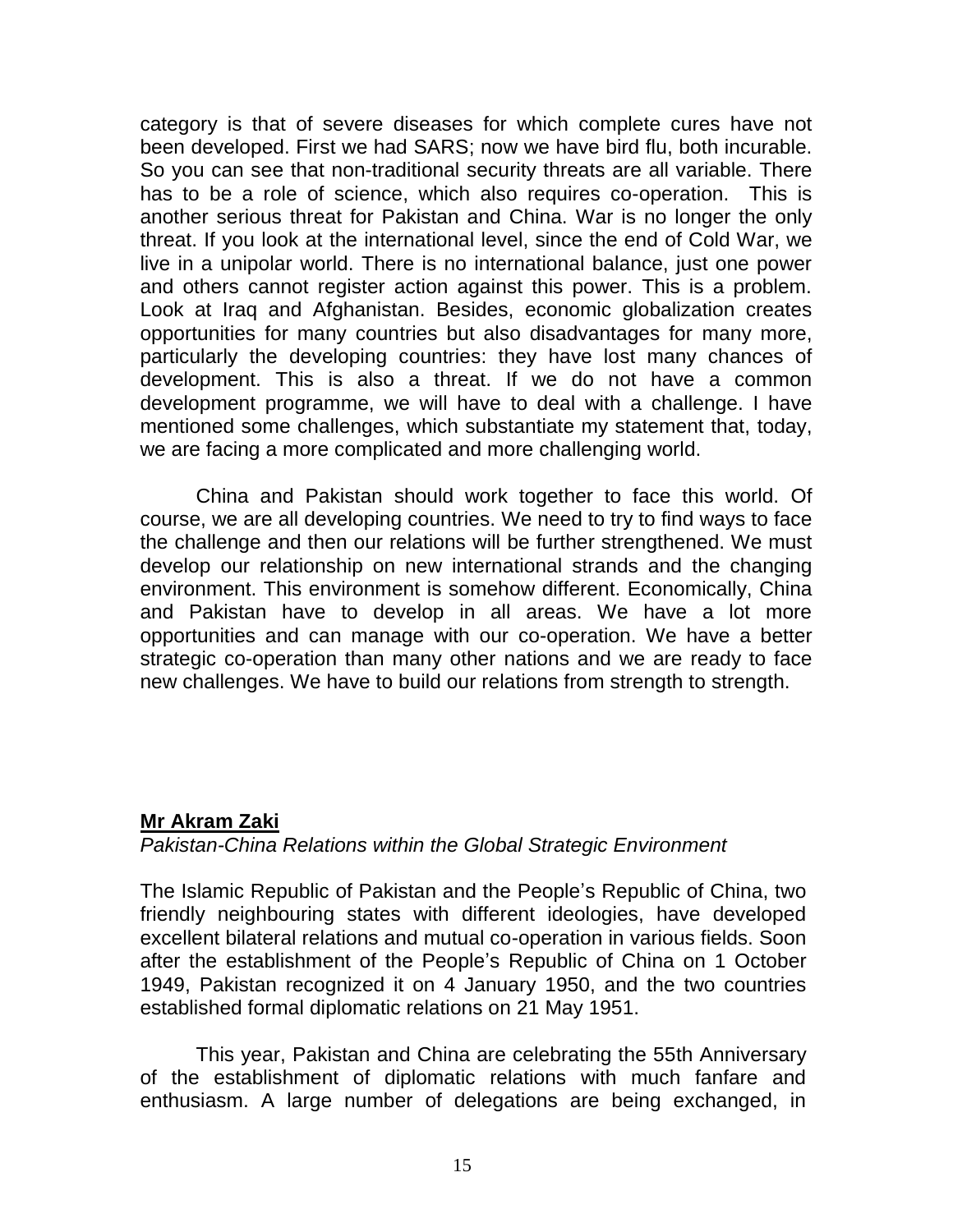category is that of severe diseases for which complete cures have not been developed. First we had SARS; now we have bird flu, both incurable. So you can see that non-traditional security threats are all variable. There has to be a role of science, which also requires co-operation. This is another serious threat for Pakistan and China. War is no longer the only threat. If you look at the international level, since the end of Cold War, we live in a unipolar world. There is no international balance, just one power and others cannot register action against this power. This is a problem. Look at Iraq and Afghanistan. Besides, economic globalization creates opportunities for many countries but also disadvantages for many more, particularly the developing countries: they have lost many chances of development. This is also a threat. If we do not have a common development programme, we will have to deal with a challenge. I have mentioned some challenges, which substantiate my statement that, today, we are facing a more complicated and more challenging world.

China and Pakistan should work together to face this world. Of course, we are all developing countries. We need to try to find ways to face the challenge and then our relations will be further strengthened. We must develop our relationship on new international strands and the changing environment. This environment is somehow different. Economically, China and Pakistan have to develop in all areas. We have a lot more opportunities and can manage with our co-operation. We have a better strategic co-operation than many other nations and we are ready to face new challenges. We have to build our relations from strength to strength.

## Mr Akram Zaki

*Pakistan-China Relations within the Global Strategic Environment*

The Islamic Republic of Pakistan and the People's Republic of China, two friendly neighbouring states with different ideologies, have developed excellent bilateral relations and mutual co-operation in various fields. Soon after the establishment of the People's Republic of China on 1 October 1949, Pakistan recognized it on 4 January 1950, and the two countries established formal diplomatic relations on 21 May 1951.

This year, Pakistan and China are celebrating the 55th Anniversary of the establishment of diplomatic relations with much fanfare and enthusiasm. A large number of delegations are being exchanged, in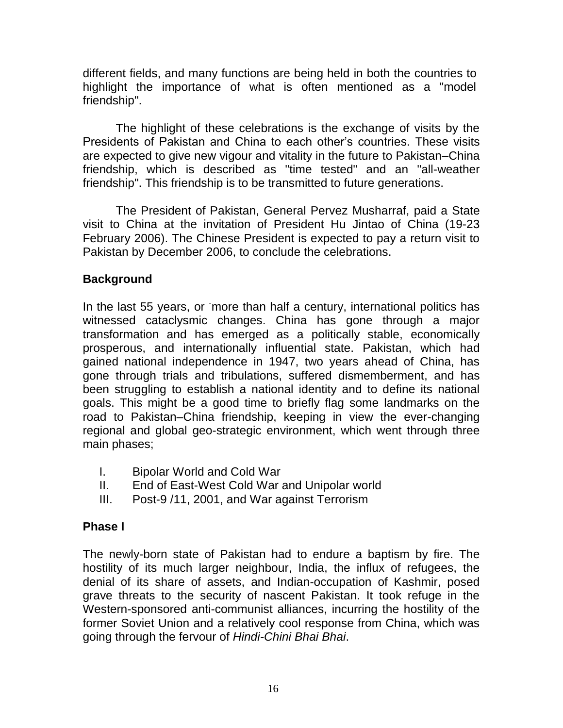different fields, and many functions are being held in both the countries to highlight the importance of what is often mentioned as a "model friendship".

The highlight of these celebrations is the exchange of visits by the Presidents of Pakistan and China to each other's countries. These visits are expected to give new vigour and vitality in the future to Pakistan–China friendship, which is described as "time tested" and an "all-weather friendship". This friendship is to be transmitted to future generations.

The President of Pakistan, General Pervez Musharraf, paid a State visit to China at the invitation of President Hu Jintao of China (19-23 February 2006). The Chinese President is expected to pay a return visit to Pakistan by December 2006, to conclude the celebrations.

## Background

In the last 55 years, or more than half a century, international politics has witnessed cataclysmic changes. China has gone through a major transformation and has emerged as a politically stable, economically prosperous, and internationally influential state. Pakistan, which had gained national independence in 1947, two years ahead of China, has gone through trials and tribulations, suffered dismemberment, and has been struggling to establish a national identity and to define its national goals. This might be a good time to briefly flag some landmarks on the road to Pakistan–China friendship, keeping in view the ever-changing regional and global geo-strategic environment, which went through three main phases;

I. Bipolar World and Cold War
II. End of East-West Cold War and Unipolar world
III. Post-9 /11, 2001, and War against Terrorism

## Phase I

The newly-born state of Pakistan had to endure a baptism by fire. The hostility of its much larger neighbour, India, the influx of refugees, the denial of its share of assets, and Indian-occupation of Kashmir, posed grave threats to the security of nascent Pakistan. It took refuge in the Western-sponsored anti-communist alliances, incurring the hostility of the former Soviet Union and a relatively cool response from China, which was going through the fervour of *Hindi-Chini Bhai Bhai*.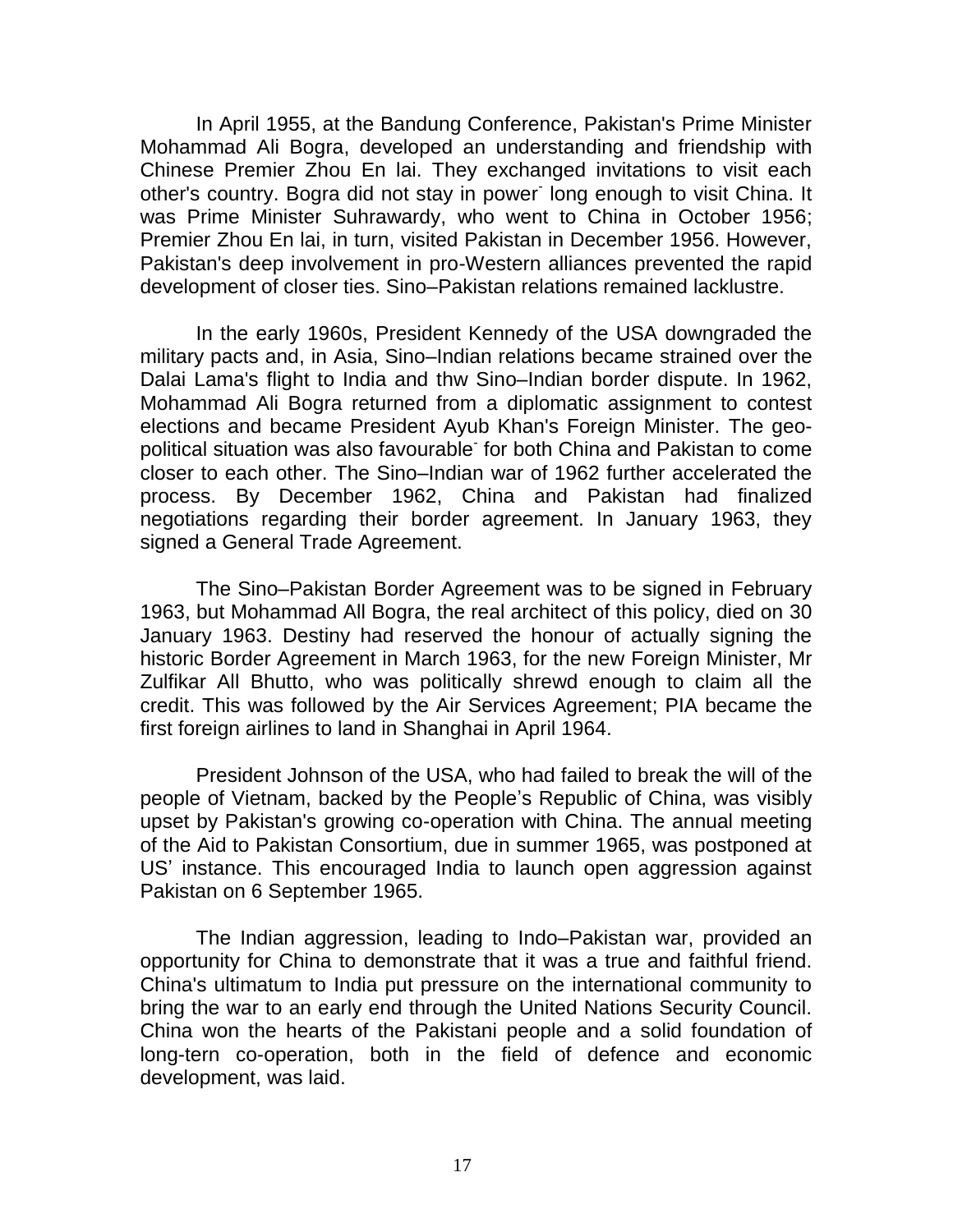In April 1955, at the Bandung Conference, Pakistan's Prime Minister Mohammad Ali Bogra, developed an understanding and friendship with Chinese Premier Zhou En lai. They exchanged invitations to visit each other's country. Bogra did not stay in power long enough to visit China. It was Prime Minister Suhrawardy, who went to China in October 1956; Premier Zhou En lai, in turn, visited Pakistan in December 1956. However, Pakistan's deep involvement in pro-Western alliances prevented the rapid development of closer ties. Sino–Pakistan relations remained lacklustre.

In the early 1960s, President Kennedy of the USA downgraded the military pacts and, in Asia, Sino–Indian relations became strained over the Dalai Lama's flight to India and thw Sino–Indian border dispute. In 1962, Mohammad Ali Bogra returned from a diplomatic assignment to contest elections and became President Ayub Khan's Foreign Minister. The geo-political situation was also favourable for both China and Pakistan to come closer to each other. The Sino–Indian war of 1962 further accelerated the process. By December 1962, China and Pakistan had finalized negotiations regarding their border agreement. In January 1963, they signed a General Trade Agreement.

The Sino–Pakistan Border Agreement was to be signed in February 1963, but Mohammad All Bogra, the real architect of this policy, died on 30 January 1963. Destiny had reserved the honour of actually signing the historic Border Agreement in March 1963, for the new Foreign Minister, Mr Zulfikar All Bhutto, who was politically shrewd enough to claim all the credit. This was followed by the Air Services Agreement; PIA became the first foreign airlines to land in Shanghai in April 1964.

President Johnson of the USA, who had failed to break the will of the people of Vietnam, backed by the People's Republic of China, was visibly upset by Pakistan's growing co-operation with China. The annual meeting of the Aid to Pakistan Consortium, due in summer 1965, was postponed at US' instance. This encouraged India to launch open aggression against Pakistan on 6 September 1965.

The Indian aggression, leading to Indo–Pakistan war, provided an opportunity for China to demonstrate that it was a true and faithful friend. China's ultimatum to India put pressure on the international community to bring the war to an early end through the United Nations Security Council. China won the hearts of the Pakistani people and a solid foundation of long-tern co-operation, both in the field of defence and economic development, was laid.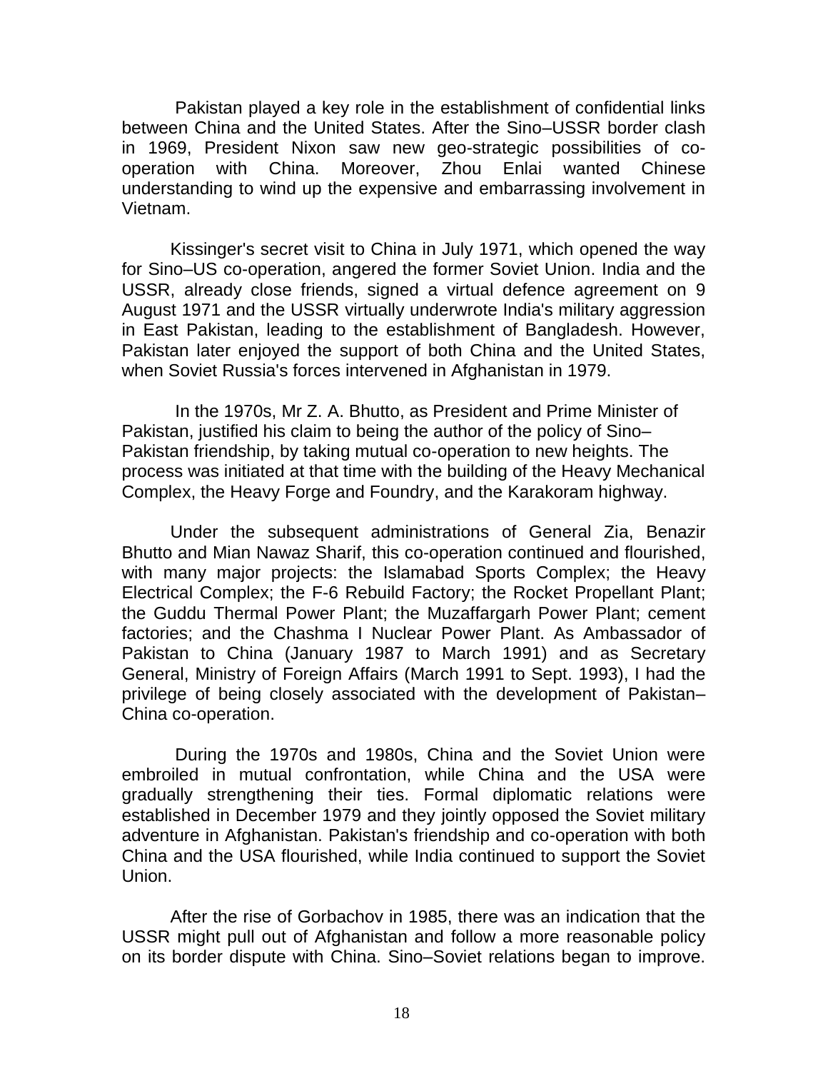Pakistan played a key role in the establishment of confidential links between China and the United States. After the Sino–USSR border clash in 1969, President Nixon saw new geo-strategic possibilities of co-operation with China. Moreover, Zhou Enlai wanted Chinese understanding to wind up the expensive and embarrassing involvement in Vietnam.

Kissinger's secret visit to China in July 1971, which opened the way for Sino–US co-operation, angered the former Soviet Union. India and the USSR, already close friends, signed a virtual defence agreement on 9 August 1971 and the USSR virtually underwrote India's military aggression in East Pakistan, leading to the establishment of Bangladesh. However, Pakistan later enjoyed the support of both China and the United States, when Soviet Russia's forces intervened in Afghanistan in 1979.

In the 1970s, Mr Z. A. Bhutto, as President and Prime Minister of Pakistan, justified his claim to being the author of the policy of Sino–Pakistan friendship, by taking mutual co-operation to new heights. The process was initiated at that time with the building of the Heavy Mechanical Complex, the Heavy Forge and Foundry, and the Karakoram highway.

Under the subsequent administrations of General Zia, Benazir Bhutto and Mian Nawaz Sharif, this co-operation continued and flourished, with many major projects: the Islamabad Sports Complex; the Heavy Electrical Complex; the F-6 Rebuild Factory; the Rocket Propellant Plant; the Guddu Thermal Power Plant; the Muzaffargarh Power Plant; cement factories; and the Chashma I Nuclear Power Plant. As Ambassador of Pakistan to China (January 1987 to March 1991) and as Secretary General, Ministry of Foreign Affairs (March 1991 to Sept. 1993), I had the privilege of being closely associated with the development of Pakistan–China co-operation.

During the 1970s and 1980s, China and the Soviet Union were embroiled in mutual confrontation, while China and the USA were gradually strengthening their ties. Formal diplomatic relations were established in December 1979 and they jointly opposed the Soviet military adventure in Afghanistan. Pakistan's friendship and co-operation with both China and the USA flourished, while India continued to support the Soviet Union.

After the rise of Gorbachov in 1985, there was an indication that the USSR might pull out of Afghanistan and follow a more reasonable policy on its border dispute with China. Sino–Soviet relations began to improve.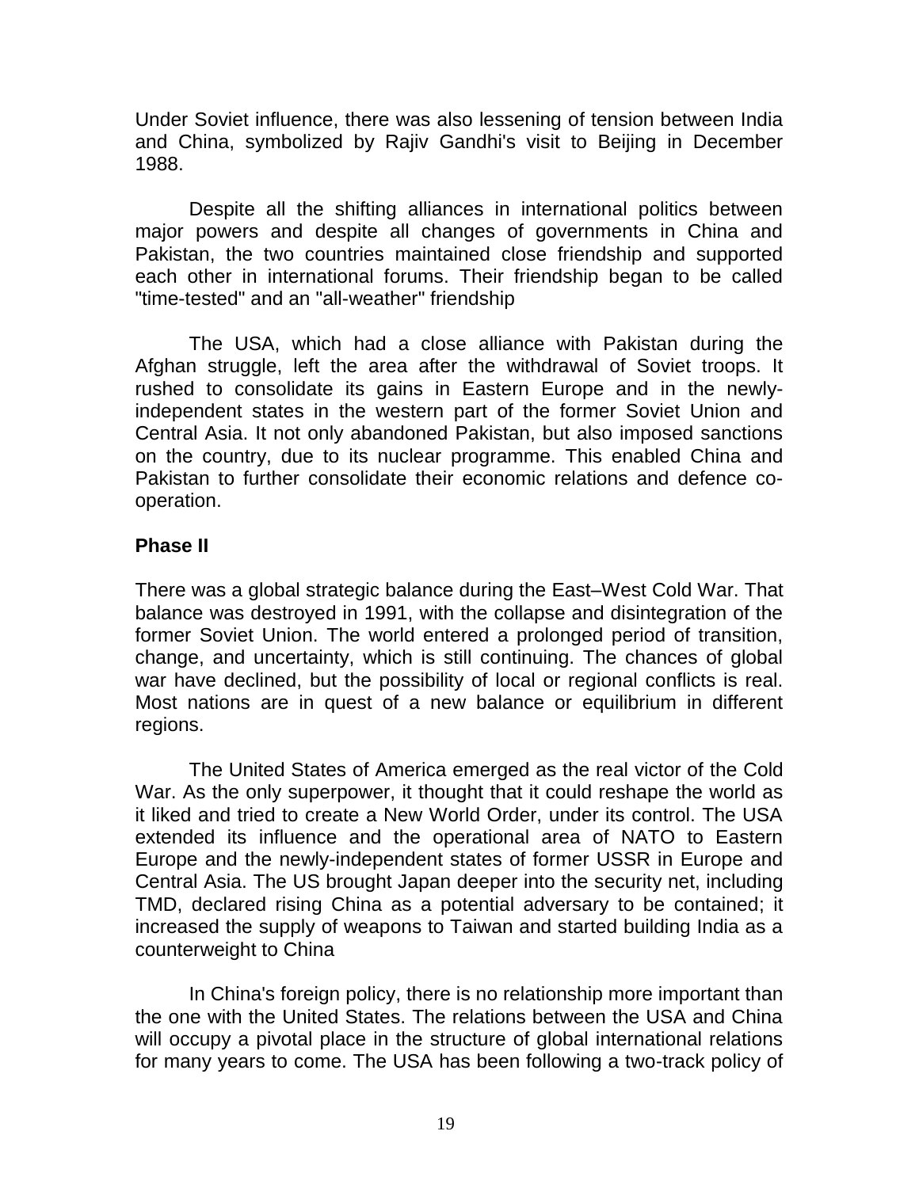Under Soviet influence, there was also lessening of tension between India and China, symbolized by Rajiv Gandhi's visit to Beijing in December 1988.

Despite all the shifting alliances in international politics between major powers and despite all changes of governments in China and Pakistan, the two countries maintained close friendship and supported each other in international forums. Their friendship began to be called "time-tested" and an "all-weather" friendship

The USA, which had a close alliance with Pakistan during the Afghan struggle, left the area after the withdrawal of Soviet troops. It rushed to consolidate its gains in Eastern Europe and in the newly-independent states in the western part of the former Soviet Union and Central Asia. It not only abandoned Pakistan, but also imposed sanctions on the country, due to its nuclear programme. This enabled China and Pakistan to further consolidate their economic relations and defence co-operation.

### Phase II

There was a global strategic balance during the East–West Cold War. That balance was destroyed in 1991, with the collapse and disintegration of the former Soviet Union. The world entered a prolonged period of transition, change, and uncertainty, which is still continuing. The chances of global war have declined, but the possibility of local or regional conflicts is real. Most nations are in quest of a new balance or equilibrium in different regions.

The United States of America emerged as the real victor of the Cold War. As the only superpower, it thought that it could reshape the world as it liked and tried to create a New World Order, under its control. The USA extended its influence and the operational area of NATO to Eastern Europe and the newly-independent states of former USSR in Europe and Central Asia. The US brought Japan deeper into the security net, including TMD, declared rising China as a potential adversary to be contained; it increased the supply of weapons to Taiwan and started building India as a counterweight to China

In China's foreign policy, there is no relationship more important than the one with the United States. The relations between the USA and China will occupy a pivotal place in the structure of global international relations for many years to come. The USA has been following a two-track policy of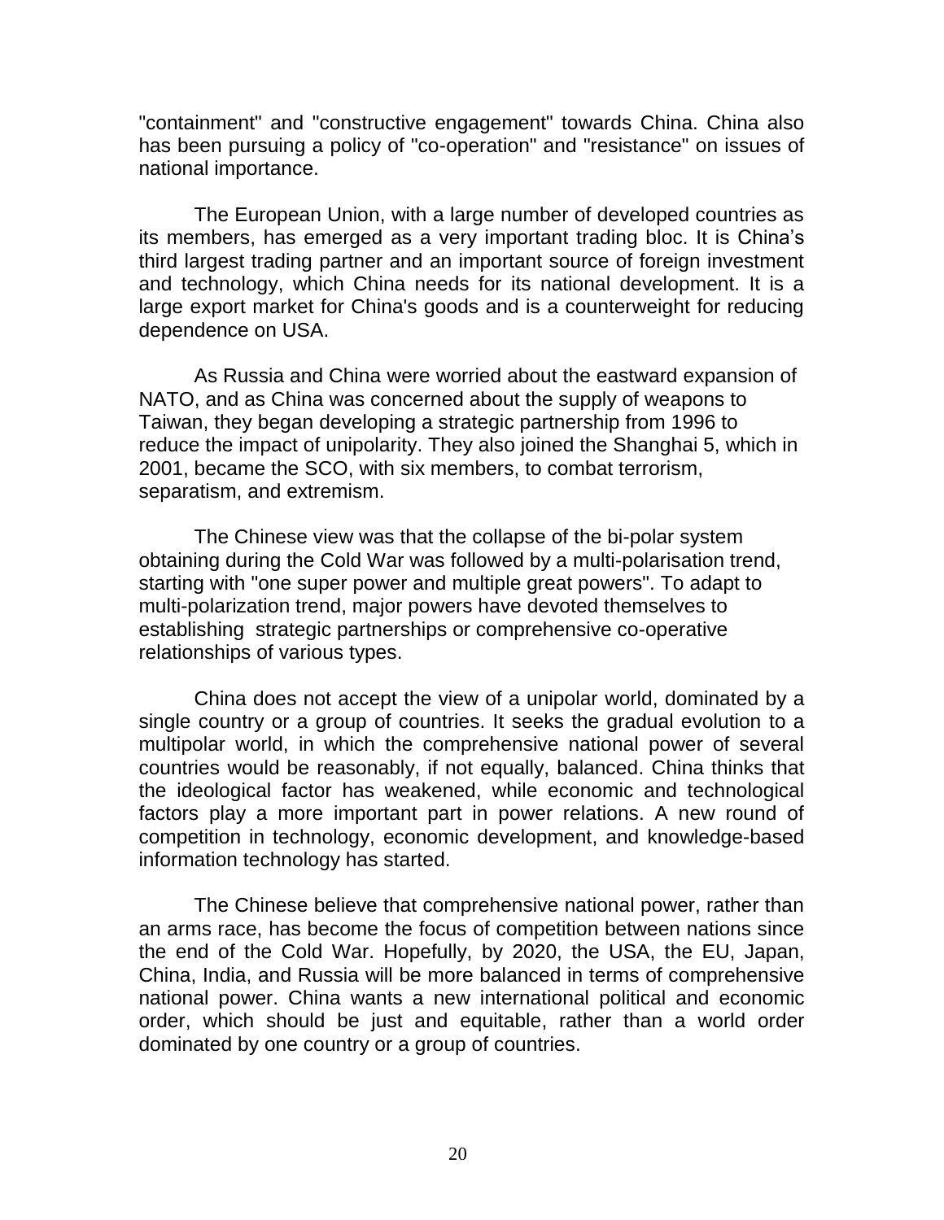"containment" and "constructive engagement" towards China. China also has been pursuing a policy of "co-operation" and "resistance" on issues of national importance.

The European Union, with a large number of developed countries as its members, has emerged as a very important trading bloc. It is China's third largest trading partner and an important source of foreign investment and technology, which China needs for its national development. It is a large export market for China's goods and is a counterweight for reducing dependence on USA.

As Russia and China were worried about the eastward expansion of NATO, and as China was concerned about the supply of weapons to Taiwan, they began developing a strategic partnership from 1996 to reduce the impact of unipolarity. They also joined the Shanghai 5, which in 2001, became the SCO, with six members, to combat terrorism, separatism, and extremism.

The Chinese view was that the collapse of the bi-polar system obtaining during the Cold War was followed by a multi-polarisation trend, starting with "one super power and multiple great powers". To adapt to multi-polarization trend, major powers have devoted themselves to establishing strategic partnerships or comprehensive co-operative relationships of various types.

China does not accept the view of a unipolar world, dominated by a single country or a group of countries. It seeks the gradual evolution to a multipolar world, in which the comprehensive national power of several countries would be reasonably, if not equally, balanced. China thinks that the ideological factor has weakened, while economic and technological factors play a more important part in power relations. A new round of competition in technology, economic development, and knowledge-based information technology has started.

The Chinese believe that comprehensive national power, rather than an arms race, has become the focus of competition between nations since the end of the Cold War. Hopefully, by 2020, the USA, the EU, Japan, China, India, and Russia will be more balanced in terms of comprehensive national power. China wants a new international political and economic order, which should be just and equitable, rather than a world order dominated by one country or a group of countries.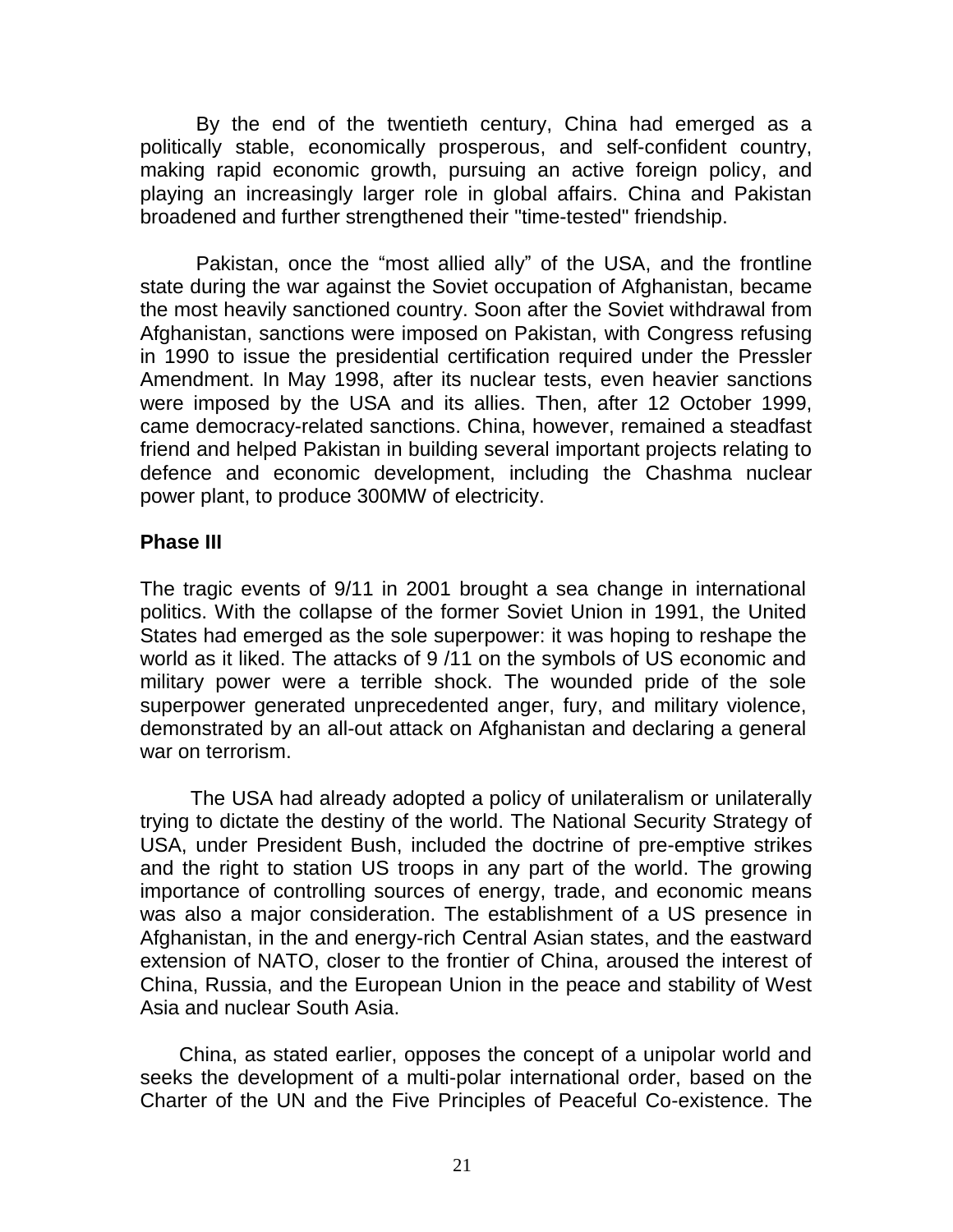By the end of the twentieth century, China had emerged as a politically stable, economically prosperous, and self-confident country, making rapid economic growth, pursuing an active foreign policy, and playing an increasingly larger role in global affairs. China and Pakistan broadened and further strengthened their "time-tested" friendship.

Pakistan, once the "most allied ally" of the USA, and the frontline state during the war against the Soviet occupation of Afghanistan, became the most heavily sanctioned country. Soon after the Soviet withdrawal from Afghanistan, sanctions were imposed on Pakistan, with Congress refusing in 1990 to issue the presidential certification required under the Pressler Amendment. In May 1998, after its nuclear tests, even heavier sanctions were imposed by the USA and its allies. Then, after 12 October 1999, came democracy-related sanctions. China, however, remained a steadfast friend and helped Pakistan in building several important projects relating to defence and economic development, including the Chashma nuclear power plant, to produce 300MW of electricity.

### Phase III

The tragic events of 9/11 in 2001 brought a sea change in international politics. With the collapse of the former Soviet Union in 1991, the United States had emerged as the sole superpower: it was hoping to reshape the world as it liked. The attacks of 9 /11 on the symbols of US economic and military power were a terrible shock. The wounded pride of the sole superpower generated unprecedented anger, fury, and military violence, demonstrated by an all-out attack on Afghanistan and declaring a general war on terrorism.

The USA had already adopted a policy of unilateralism or unilaterally trying to dictate the destiny of the world. The National Security Strategy of USA, under President Bush, included the doctrine of pre-emptive strikes and the right to station US troops in any part of the world. The growing importance of controlling sources of energy, trade, and economic means was also a major consideration. The establishment of a US presence in Afghanistan, in the and energy-rich Central Asian states, and the eastward extension of NATO, closer to the frontier of China, aroused the interest of China, Russia, and the European Union in the peace and stability of West Asia and nuclear South Asia.

China, as stated earlier, opposes the concept of a unipolar world and seeks the development of a multi-polar international order, based on the Charter of the UN and the Five Principles of Peaceful Co-existence. The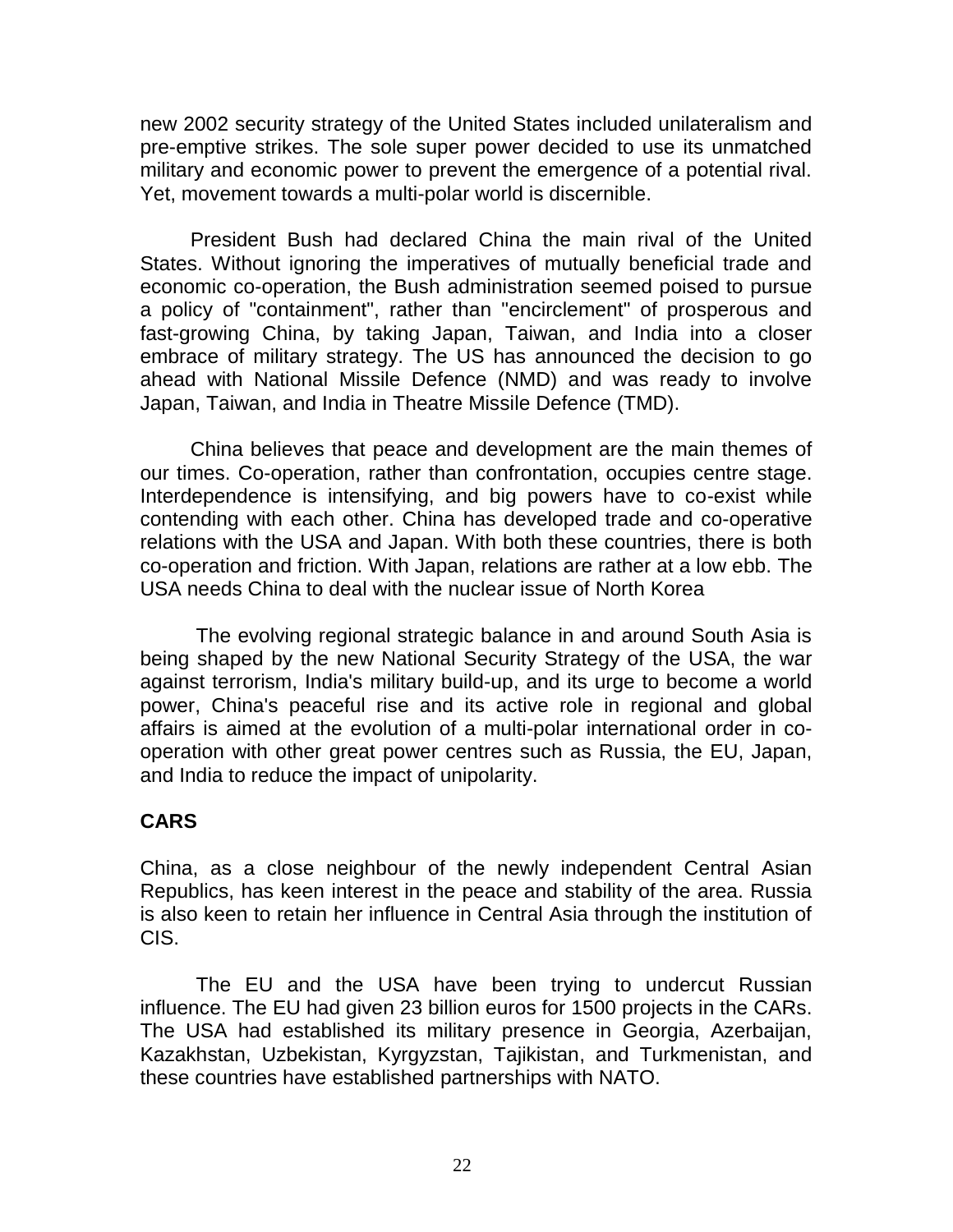new 2002 security strategy of the United States included unilateralism and pre-emptive strikes. The sole super power decided to use its unmatched military and economic power to prevent the emergence of a potential rival. Yet, movement towards a multi-polar world is discernible.

President Bush had declared China the main rival of the United States. Without ignoring the imperatives of mutually beneficial trade and economic co-operation, the Bush administration seemed poised to pursue a policy of "containment", rather than "encirclement" of prosperous and fast-growing China, by taking Japan, Taiwan, and India into a closer embrace of military strategy. The US has announced the decision to go ahead with National Missile Defence (NMD) and was ready to involve Japan, Taiwan, and India in Theatre Missile Defence (TMD).

China believes that peace and development are the main themes of our times. Co-operation, rather than confrontation, occupies centre stage. Interdependence is intensifying, and big powers have to co-exist while contending with each other. China has developed trade and co-operative relations with the USA and Japan. With both these countries, there is both co-operation and friction. With Japan, relations are rather at a low ebb. The USA needs China to deal with the nuclear issue of North Korea

The evolving regional strategic balance in and around South Asia is being shaped by the new National Security Strategy of the USA, the war against terrorism, India's military build-up, and its urge to become a world power, China's peaceful rise and its active role in regional and global affairs is aimed at the evolution of a multi-polar international order in co-operation with other great power centres such as Russia, the EU, Japan, and India to reduce the impact of unipolarity.

**CARS**

China, as a close neighbour of the newly independent Central Asian Republics, has keen interest in the peace and stability of the area. Russia is also keen to retain her influence in Central Asia through the institution of CIS.

The EU and the USA have been trying to undercut Russian influence. The EU had given 23 billion euros for 1500 projects in the CARs. The USA had established its military presence in Georgia, Azerbaijan, Kazakhstan, Uzbekistan, Kyrgyzstan, Tajikistan, and Turkmenistan, and these countries have established partnerships with NATO.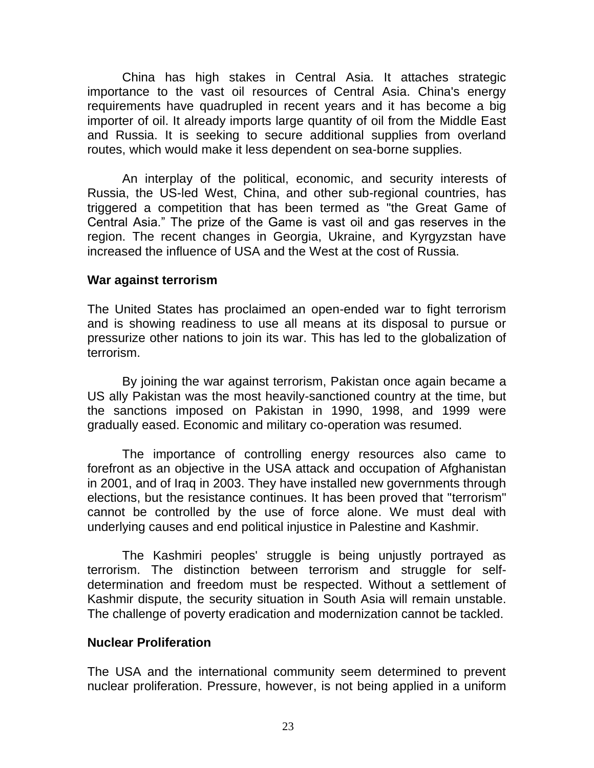China has high stakes in Central Asia. It attaches strategic importance to the vast oil resources of Central Asia. China's energy requirements have quadrupled in recent years and it has become a big importer of oil. It already imports large quantity of oil from the Middle East and Russia. It is seeking to secure additional supplies from overland routes, which would make it less dependent on sea-borne supplies.

An interplay of the political, economic, and security interests of Russia, the US-led West, China, and other sub-regional countries, has triggered a competition that has been termed as "the Great Game of Central Asia." The prize of the Game is vast oil and gas reserves in the region. The recent changes in Georgia, Ukraine, and Kyrgyzstan have increased the influence of USA and the West at the cost of Russia.

**War against terrorism**

The United States has proclaimed an open-ended war to fight terrorism and is showing readiness to use all means at its disposal to pursue or pressurize other nations to join its war. This has led to the globalization of terrorism.

By joining the war against terrorism, Pakistan once again became a US ally Pakistan was the most heavily-sanctioned country at the time, but the sanctions imposed on Pakistan in 1990, 1998, and 1999 were gradually eased. Economic and military co-operation was resumed.

The importance of controlling energy resources also came to forefront as an objective in the USA attack and occupation of Afghanistan in 2001, and of Iraq in 2003. They have installed new governments through elections, but the resistance continues. It has been proved that "terrorism" cannot be controlled by the use of force alone. We must deal with underlying causes and end political injustice in Palestine and Kashmir.

The Kashmiri peoples' struggle is being unjustly portrayed as terrorism. The distinction between terrorism and struggle for self-determination and freedom must be respected. Without a settlement of Kashmir dispute, the security situation in South Asia will remain unstable. The challenge of poverty eradication and modernization cannot be tackled.

**Nuclear Proliferation**

The USA and the international community seem determined to prevent nuclear proliferation. Pressure, however, is not being applied in a uniform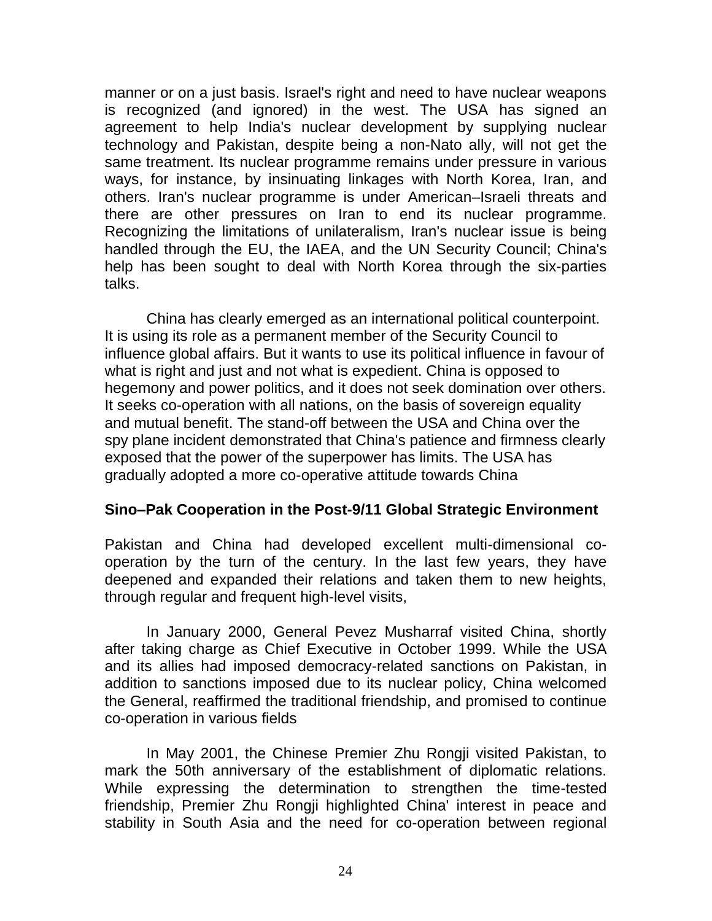manner or on a just basis. Israel's right and need to have nuclear weapons is recognized (and ignored) in the west. The USA has signed an agreement to help India's nuclear development by supplying nuclear technology and Pakistan, despite being a non-Nato ally, will not get the same treatment. Its nuclear programme remains under pressure in various ways, for instance, by insinuating linkages with North Korea, Iran, and others. Iran's nuclear programme is under American–Israeli threats and there are other pressures on Iran to end its nuclear programme. Recognizing the limitations of unilateralism, Iran's nuclear issue is being handled through the EU, the IAEA, and the UN Security Council; China's help has been sought to deal with North Korea through the six-parties talks.

China has clearly emerged as an international political counterpoint. It is using its role as a permanent member of the Security Council to influence global affairs. But it wants to use its political influence in favour of what is right and just and not what is expedient. China is opposed to hegemony and power politics, and it does not seek domination over others. It seeks co-operation with all nations, on the basis of sovereign equality and mutual benefit. The stand-off between the USA and China over the spy plane incident demonstrated that China's patience and firmness clearly exposed that the power of the superpower has limits. The USA has gradually adopted a more co-operative attitude towards China

### Sino–Pak Cooperation in the Post-9/11 Global Strategic Environment

Pakistan and China had developed excellent multi-dimensional co-operation by the turn of the century. In the last few years, they have deepened and expanded their relations and taken them to new heights, through regular and frequent high-level visits,

In January 2000, General Pevez Musharraf visited China, shortly after taking charge as Chief Executive in October 1999. While the USA and its allies had imposed democracy-related sanctions on Pakistan, in addition to sanctions imposed due to its nuclear policy, China welcomed the General, reaffirmed the traditional friendship, and promised to continue co-operation in various fields

In May 2001, the Chinese Premier Zhu Rongji visited Pakistan, to mark the 50th anniversary of the establishment of diplomatic relations. While expressing the determination to strengthen the time-tested friendship, Premier Zhu Rongji highlighted China' interest in peace and stability in South Asia and the need for co-operation between regional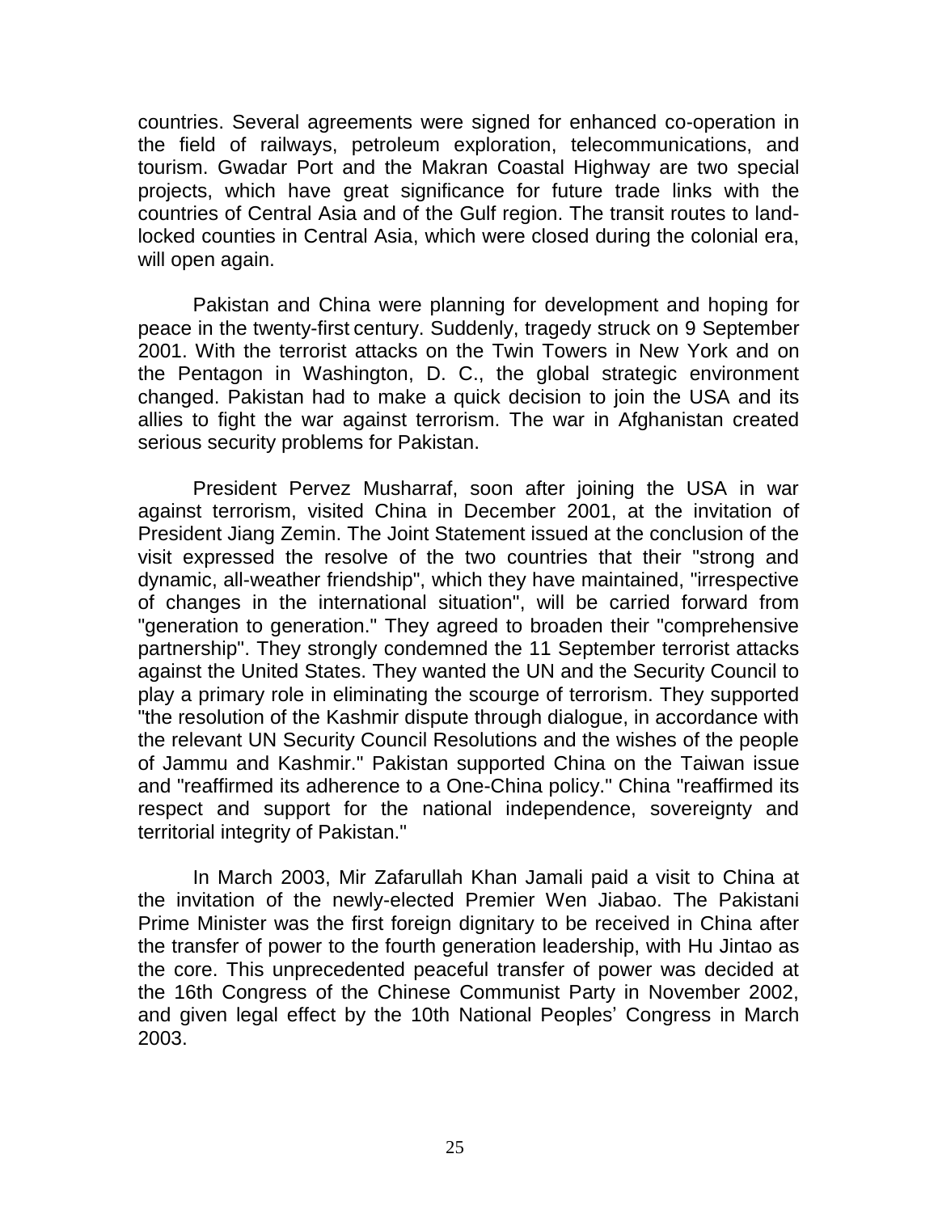countries. Several agreements were signed for enhanced co-operation in the field of railways, petroleum exploration, telecommunications, and tourism. Gwadar Port and the Makran Coastal Highway are two special projects, which have great significance for future trade links with the countries of Central Asia and of the Gulf region. The transit routes to land-locked counties in Central Asia, which were closed during the colonial era, will open again.

Pakistan and China were planning for development and hoping for peace in the twenty-first century. Suddenly, tragedy struck on 9 September 2001. With the terrorist attacks on the Twin Towers in New York and on the Pentagon in Washington, D. C., the global strategic environment changed. Pakistan had to make a quick decision to join the USA and its allies to fight the war against terrorism. The war in Afghanistan created serious security problems for Pakistan.

President Pervez Musharraf, soon after joining the USA in war against terrorism, visited China in December 2001, at the invitation of President Jiang Zemin. The Joint Statement issued at the conclusion of the visit expressed the resolve of the two countries that their "strong and dynamic, all-weather friendship", which they have maintained, "irrespective of changes in the international situation", will be carried forward from "generation to generation." They agreed to broaden their "comprehensive partnership". They strongly condemned the 11 September terrorist attacks against the United States. They wanted the UN and the Security Council to play a primary role in eliminating the scourge of terrorism. They supported "the resolution of the Kashmir dispute through dialogue, in accordance with the relevant UN Security Council Resolutions and the wishes of the people of Jammu and Kashmir." Pakistan supported China on the Taiwan issue and "reaffirmed its adherence to a One-China policy." China "reaffirmed its respect and support for the national independence, sovereignty and territorial integrity of Pakistan."

In March 2003, Mir Zafarullah Khan Jamali paid a visit to China at the invitation of the newly-elected Premier Wen Jiabao. The Pakistani Prime Minister was the first foreign dignitary to be received in China after the transfer of power to the fourth generation leadership, with Hu Jintao as the core. This unprecedented peaceful transfer of power was decided at the 16th Congress of the Chinese Communist Party in November 2002, and given legal effect by the 10th National Peoples' Congress in March 2003.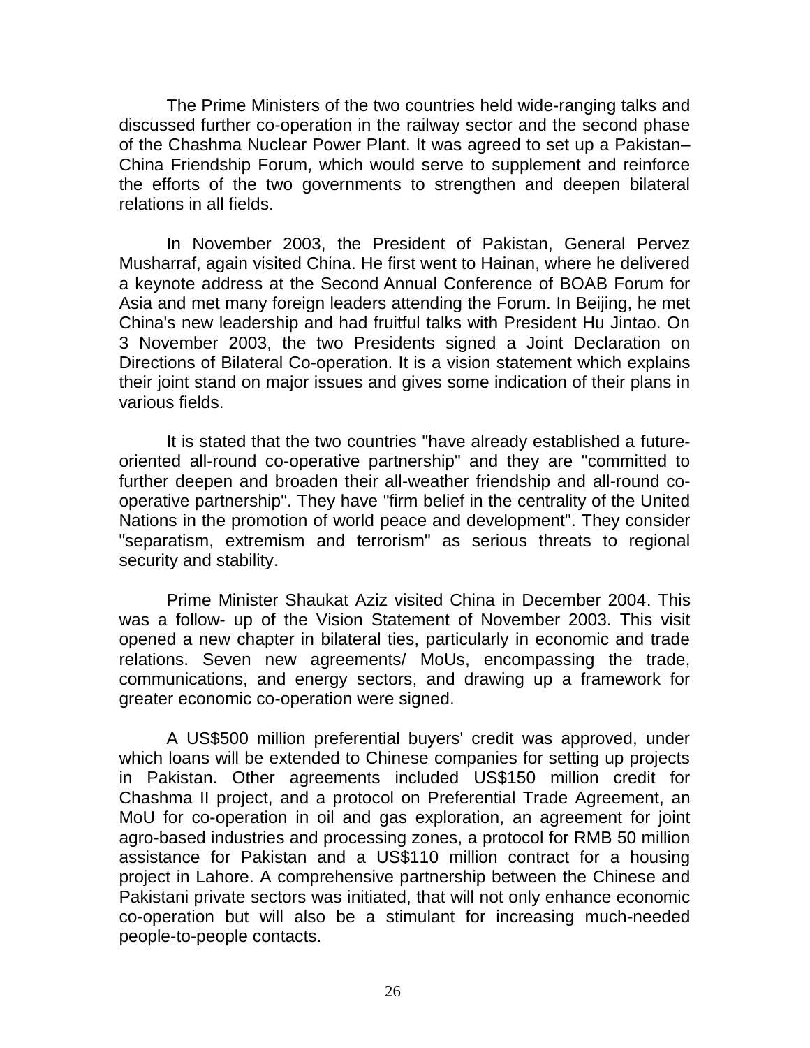The Prime Ministers of the two countries held wide-ranging talks and discussed further co-operation in the railway sector and the second phase of the Chashma Nuclear Power Plant. It was agreed to set up a Pakistan–China Friendship Forum, which would serve to supplement and reinforce the efforts of the two governments to strengthen and deepen bilateral relations in all fields.

In November 2003, the President of Pakistan, General Pervez Musharraf, again visited China. He first went to Hainan, where he delivered a keynote address at the Second Annual Conference of BOAB Forum for Asia and met many foreign leaders attending the Forum. In Beijing, he met China's new leadership and had fruitful talks with President Hu Jintao. On 3 November 2003, the two Presidents signed a Joint Declaration on Directions of Bilateral Co-operation. It is a vision statement which explains their joint stand on major issues and gives some indication of their plans in various fields.

It is stated that the two countries "have already established a future-oriented all-round co-operative partnership" and they are "committed to further deepen and broaden their all-weather friendship and all-round co-operative partnership". They have "firm belief in the centrality of the United Nations in the promotion of world peace and development". They consider "separatism, extremism and terrorism" as serious threats to regional security and stability.

Prime Minister Shaukat Aziz visited China in December 2004. This was a follow- up of the Vision Statement of November 2003. This visit opened a new chapter in bilateral ties, particularly in economic and trade relations. Seven new agreements/ MoUs, encompassing the trade, communications, and energy sectors, and drawing up a framework for greater economic co-operation were signed.

A US$500 million preferential buyers' credit was approved, under which loans will be extended to Chinese companies for setting up projects in Pakistan. Other agreements included US$150 million credit for Chashma II project, and a protocol on Preferential Trade Agreement, an MoU for co-operation in oil and gas exploration, an agreement for joint agro-based industries and processing zones, a protocol for RMB 50 million assistance for Pakistan and a US$110 million contract for a housing project in Lahore. A comprehensive partnership between the Chinese and Pakistani private sectors was initiated, that will not only enhance economic co-operation but will also be a stimulant for increasing much-needed people-to-people contacts.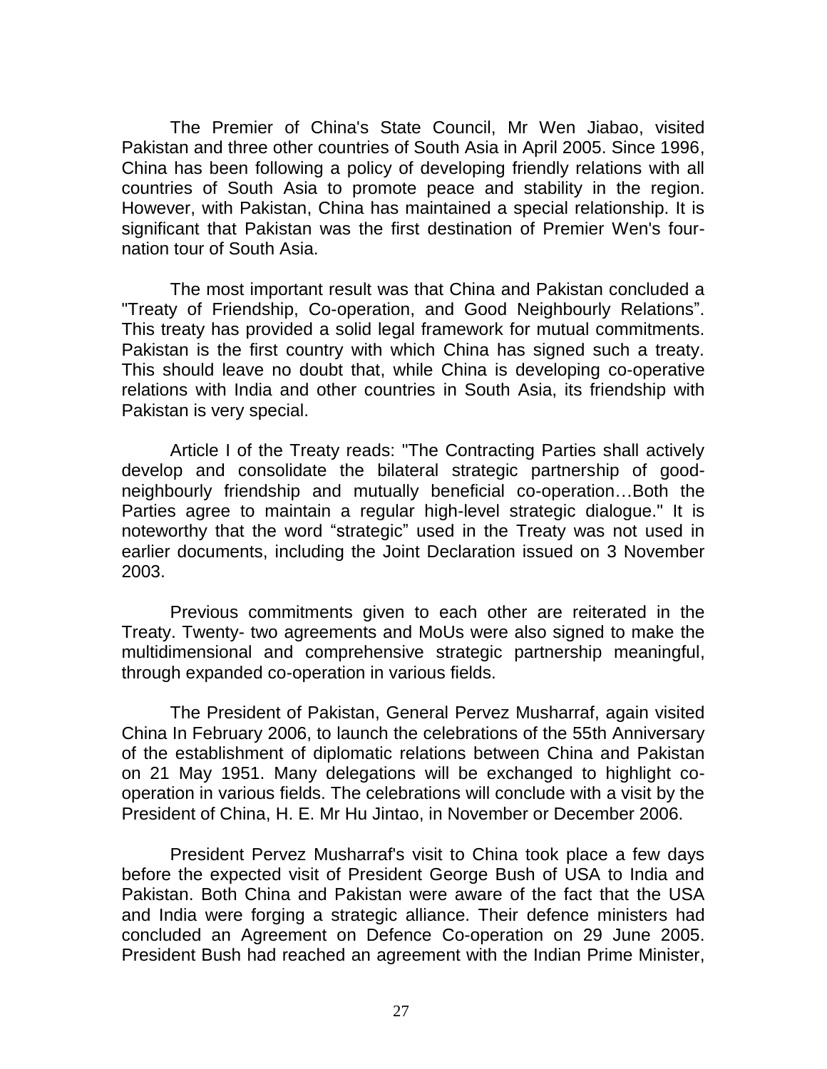The Premier of China's State Council, Mr Wen Jiabao, visited Pakistan and three other countries of South Asia in April 2005. Since 1996, China has been following a policy of developing friendly relations with all countries of South Asia to promote peace and stability in the region. However, with Pakistan, China has maintained a special relationship. It is significant that Pakistan was the first destination of Premier Wen's four-nation tour of South Asia.

The most important result was that China and Pakistan concluded a "Treaty of Friendship, Co-operation, and Good Neighbourly Relations". This treaty has provided a solid legal framework for mutual commitments. Pakistan is the first country with which China has signed such a treaty. This should leave no doubt that, while China is developing co-operative relations with India and other countries in South Asia, its friendship with Pakistan is very special.

Article I of the Treaty reads: "The Contracting Parties shall actively develop and consolidate the bilateral strategic partnership of good-neighbourly friendship and mutually beneficial co-operation…Both the Parties agree to maintain a regular high-level strategic dialogue." It is noteworthy that the word "strategic" used in the Treaty was not used in earlier documents, including the Joint Declaration issued on 3 November 2003.

Previous commitments given to each other are reiterated in the Treaty. Twenty- two agreements and MoUs were also signed to make the multidimensional and comprehensive strategic partnership meaningful, through expanded co-operation in various fields.

The President of Pakistan, General Pervez Musharraf, again visited China In February 2006, to launch the celebrations of the 55th Anniversary of the establishment of diplomatic relations between China and Pakistan on 21 May 1951. Many delegations will be exchanged to highlight co-operation in various fields. The celebrations will conclude with a visit by the President of China, H. E. Mr Hu Jintao, in November or December 2006.

President Pervez Musharraf's visit to China took place a few days before the expected visit of President George Bush of USA to India and Pakistan. Both China and Pakistan were aware of the fact that the USA and India were forging a strategic alliance. Their defence ministers had concluded an Agreement on Defence Co-operation on 29 June 2005. President Bush had reached an agreement with the Indian Prime Minister,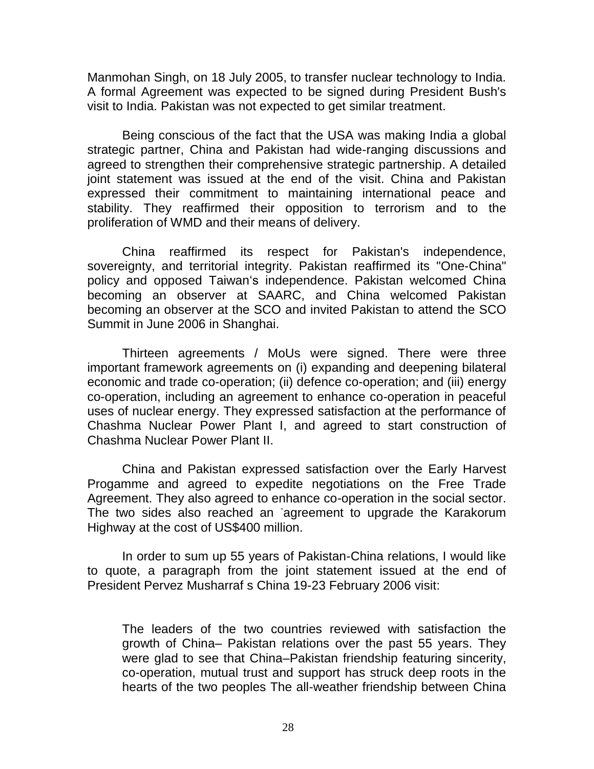Manmohan Singh, on 18 July 2005, to transfer nuclear technology to India. A formal Agreement was expected to be signed during President Bush's visit to India. Pakistan was not expected to get similar treatment.

Being conscious of the fact that the USA was making India a global strategic partner, China and Pakistan had wide-ranging discussions and agreed to strengthen their comprehensive strategic partnership. A detailed joint statement was issued at the end of the visit. China and Pakistan expressed their commitment to maintaining international peace and stability. They reaffirmed their opposition to terrorism and to the proliferation of WMD and their means of delivery.

China reaffirmed its respect for Pakistan's independence, sovereignty, and territorial integrity. Pakistan reaffirmed its "One-China" policy and opposed Taiwan's independence. Pakistan welcomed China becoming an observer at SAARC, and China welcomed Pakistan becoming an observer at the SCO and invited Pakistan to attend the SCO Summit in June 2006 in Shanghai.

Thirteen agreements / MoUs were signed. There were three important framework agreements on (i) expanding and deepening bilateral economic and trade co-operation; (ii) defence co-operation; and (iii) energy co-operation, including an agreement to enhance co-operation in peaceful uses of nuclear energy. They expressed satisfaction at the performance of Chashma Nuclear Power Plant I, and agreed to start construction of Chashma Nuclear Power Plant II.

China and Pakistan expressed satisfaction over the Early Harvest Progamme and agreed to expedite negotiations on the Free Trade Agreement. They also agreed to enhance co-operation in the social sector. The two sides also reached an agreement to upgrade the Karakorum Highway at the cost of US$400 million.

In order to sum up 55 years of Pakistan-China relations, I would like to quote, a paragraph from the joint statement issued at the end of President Pervez Musharraf s China 19-23 February 2006 visit:

> The leaders of the two countries reviewed with satisfaction the growth of China– Pakistan relations over the past 55 years. They were glad to see that China–Pakistan friendship featuring sincerity, co-operation, mutual trust and support has struck deep roots in the hearts of the two peoples The all-weather friendship between China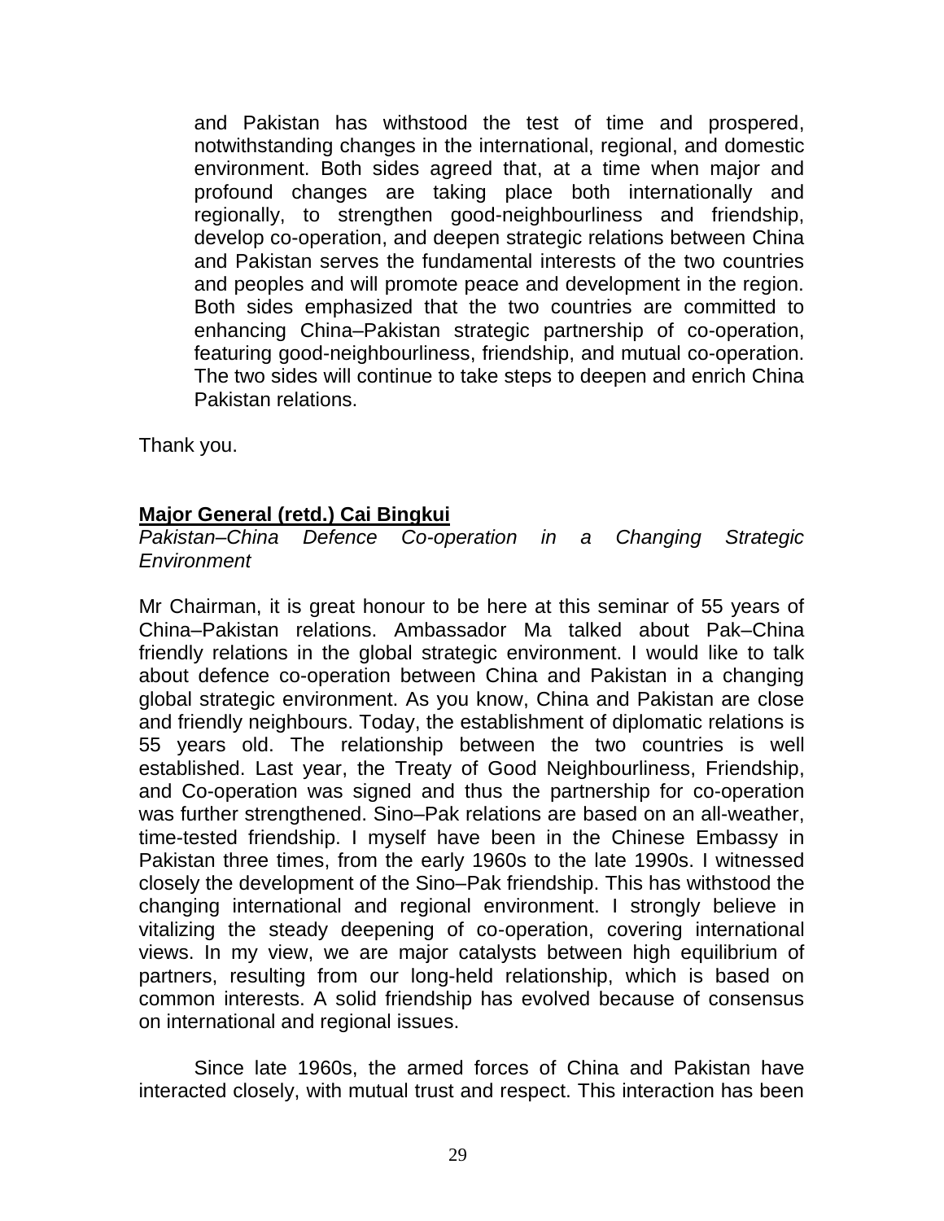> and Pakistan has withstood the test of time and prospered, notwithstanding changes in the international, regional, and domestic environment. Both sides agreed that, at a time when major and profound changes are taking place both internationally and regionally, to strengthen good-neighbourliness and friendship, develop co-operation, and deepen strategic relations between China and Pakistan serves the fundamental interests of the two countries and peoples and will promote peace and development in the region. Both sides emphasized that the two countries are committed to enhancing China–Pakistan strategic partnership of co-operation, featuring good-neighbourliness, friendship, and mutual co-operation. The two sides will continue to take steps to deepen and enrich China Pakistan relations.

Thank you.

**Major General (retd.) Cai Bingkui**

*Pakistan–China Defence Co-operation in a Changing Strategic Environment*

Mr Chairman, it is great honour to be here at this seminar of 55 years of China–Pakistan relations. Ambassador Ma talked about Pak–China friendly relations in the global strategic environment. I would like to talk about defence co-operation between China and Pakistan in a changing global strategic environment. As you know, China and Pakistan are close and friendly neighbours. Today, the establishment of diplomatic relations is 55 years old. The relationship between the two countries is well established. Last year, the Treaty of Good Neighbourliness, Friendship, and Co-operation was signed and thus the partnership for co-operation was further strengthened. Sino–Pak relations are based on an all-weather, time-tested friendship. I myself have been in the Chinese Embassy in Pakistan three times, from the early 1960s to the late 1990s. I witnessed closely the development of the Sino–Pak friendship. This has withstood the changing international and regional environment. I strongly believe in vitalizing the steady deepening of co-operation, covering international views. In my view, we are major catalysts between high equilibrium of partners, resulting from our long-held relationship, which is based on common interests. A solid friendship has evolved because of consensus on international and regional issues.

Since late 1960s, the armed forces of China and Pakistan have interacted closely, with mutual trust and respect. This interaction has been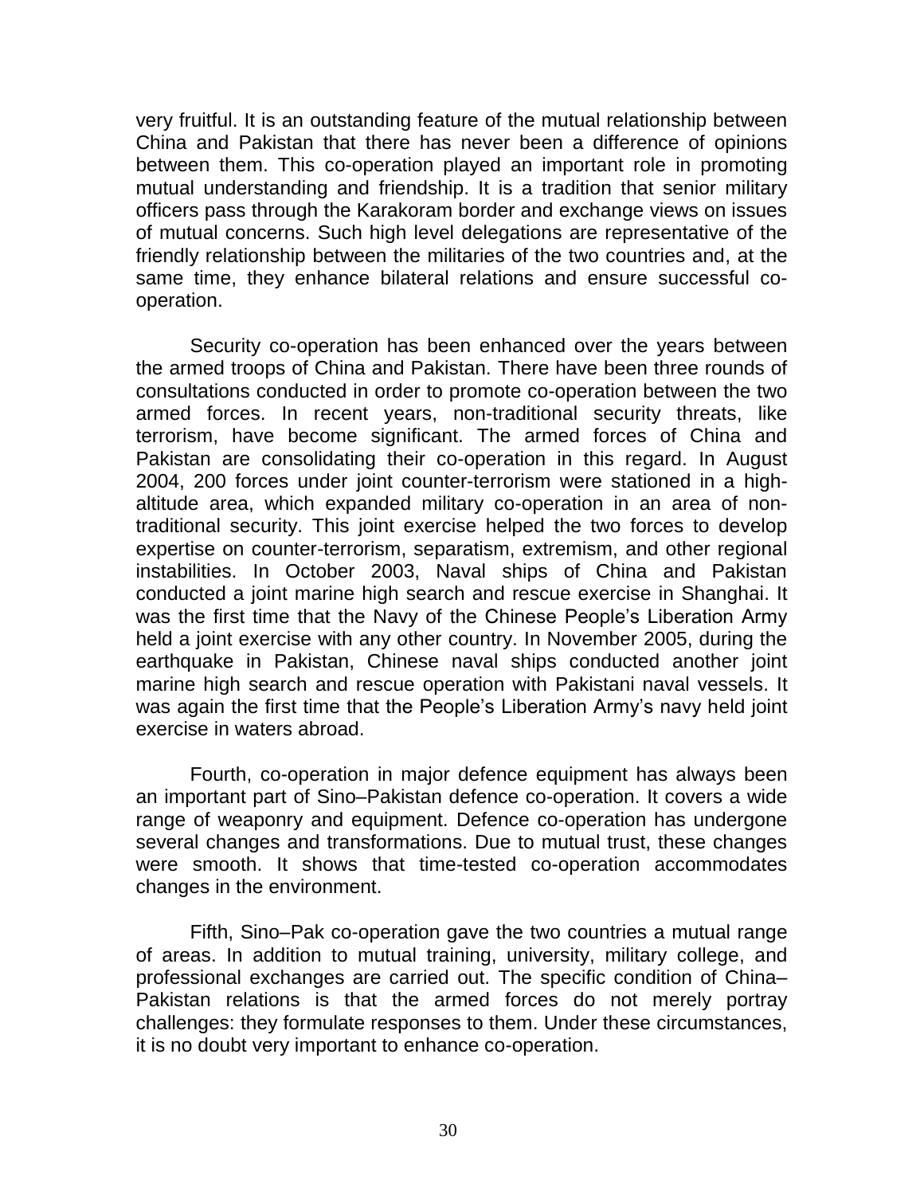very fruitful. It is an outstanding feature of the mutual relationship between China and Pakistan that there has never been a difference of opinions between them. This co-operation played an important role in promoting mutual understanding and friendship. It is a tradition that senior military officers pass through the Karakoram border and exchange views on issues of mutual concerns. Such high level delegations are representative of the friendly relationship between the militaries of the two countries and, at the same time, they enhance bilateral relations and ensure successful co-operation.

Security co-operation has been enhanced over the years between the armed troops of China and Pakistan. There have been three rounds of consultations conducted in order to promote co-operation between the two armed forces. In recent years, non-traditional security threats, like terrorism, have become significant. The armed forces of China and Pakistan are consolidating their co-operation in this regard. In August 2004, 200 forces under joint counter-terrorism were stationed in a high-altitude area, which expanded military co-operation in an area of non-traditional security. This joint exercise helped the two forces to develop expertise on counter-terrorism, separatism, extremism, and other regional instabilities. In October 2003, Naval ships of China and Pakistan conducted a joint marine high search and rescue exercise in Shanghai. It was the first time that the Navy of the Chinese People's Liberation Army held a joint exercise with any other country. In November 2005, during the earthquake in Pakistan, Chinese naval ships conducted another joint marine high search and rescue operation with Pakistani naval vessels. It was again the first time that the People's Liberation Army's navy held joint exercise in waters abroad.

Fourth, co-operation in major defence equipment has always been an important part of Sino–Pakistan defence co-operation. It covers a wide range of weaponry and equipment. Defence co-operation has undergone several changes and transformations. Due to mutual trust, these changes were smooth. It shows that time-tested co-operation accommodates changes in the environment.

Fifth, Sino–Pak co-operation gave the two countries a mutual range of areas. In addition to mutual training, university, military college, and professional exchanges are carried out. The specific condition of China–Pakistan relations is that the armed forces do not merely portray challenges: they formulate responses to them. Under these circumstances, it is no doubt very important to enhance co-operation.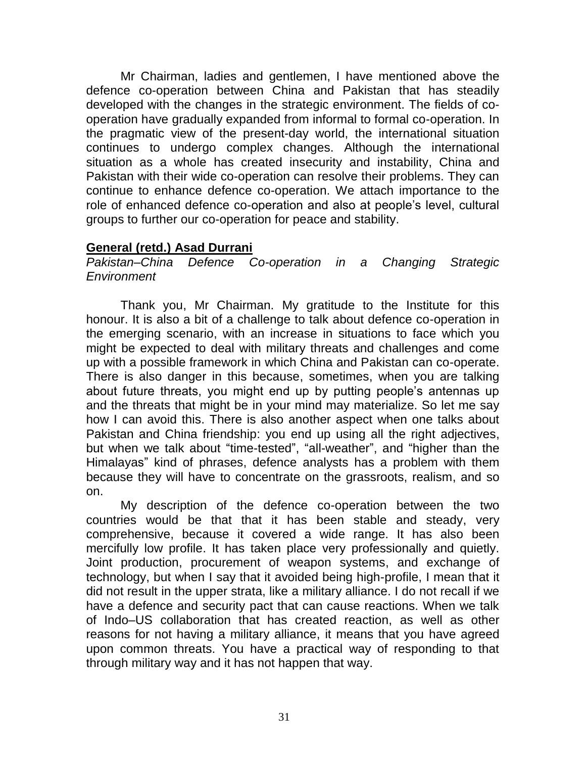Mr Chairman, ladies and gentlemen, I have mentioned above the defence co-operation between China and Pakistan that has steadily developed with the changes in the strategic environment. The fields of co-operation have gradually expanded from informal to formal co-operation. In the pragmatic view of the present-day world, the international situation continues to undergo complex changes. Although the international situation as a whole has created insecurity and instability, China and Pakistan with their wide co-operation can resolve their problems. They can continue to enhance defence co-operation. We attach importance to the role of enhanced defence co-operation and also at people's level, cultural groups to further our co-operation for peace and stability.

**General (retd.) Asad Durrani**

*Pakistan–China Defence Co-operation in a Changing Strategic Environment*

Thank you, Mr Chairman. My gratitude to the Institute for this honour. It is also a bit of a challenge to talk about defence co-operation in the emerging scenario, with an increase in situations to face which you might be expected to deal with military threats and challenges and come up with a possible framework in which China and Pakistan can co-operate. There is also danger in this because, sometimes, when you are talking about future threats, you might end up by putting people's antennas up and the threats that might be in your mind may materialize. So let me say how I can avoid this. There is also another aspect when one talks about Pakistan and China friendship: you end up using all the right adjectives, but when we talk about "time-tested", "all-weather", and "higher than the Himalayas" kind of phrases, defence analysts has a problem with them because they will have to concentrate on the grassroots, realism, and so on.

My description of the defence co-operation between the two countries would be that that it has been stable and steady, very comprehensive, because it covered a wide range. It has also been mercifully low profile. It has taken place very professionally and quietly. Joint production, procurement of weapon systems, and exchange of technology, but when I say that it avoided being high-profile, I mean that it did not result in the upper strata, like a military alliance. I do not recall if we have a defence and security pact that can cause reactions. When we talk of Indo–US collaboration that has created reaction, as well as other reasons for not having a military alliance, it means that you have agreed upon common threats. You have a practical way of responding to that through military way and it has not happen that way.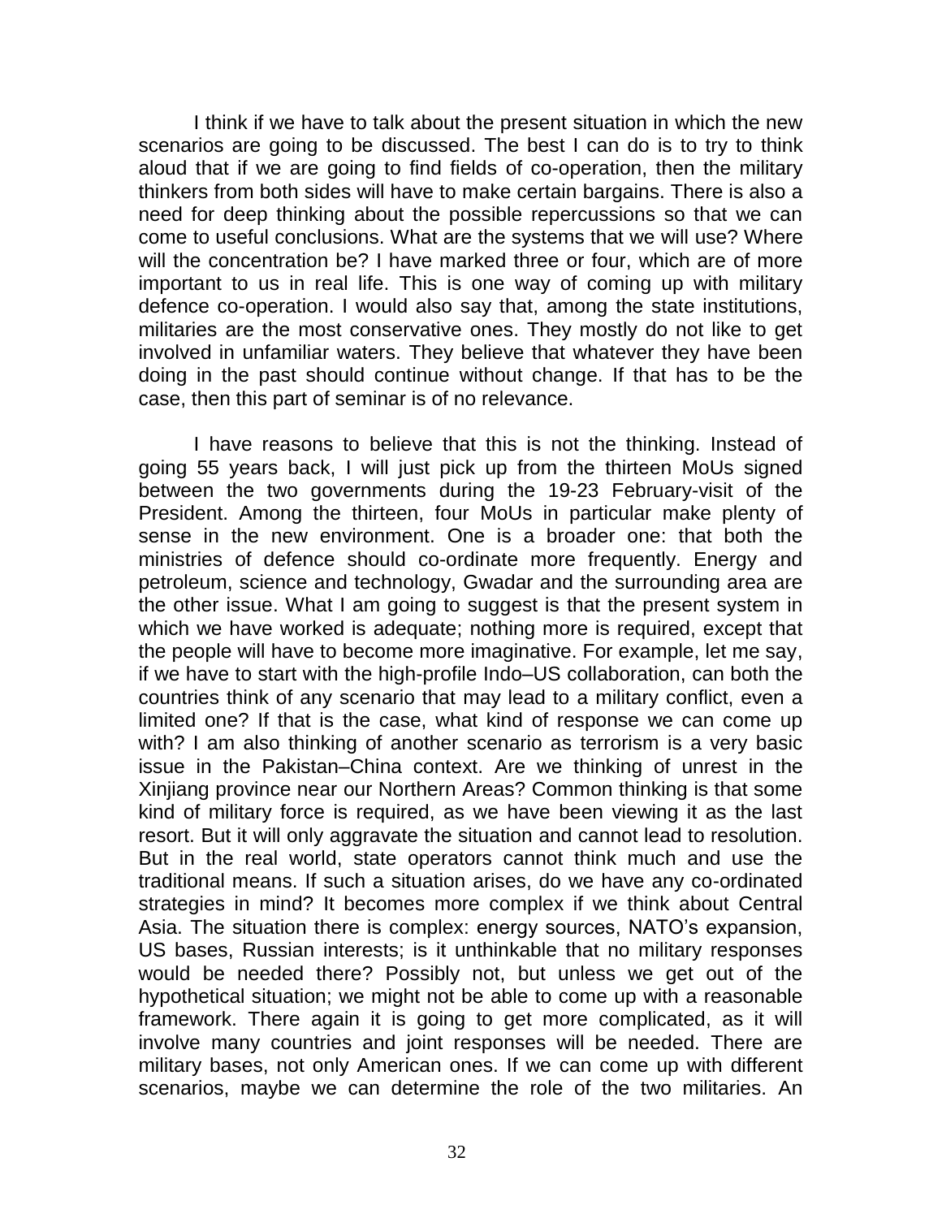I think if we have to talk about the present situation in which the new scenarios are going to be discussed. The best I can do is to try to think aloud that if we are going to find fields of co-operation, then the military thinkers from both sides will have to make certain bargains. There is also a need for deep thinking about the possible repercussions so that we can come to useful conclusions. What are the systems that we will use? Where will the concentration be? I have marked three or four, which are of more important to us in real life. This is one way of coming up with military defence co-operation. I would also say that, among the state institutions, militaries are the most conservative ones. They mostly do not like to get involved in unfamiliar waters. They believe that whatever they have been doing in the past should continue without change. If that has to be the case, then this part of seminar is of no relevance.

I have reasons to believe that this is not the thinking. Instead of going 55 years back, I will just pick up from the thirteen MoUs signed between the two governments during the 19-23 February-visit of the President. Among the thirteen, four MoUs in particular make plenty of sense in the new environment. One is a broader one: that both the ministries of defence should co-ordinate more frequently. Energy and petroleum, science and technology, Gwadar and the surrounding area are the other issue. What I am going to suggest is that the present system in which we have worked is adequate; nothing more is required, except that the people will have to become more imaginative. For example, let me say, if we have to start with the high-profile Indo–US collaboration, can both the countries think of any scenario that may lead to a military conflict, even a limited one? If that is the case, what kind of response we can come up with? I am also thinking of another scenario as terrorism is a very basic issue in the Pakistan–China context. Are we thinking of unrest in the Xinjiang province near our Northern Areas? Common thinking is that some kind of military force is required, as we have been viewing it as the last resort. But it will only aggravate the situation and cannot lead to resolution. But in the real world, state operators cannot think much and use the traditional means. If such a situation arises, do we have any co-ordinated strategies in mind? It becomes more complex if we think about Central Asia. The situation there is complex: energy sources, NATO's expansion, US bases, Russian interests; is it unthinkable that no military responses would be needed there? Possibly not, but unless we get out of the hypothetical situation; we might not be able to come up with a reasonable framework. There again it is going to get more complicated, as it will involve many countries and joint responses will be needed. There are military bases, not only American ones. If we can come up with different scenarios, maybe we can determine the role of the two militaries. An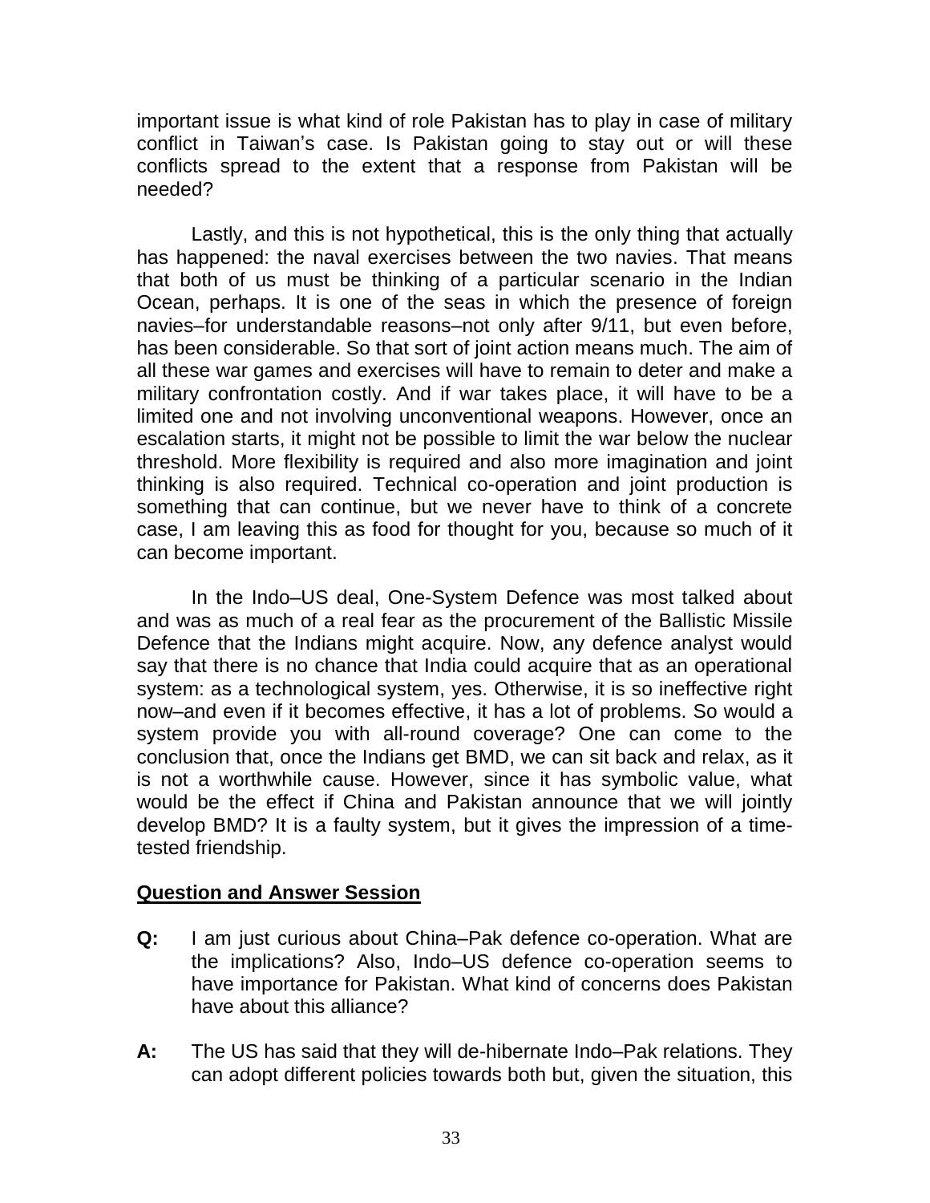important issue is what kind of role Pakistan has to play in case of military conflict in Taiwan's case. Is Pakistan going to stay out or will these conflicts spread to the extent that a response from Pakistan will be needed?

Lastly, and this is not hypothetical, this is the only thing that actually has happened: the naval exercises between the two navies. That means that both of us must be thinking of a particular scenario in the Indian Ocean, perhaps. It is one of the seas in which the presence of foreign navies–for understandable reasons–not only after 9/11, but even before, has been considerable. So that sort of joint action means much. The aim of all these war games and exercises will have to remain to deter and make a military confrontation costly. And if war takes place, it will have to be a limited one and not involving unconventional weapons. However, once an escalation starts, it might not be possible to limit the war below the nuclear threshold. More flexibility is required and also more imagination and joint thinking is also required. Technical co-operation and joint production is something that can continue, but we never have to think of a concrete case, I am leaving this as food for thought for you, because so much of it can become important.

In the Indo–US deal, One-System Defence was most talked about and was as much of a real fear as the procurement of the Ballistic Missile Defence that the Indians might acquire. Now, any defence analyst would say that there is no chance that India could acquire that as an operational system: as a technological system, yes. Otherwise, it is so ineffective right now–and even if it becomes effective, it has a lot of problems. So would a system provide you with all-round coverage? One can come to the conclusion that, once the Indians get BMD, we can sit back and relax, as it is not a worthwhile cause. However, since it has symbolic value, what would be the effect if China and Pakistan announce that we will jointly develop BMD? It is a faulty system, but it gives the impression of a time-tested friendship.

## Question and Answer Session

**Q:** I am just curious about China–Pak defence co-operation. What are the implications? Also, Indo–US defence co-operation seems to have importance for Pakistan. What kind of concerns does Pakistan have about this alliance?

**A:** The US has said that they will de-hibernate Indo–Pak relations. They can adopt different policies towards both but, given the situation, this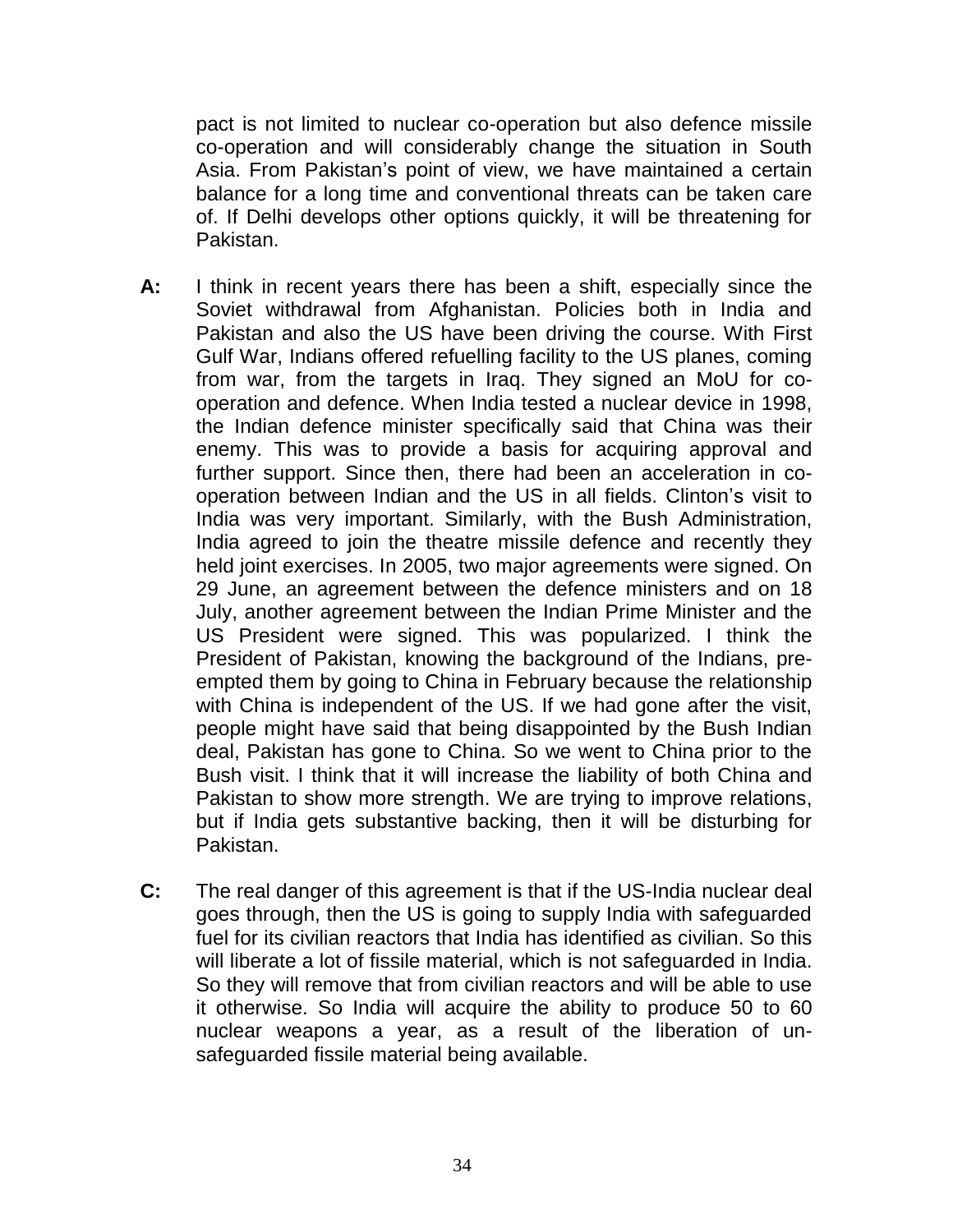pact is not limited to nuclear co-operation but also defence missile co-operation and will considerably change the situation in South Asia. From Pakistan's point of view, we have maintained a certain balance for a long time and conventional threats can be taken care of. If Delhi develops other options quickly, it will be threatening for Pakistan.

**A:** I think in recent years there has been a shift, especially since the Soviet withdrawal from Afghanistan. Policies both in India and Pakistan and also the US have been driving the course. With First Gulf War, Indians offered refuelling facility to the US planes, coming from war, from the targets in Iraq. They signed an MoU for co-operation and defence. When India tested a nuclear device in 1998, the Indian defence minister specifically said that China was their enemy. This was to provide a basis for acquiring approval and further support. Since then, there had been an acceleration in co-operation between Indian and the US in all fields. Clinton's visit to India was very important. Similarly, with the Bush Administration, India agreed to join the theatre missile defence and recently they held joint exercises. In 2005, two major agreements were signed. On 29 June, an agreement between the defence ministers and on 18 July, another agreement between the Indian Prime Minister and the US President were signed. This was popularized. I think the President of Pakistan, knowing the background of the Indians, pre-empted them by going to China in February because the relationship with China is independent of the US. If we had gone after the visit, people might have said that being disappointed by the Bush Indian deal, Pakistan has gone to China. So we went to China prior to the Bush visit. I think that it will increase the liability of both China and Pakistan to show more strength. We are trying to improve relations, but if India gets substantive backing, then it will be disturbing for Pakistan.

**C:** The real danger of this agreement is that if the US-India nuclear deal goes through, then the US is going to supply India with safeguarded fuel for its civilian reactors that India has identified as civilian. So this will liberate a lot of fissile material, which is not safeguarded in India. So they will remove that from civilian reactors and will be able to use it otherwise. So India will acquire the ability to produce 50 to 60 nuclear weapons a year, as a result of the liberation of un-safeguarded fissile material being available.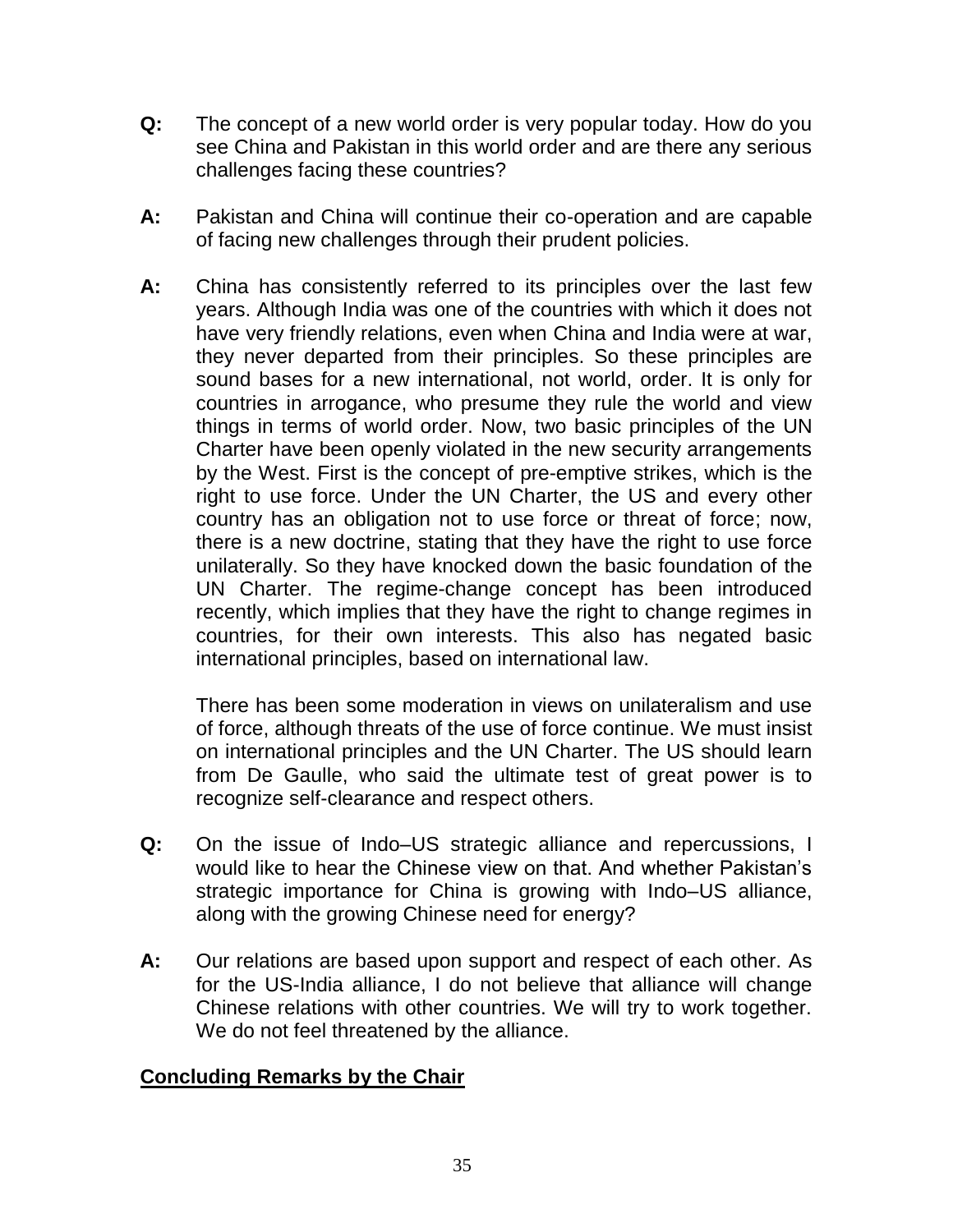**Q:** The concept of a new world order is very popular today. How do you see China and Pakistan in this world order and are there any serious challenges facing these countries?

**A:** Pakistan and China will continue their co-operation and are capable of facing new challenges through their prudent policies.

**A:** China has consistently referred to its principles over the last few years. Although India was one of the countries with which it does not have very friendly relations, even when China and India were at war, they never departed from their principles. So these principles are sound bases for a new international, not world, order. It is only for countries in arrogance, who presume they rule the world and view things in terms of world order. Now, two basic principles of the UN Charter have been openly violated in the new security arrangements by the West. First is the concept of pre-emptive strikes, which is the right to use force. Under the UN Charter, the US and every other country has an obligation not to use force or threat of force; now, there is a new doctrine, stating that they have the right to use force unilaterally. So they have knocked down the basic foundation of the UN Charter. The regime-change concept has been introduced recently, which implies that they have the right to change regimes in countries, for their own interests. This also has negated basic international principles, based on international law.

There has been some moderation in views on unilateralism and use of force, although threats of the use of force continue. We must insist on international principles and the UN Charter. The US should learn from De Gaulle, who said the ultimate test of great power is to recognize self-clearance and respect others.

**Q:** On the issue of Indo–US strategic alliance and repercussions, I would like to hear the Chinese view on that. And whether Pakistan's strategic importance for China is growing with Indo–US alliance, along with the growing Chinese need for energy?

**A:** Our relations are based upon support and respect of each other. As for the US-India alliance, I do not believe that alliance will change Chinese relations with other countries. We will try to work together. We do not feel threatened by the alliance.

## Concluding Remarks by the Chair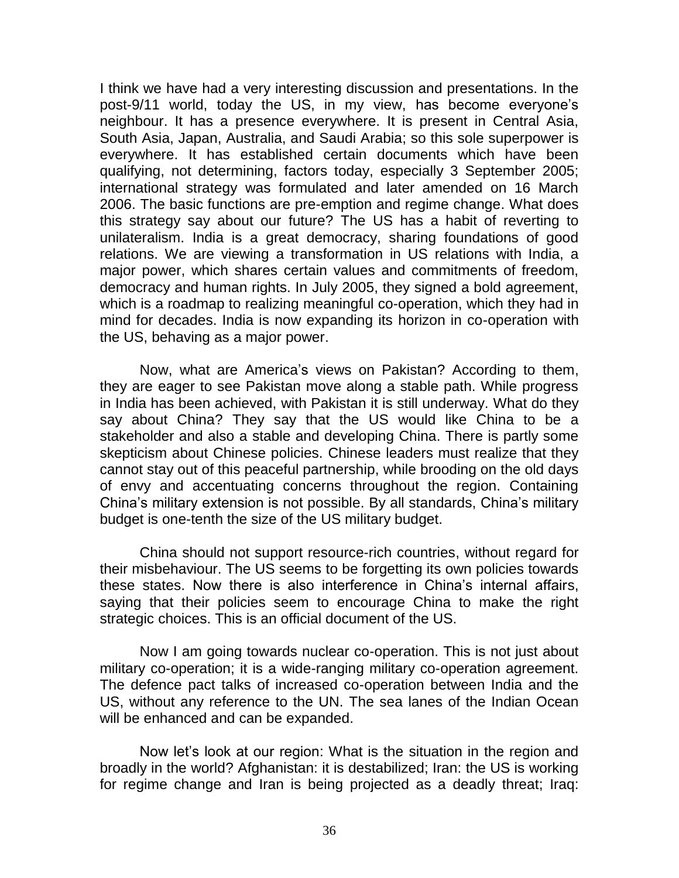I think we have had a very interesting discussion and presentations. In the post-9/11 world, today the US, in my view, has become everyone's neighbour. It has a presence everywhere. It is present in Central Asia, South Asia, Japan, Australia, and Saudi Arabia; so this sole superpower is everywhere. It has established certain documents which have been qualifying, not determining, factors today, especially 3 September 2005; international strategy was formulated and later amended on 16 March 2006. The basic functions are pre-emption and regime change. What does this strategy say about our future? The US has a habit of reverting to unilateralism. India is a great democracy, sharing foundations of good relations. We are viewing a transformation in US relations with India, a major power, which shares certain values and commitments of freedom, democracy and human rights. In July 2005, they signed a bold agreement, which is a roadmap to realizing meaningful co-operation, which they had in mind for decades. India is now expanding its horizon in co-operation with the US, behaving as a major power.

Now, what are America's views on Pakistan? According to them, they are eager to see Pakistan move along a stable path. While progress in India has been achieved, with Pakistan it is still underway. What do they say about China? They say that the US would like China to be a stakeholder and also a stable and developing China. There is partly some skepticism about Chinese policies. Chinese leaders must realize that they cannot stay out of this peaceful partnership, while brooding on the old days of envy and accentuating concerns throughout the region. Containing China's military extension is not possible. By all standards, China's military budget is one-tenth the size of the US military budget.

China should not support resource-rich countries, without regard for their misbehaviour. The US seems to be forgetting its own policies towards these states. Now there is also interference in China's internal affairs, saying that their policies seem to encourage China to make the right strategic choices. This is an official document of the US.

Now I am going towards nuclear co-operation. This is not just about military co-operation; it is a wide-ranging military co-operation agreement. The defence pact talks of increased co-operation between India and the US, without any reference to the UN. The sea lanes of the Indian Ocean will be enhanced and can be expanded.

Now let's look at our region: What is the situation in the region and broadly in the world? Afghanistan: it is destabilized; Iran: the US is working for regime change and Iran is being projected as a deadly threat; Iraq: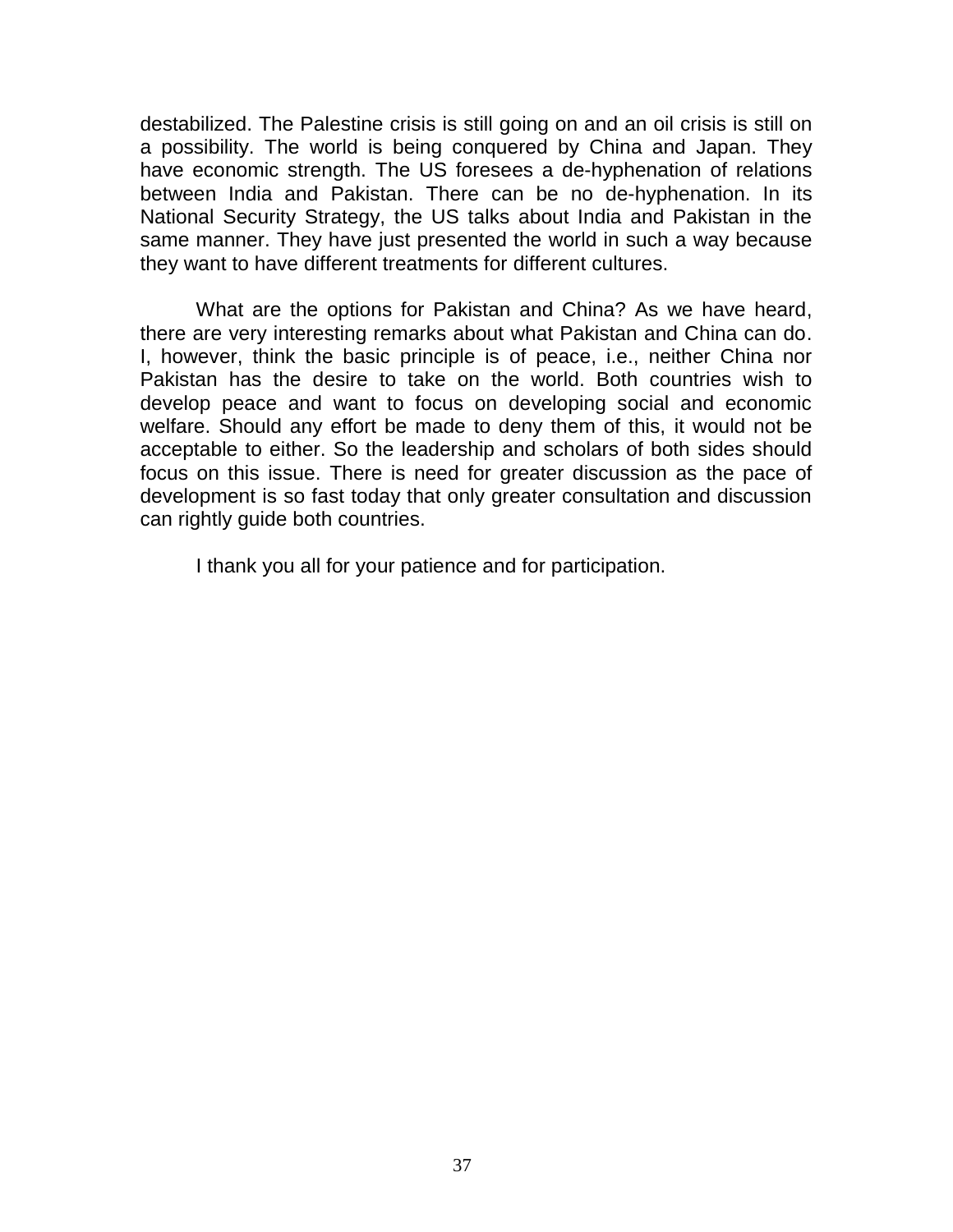destabilized. The Palestine crisis is still going on and an oil crisis is still on a possibility. The world is being conquered by China and Japan. They have economic strength. The US foresees a de-hyphenation of relations between India and Pakistan. There can be no de-hyphenation. In its National Security Strategy, the US talks about India and Pakistan in the same manner. They have just presented the world in such a way because they want to have different treatments for different cultures.

What are the options for Pakistan and China? As we have heard, there are very interesting remarks about what Pakistan and China can do. I, however, think the basic principle is of peace, i.e., neither China nor Pakistan has the desire to take on the world. Both countries wish to develop peace and want to focus on developing social and economic welfare. Should any effort be made to deny them of this, it would not be acceptable to either. So the leadership and scholars of both sides should focus on this issue. There is need for greater discussion as the pace of development is so fast today that only greater consultation and discussion can rightly guide both countries.

I thank you all for your patience and for participation.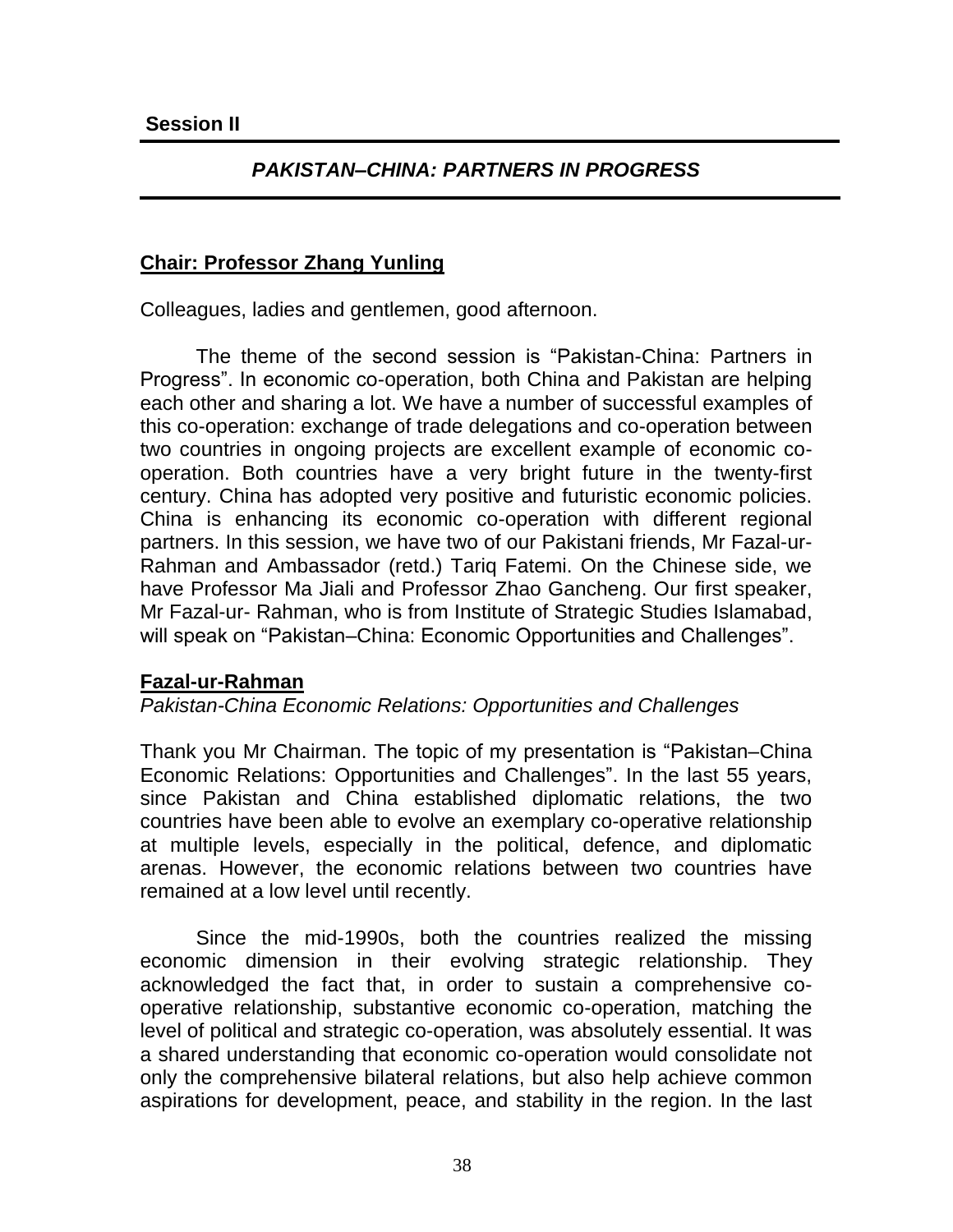**Session II**

## *PAKISTAN–CHINA: PARTNERS IN PROGRESS*

**Chair: Professor Zhang Yunling**

Colleagues, ladies and gentlemen, good afternoon.

The theme of the second session is “Pakistan-China: Partners in Progress”. In economic co-operation, both China and Pakistan are helping each other and sharing a lot. We have a number of successful examples of this co-operation: exchange of trade delegations and co-operation between two countries in ongoing projects are excellent example of economic co-operation. Both countries have a very bright future in the twenty-first century. China has adopted very positive and futuristic economic policies. China is enhancing its economic co-operation with different regional partners. In this session, we have two of our Pakistani friends, Mr Fazal-ur-Rahman and Ambassador (retd.) Tariq Fatemi. On the Chinese side, we have Professor Ma Jiali and Professor Zhao Gancheng. Our first speaker, Mr Fazal-ur- Rahman, who is from Institute of Strategic Studies Islamabad, will speak on “Pakistan–China: Economic Opportunities and Challenges”.

**Fazal-ur-Rahman**

*Pakistan-China Economic Relations: Opportunities and Challenges*

Thank you Mr Chairman. The topic of my presentation is “Pakistan–China Economic Relations: Opportunities and Challenges”. In the last 55 years, since Pakistan and China established diplomatic relations, the two countries have been able to evolve an exemplary co-operative relationship at multiple levels, especially in the political, defence, and diplomatic arenas. However, the economic relations between two countries have remained at a low level until recently.

Since the mid-1990s, both the countries realized the missing economic dimension in their evolving strategic relationship. They acknowledged the fact that, in order to sustain a comprehensive co-operative relationship, substantive economic co-operation, matching the level of political and strategic co-operation, was absolutely essential. It was a shared understanding that economic co-operation would consolidate not only the comprehensive bilateral relations, but also help achieve common aspirations for development, peace, and stability in the region. In the last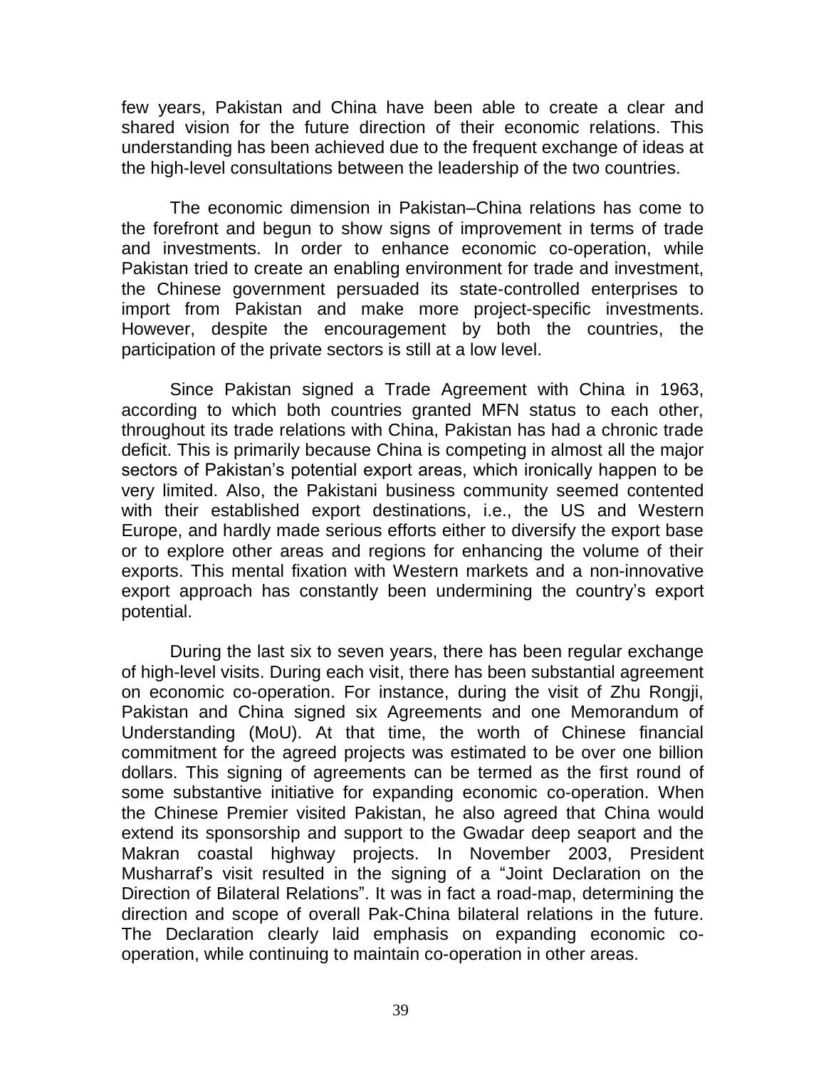few years, Pakistan and China have been able to create a clear and shared vision for the future direction of their economic relations. This understanding has been achieved due to the frequent exchange of ideas at the high-level consultations between the leadership of the two countries.

The economic dimension in Pakistan–China relations has come to the forefront and begun to show signs of improvement in terms of trade and investments. In order to enhance economic co-operation, while Pakistan tried to create an enabling environment for trade and investment, the Chinese government persuaded its state-controlled enterprises to import from Pakistan and make more project-specific investments. However, despite the encouragement by both the countries, the participation of the private sectors is still at a low level.

Since Pakistan signed a Trade Agreement with China in 1963, according to which both countries granted MFN status to each other, throughout its trade relations with China, Pakistan has had a chronic trade deficit. This is primarily because China is competing in almost all the major sectors of Pakistan's potential export areas, which ironically happen to be very limited. Also, the Pakistani business community seemed contented with their established export destinations, i.e., the US and Western Europe, and hardly made serious efforts either to diversify the export base or to explore other areas and regions for enhancing the volume of their exports. This mental fixation with Western markets and a non-innovative export approach has constantly been undermining the country's export potential.

During the last six to seven years, there has been regular exchange of high-level visits. During each visit, there has been substantial agreement on economic co-operation. For instance, during the visit of Zhu Rongji, Pakistan and China signed six Agreements and one Memorandum of Understanding (MoU). At that time, the worth of Chinese financial commitment for the agreed projects was estimated to be over one billion dollars. This signing of agreements can be termed as the first round of some substantive initiative for expanding economic co-operation. When the Chinese Premier visited Pakistan, he also agreed that China would extend its sponsorship and support to the Gwadar deep seaport and the Makran coastal highway projects. In November 2003, President Musharraf's visit resulted in the signing of a "Joint Declaration on the Direction of Bilateral Relations". It was in fact a road-map, determining the direction and scope of overall Pak-China bilateral relations in the future. The Declaration clearly laid emphasis on expanding economic co-operation, while continuing to maintain co-operation in other areas.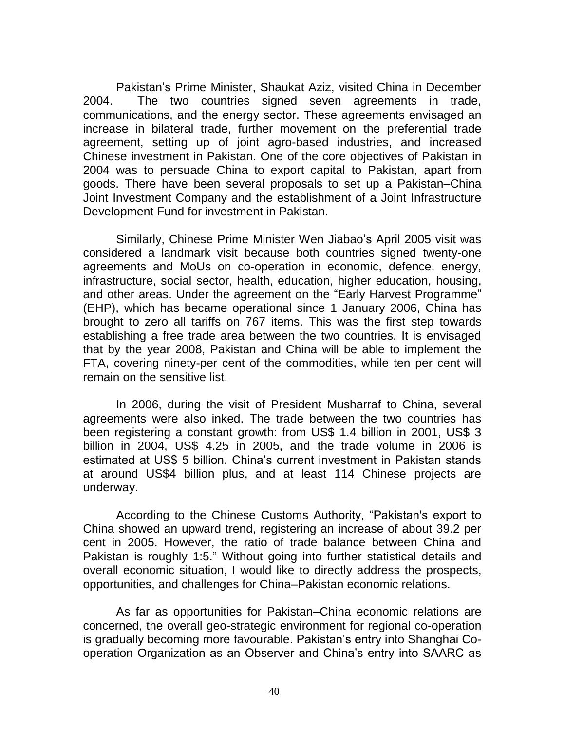Pakistan's Prime Minister, Shaukat Aziz, visited China in December 2004. The two countries signed seven agreements in trade, communications, and the energy sector. These agreements envisaged an increase in bilateral trade, further movement on the preferential trade agreement, setting up of joint agro-based industries, and increased Chinese investment in Pakistan. One of the core objectives of Pakistan in 2004 was to persuade China to export capital to Pakistan, apart from goods. There have been several proposals to set up a Pakistan–China Joint Investment Company and the establishment of a Joint Infrastructure Development Fund for investment in Pakistan.

Similarly, Chinese Prime Minister Wen Jiabao's April 2005 visit was considered a landmark visit because both countries signed twenty-one agreements and MoUs on co-operation in economic, defence, energy, infrastructure, social sector, health, education, higher education, housing, and other areas. Under the agreement on the "Early Harvest Programme" (EHP), which has became operational since 1 January 2006, China has brought to zero all tariffs on 767 items. This was the first step towards establishing a free trade area between the two countries. It is envisaged that by the year 2008, Pakistan and China will be able to implement the FTA, covering ninety-per cent of the commodities, while ten per cent will remain on the sensitive list.

In 2006, during the visit of President Musharraf to China, several agreements were also inked. The trade between the two countries has been registering a constant growth: from US$ 1.4 billion in 2001, US$ 3 billion in 2004, US$ 4.25 in 2005, and the trade volume in 2006 is estimated at US$ 5 billion. China's current investment in Pakistan stands at around US$4 billion plus, and at least 114 Chinese projects are underway.

According to the Chinese Customs Authority, "Pakistan's export to China showed an upward trend, registering an increase of about 39.2 per cent in 2005. However, the ratio of trade balance between China and Pakistan is roughly 1:5." Without going into further statistical details and overall economic situation, I would like to directly address the prospects, opportunities, and challenges for China–Pakistan economic relations.

As far as opportunities for Pakistan–China economic relations are concerned, the overall geo-strategic environment for regional co-operation is gradually becoming more favourable. Pakistan's entry into Shanghai Co-operation Organization as an Observer and China's entry into SAARC as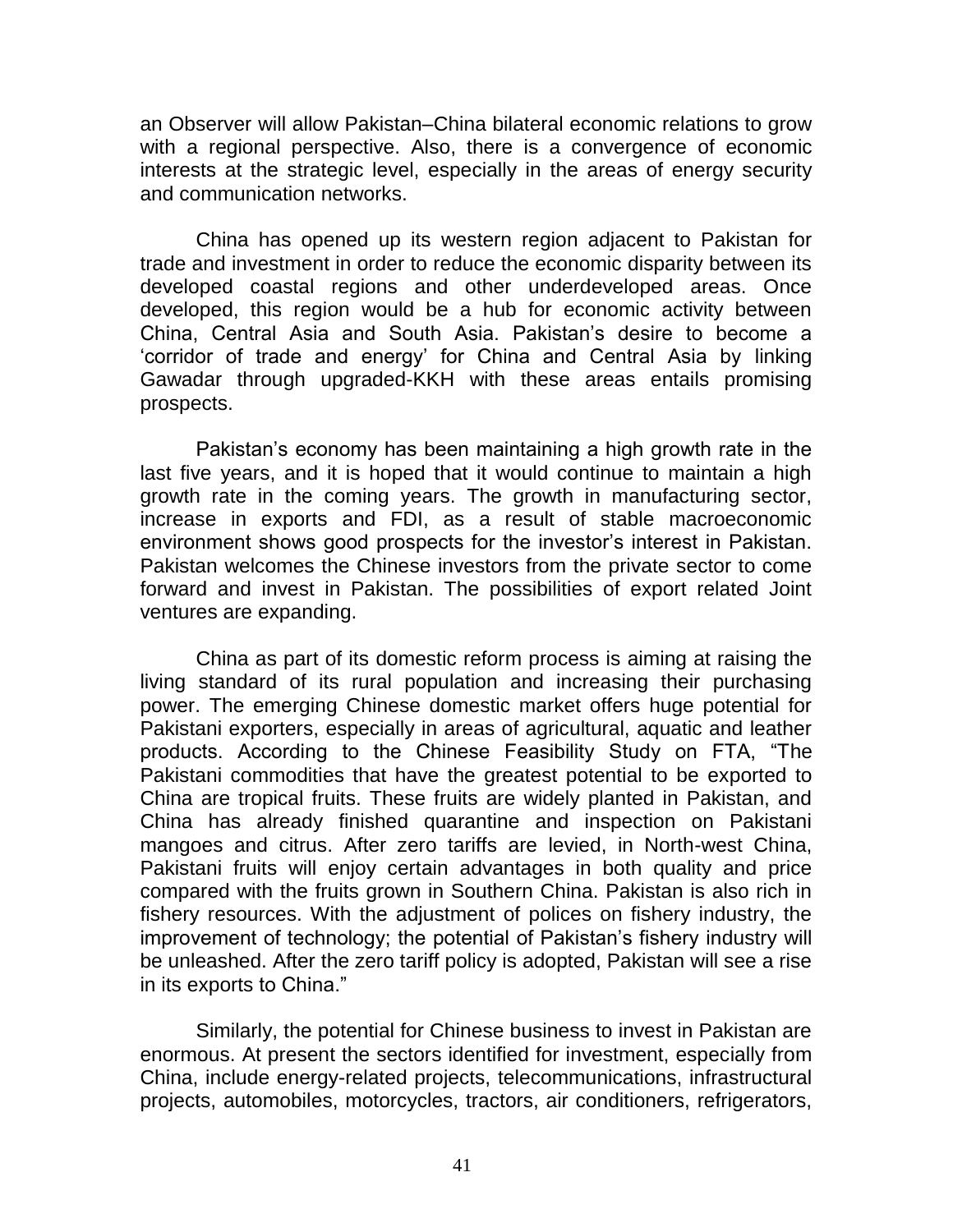an Observer will allow Pakistan–China bilateral economic relations to grow with a regional perspective. Also, there is a convergence of economic interests at the strategic level, especially in the areas of energy security and communication networks.

China has opened up its western region adjacent to Pakistan for trade and investment in order to reduce the economic disparity between its developed coastal regions and other underdeveloped areas. Once developed, this region would be a hub for economic activity between China, Central Asia and South Asia. Pakistan's desire to become a 'corridor of trade and energy' for China and Central Asia by linking Gawadar through upgraded-KKH with these areas entails promising prospects.

Pakistan's economy has been maintaining a high growth rate in the last five years, and it is hoped that it would continue to maintain a high growth rate in the coming years. The growth in manufacturing sector, increase in exports and FDI, as a result of stable macroeconomic environment shows good prospects for the investor's interest in Pakistan. Pakistan welcomes the Chinese investors from the private sector to come forward and invest in Pakistan. The possibilities of export related Joint ventures are expanding.

China as part of its domestic reform process is aiming at raising the living standard of its rural population and increasing their purchasing power. The emerging Chinese domestic market offers huge potential for Pakistani exporters, especially in areas of agricultural, aquatic and leather products. According to the Chinese Feasibility Study on FTA, "The Pakistani commodities that have the greatest potential to be exported to China are tropical fruits. These fruits are widely planted in Pakistan, and China has already finished quarantine and inspection on Pakistani mangoes and citrus. After zero tariffs are levied, in North-west China, Pakistani fruits will enjoy certain advantages in both quality and price compared with the fruits grown in Southern China. Pakistan is also rich in fishery resources. With the adjustment of polices on fishery industry, the improvement of technology; the potential of Pakistan's fishery industry will be unleashed. After the zero tariff policy is adopted, Pakistan will see a rise in its exports to China."

Similarly, the potential for Chinese business to invest in Pakistan are enormous. At present the sectors identified for investment, especially from China, include energy-related projects, telecommunications, infrastructural projects, automobiles, motorcycles, tractors, air conditioners, refrigerators,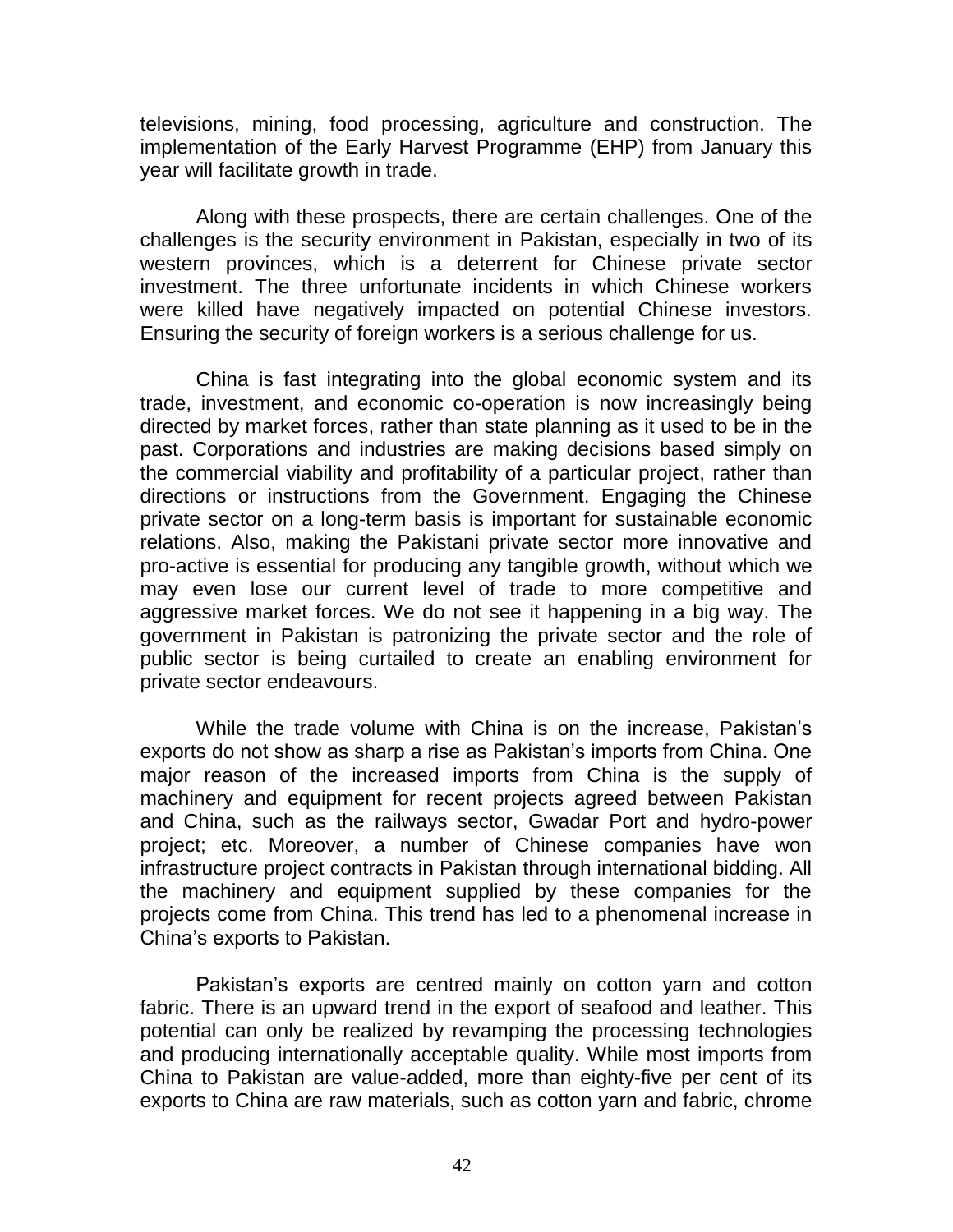televisions, mining, food processing, agriculture and construction. The implementation of the Early Harvest Programme (EHP) from January this year will facilitate growth in trade.

Along with these prospects, there are certain challenges. One of the challenges is the security environment in Pakistan, especially in two of its western provinces, which is a deterrent for Chinese private sector investment. The three unfortunate incidents in which Chinese workers were killed have negatively impacted on potential Chinese investors. Ensuring the security of foreign workers is a serious challenge for us.

China is fast integrating into the global economic system and its trade, investment, and economic co-operation is now increasingly being directed by market forces, rather than state planning as it used to be in the past. Corporations and industries are making decisions based simply on the commercial viability and profitability of a particular project, rather than directions or instructions from the Government. Engaging the Chinese private sector on a long-term basis is important for sustainable economic relations. Also, making the Pakistani private sector more innovative and pro-active is essential for producing any tangible growth, without which we may even lose our current level of trade to more competitive and aggressive market forces. We do not see it happening in a big way. The government in Pakistan is patronizing the private sector and the role of public sector is being curtailed to create an enabling environment for private sector endeavours.

While the trade volume with China is on the increase, Pakistan's exports do not show as sharp a rise as Pakistan's imports from China. One major reason of the increased imports from China is the supply of machinery and equipment for recent projects agreed between Pakistan and China, such as the railways sector, Gwadar Port and hydro-power project; etc. Moreover, a number of Chinese companies have won infrastructure project contracts in Pakistan through international bidding. All the machinery and equipment supplied by these companies for the projects come from China. This trend has led to a phenomenal increase in China's exports to Pakistan.

Pakistan's exports are centred mainly on cotton yarn and cotton fabric. There is an upward trend in the export of seafood and leather. This potential can only be realized by revamping the processing technologies and producing internationally acceptable quality. While most imports from China to Pakistan are value-added, more than eighty-five per cent of its exports to China are raw materials, such as cotton yarn and fabric, chrome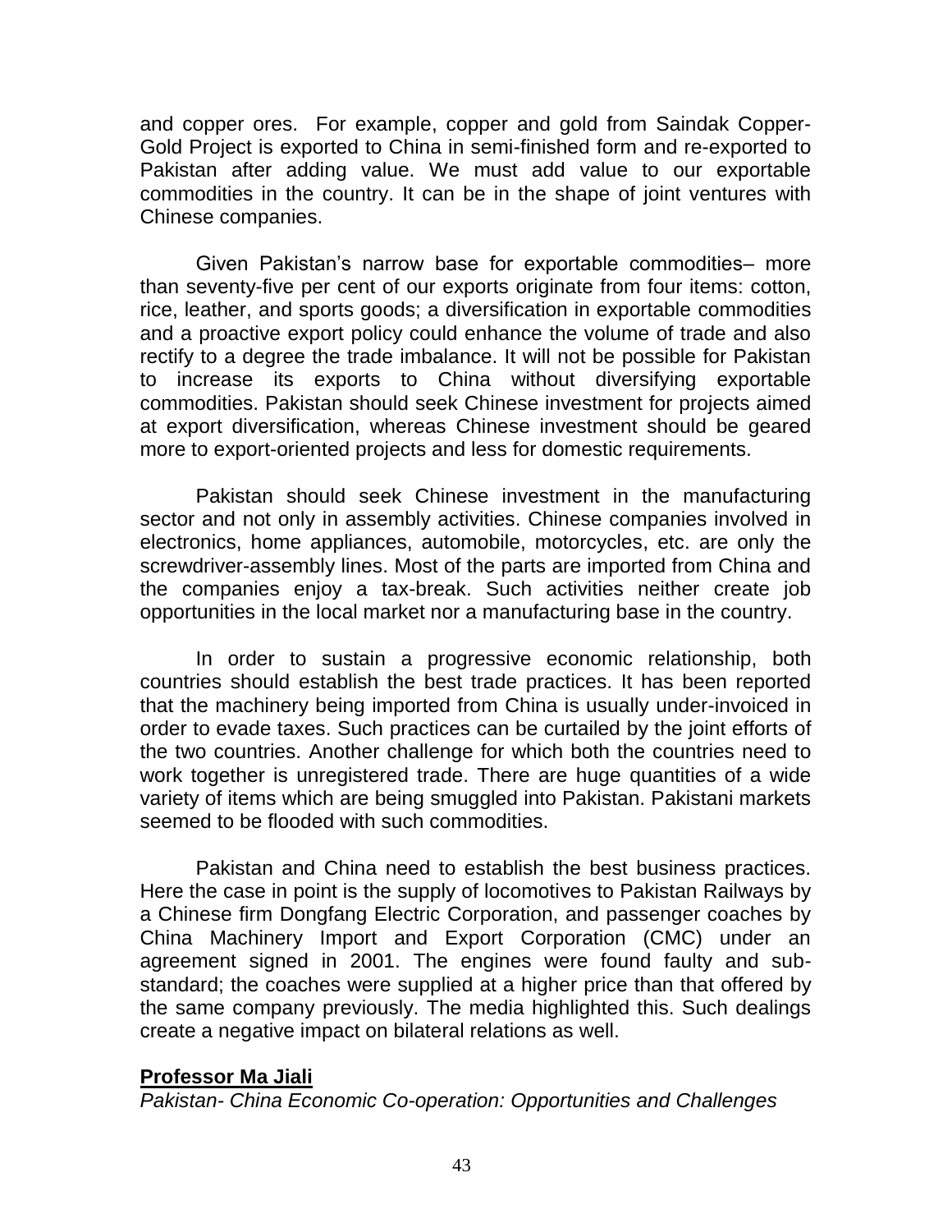and copper ores. For example, copper and gold from Saindak Copper-Gold Project is exported to China in semi-finished form and re-exported to Pakistan after adding value. We must add value to our exportable commodities in the country. It can be in the shape of joint ventures with Chinese companies.

Given Pakistan's narrow base for exportable commodities– more than seventy-five per cent of our exports originate from four items: cotton, rice, leather, and sports goods; a diversification in exportable commodities and a proactive export policy could enhance the volume of trade and also rectify to a degree the trade imbalance. It will not be possible for Pakistan to increase its exports to China without diversifying exportable commodities. Pakistan should seek Chinese investment for projects aimed at export diversification, whereas Chinese investment should be geared more to export-oriented projects and less for domestic requirements.

Pakistan should seek Chinese investment in the manufacturing sector and not only in assembly activities. Chinese companies involved in electronics, home appliances, automobile, motorcycles, etc. are only the screwdriver-assembly lines. Most of the parts are imported from China and the companies enjoy a tax-break. Such activities neither create job opportunities in the local market nor a manufacturing base in the country.

In order to sustain a progressive economic relationship, both countries should establish the best trade practices. It has been reported that the machinery being imported from China is usually under-invoiced in order to evade taxes. Such practices can be curtailed by the joint efforts of the two countries. Another challenge for which both the countries need to work together is unregistered trade. There are huge quantities of a wide variety of items which are being smuggled into Pakistan. Pakistani markets seemed to be flooded with such commodities.

Pakistan and China need to establish the best business practices. Here the case in point is the supply of locomotives to Pakistan Railways by a Chinese firm Dongfang Electric Corporation, and passenger coaches by China Machinery Import and Export Corporation (CMC) under an agreement signed in 2001. The engines were found faulty and sub-standard; the coaches were supplied at a higher price than that offered by the same company previously. The media highlighted this. Such dealings create a negative impact on bilateral relations as well.

**Professor Ma Jiali**

*Pakistan- China Economic Co-operation: Opportunities and Challenges*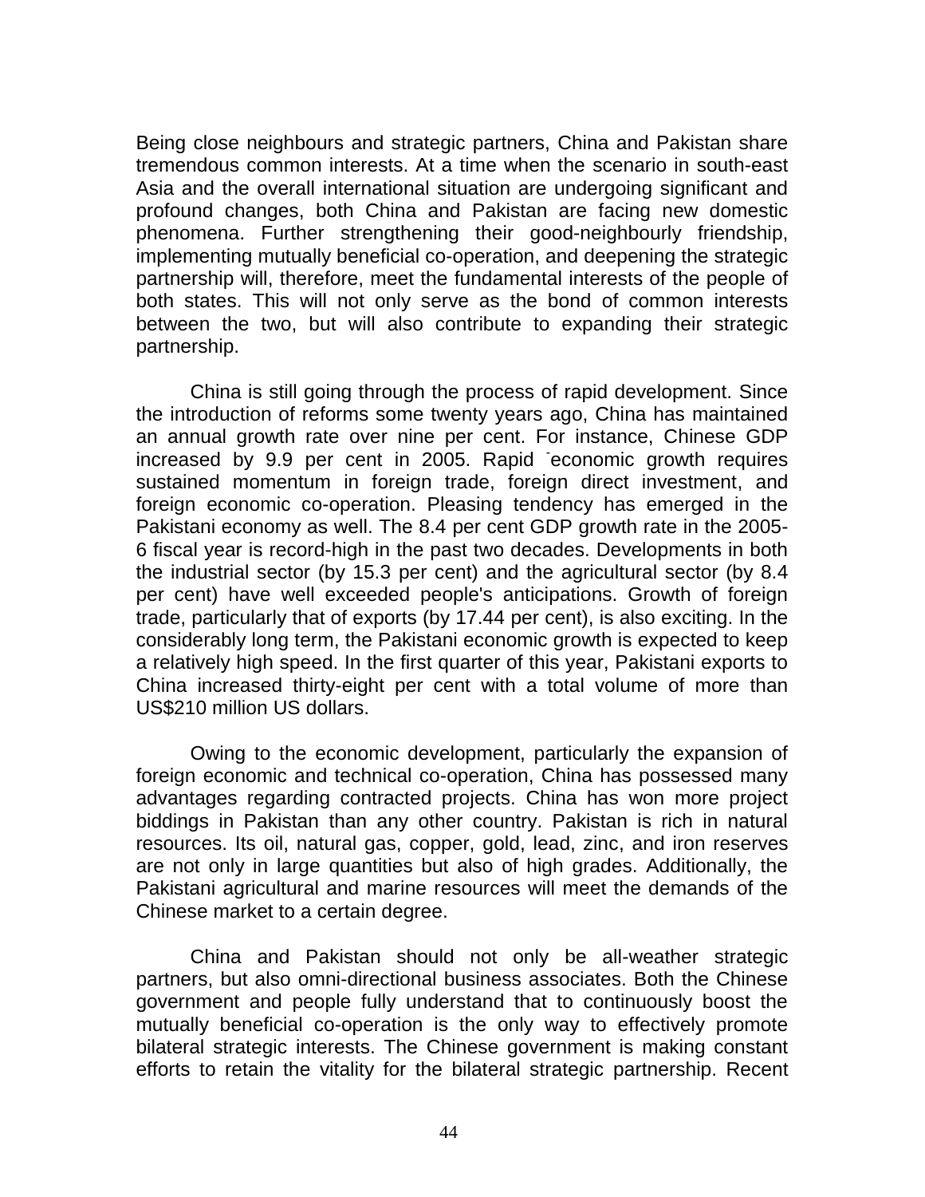Being close neighbours and strategic partners, China and Pakistan share tremendous common interests. At a time when the scenario in south-east Asia and the overall international situation are undergoing significant and profound changes, both China and Pakistan are facing new domestic phenomena. Further strengthening their good-neighbourly friendship, implementing mutually beneficial co-operation, and deepening the strategic partnership will, therefore, meet the fundamental interests of the people of both states. This will not only serve as the bond of common interests between the two, but will also contribute to expanding their strategic partnership.

China is still going through the process of rapid development. Since the introduction of reforms some twenty years ago, China has maintained an annual growth rate over nine per cent. For instance, Chinese GDP increased by 9.9 per cent in 2005. Rapid economic growth requires sustained momentum in foreign trade, foreign direct investment, and foreign economic co-operation. Pleasing tendency has emerged in the Pakistani economy as well. The 8.4 per cent GDP growth rate in the 2005-6 fiscal year is record-high in the past two decades. Developments in both the industrial sector (by 15.3 per cent) and the agricultural sector (by 8.4 per cent) have well exceeded people's anticipations. Growth of foreign trade, particularly that of exports (by 17.44 per cent), is also exciting. In the considerably long term, the Pakistani economic growth is expected to keep a relatively high speed. In the first quarter of this year, Pakistani exports to China increased thirty-eight per cent with a total volume of more than US$210 million US dollars.

Owing to the economic development, particularly the expansion of foreign economic and technical co-operation, China has possessed many advantages regarding contracted projects. China has won more project biddings in Pakistan than any other country. Pakistan is rich in natural resources. Its oil, natural gas, copper, gold, lead, zinc, and iron reserves are not only in large quantities but also of high grades. Additionally, the Pakistani agricultural and marine resources will meet the demands of the Chinese market to a certain degree.

China and Pakistan should not only be all-weather strategic partners, but also omni-directional business associates. Both the Chinese government and people fully understand that to continuously boost the mutually beneficial co-operation is the only way to effectively promote bilateral strategic interests. The Chinese government is making constant efforts to retain the vitality for the bilateral strategic partnership. Recent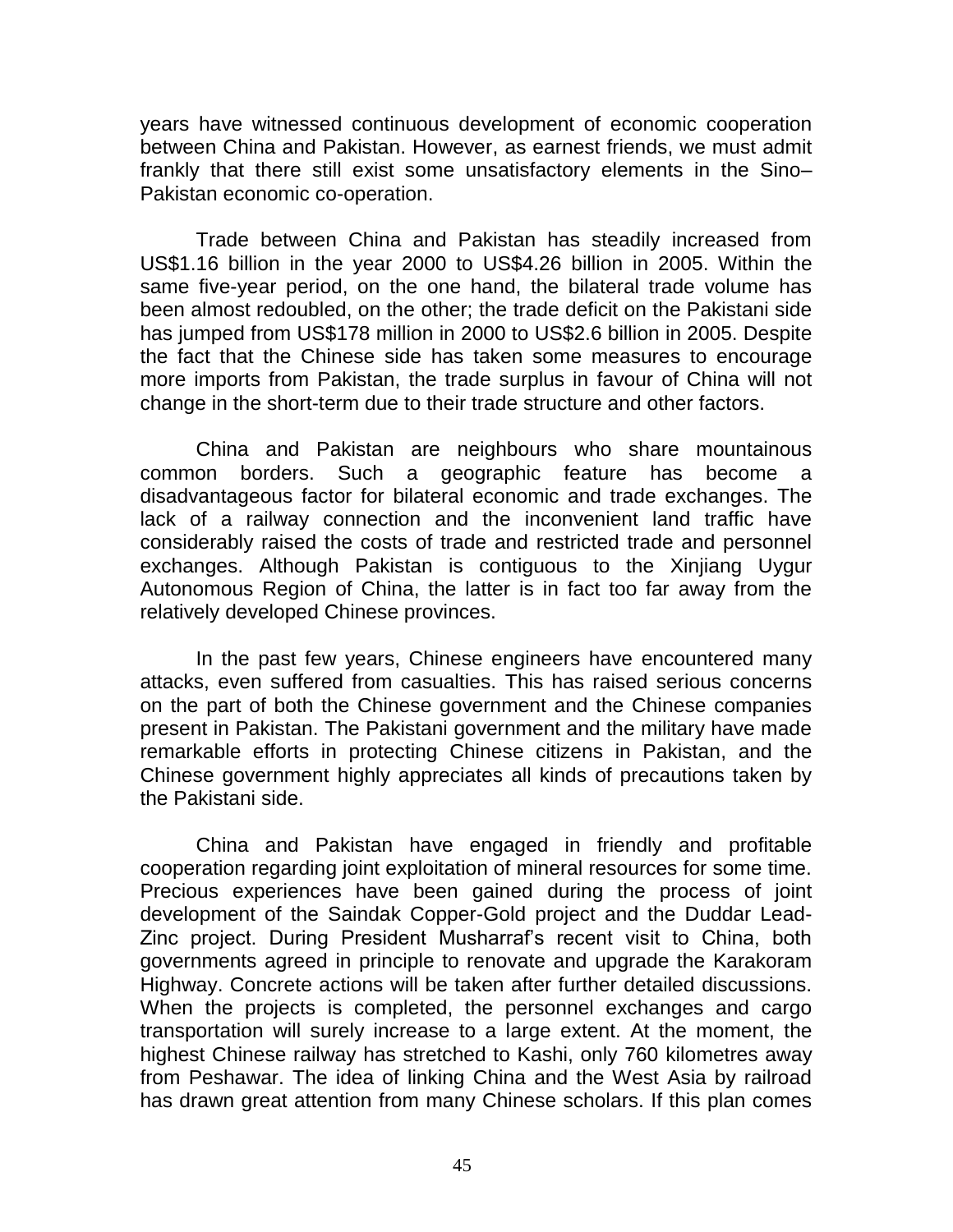years have witnessed continuous development of economic cooperation between China and Pakistan. However, as earnest friends, we must admit frankly that there still exist some unsatisfactory elements in the Sino–Pakistan economic co-operation.

Trade between China and Pakistan has steadily increased from US$1.16 billion in the year 2000 to US$4.26 billion in 2005. Within the same five-year period, on the one hand, the bilateral trade volume has been almost redoubled, on the other; the trade deficit on the Pakistani side has jumped from US$178 million in 2000 to US$2.6 billion in 2005. Despite the fact that the Chinese side has taken some measures to encourage more imports from Pakistan, the trade surplus in favour of China will not change in the short-term due to their trade structure and other factors.

China and Pakistan are neighbours who share mountainous common borders. Such a geographic feature has become a disadvantageous factor for bilateral economic and trade exchanges. The lack of a railway connection and the inconvenient land traffic have considerably raised the costs of trade and restricted trade and personnel exchanges. Although Pakistan is contiguous to the Xinjiang Uygur Autonomous Region of China, the latter is in fact too far away from the relatively developed Chinese provinces.

In the past few years, Chinese engineers have encountered many attacks, even suffered from casualties. This has raised serious concerns on the part of both the Chinese government and the Chinese companies present in Pakistan. The Pakistani government and the military have made remarkable efforts in protecting Chinese citizens in Pakistan, and the Chinese government highly appreciates all kinds of precautions taken by the Pakistani side.

China and Pakistan have engaged in friendly and profitable cooperation regarding joint exploitation of mineral resources for some time. Precious experiences have been gained during the process of joint development of the Saindak Copper-Gold project and the Duddar Lead-Zinc project. During President Musharraf's recent visit to China, both governments agreed in principle to renovate and upgrade the Karakoram Highway. Concrete actions will be taken after further detailed discussions. When the projects is completed, the personnel exchanges and cargo transportation will surely increase to a large extent. At the moment, the highest Chinese railway has stretched to Kashi, only 760 kilometres away from Peshawar. The idea of linking China and the West Asia by railroad has drawn great attention from many Chinese scholars. If this plan comes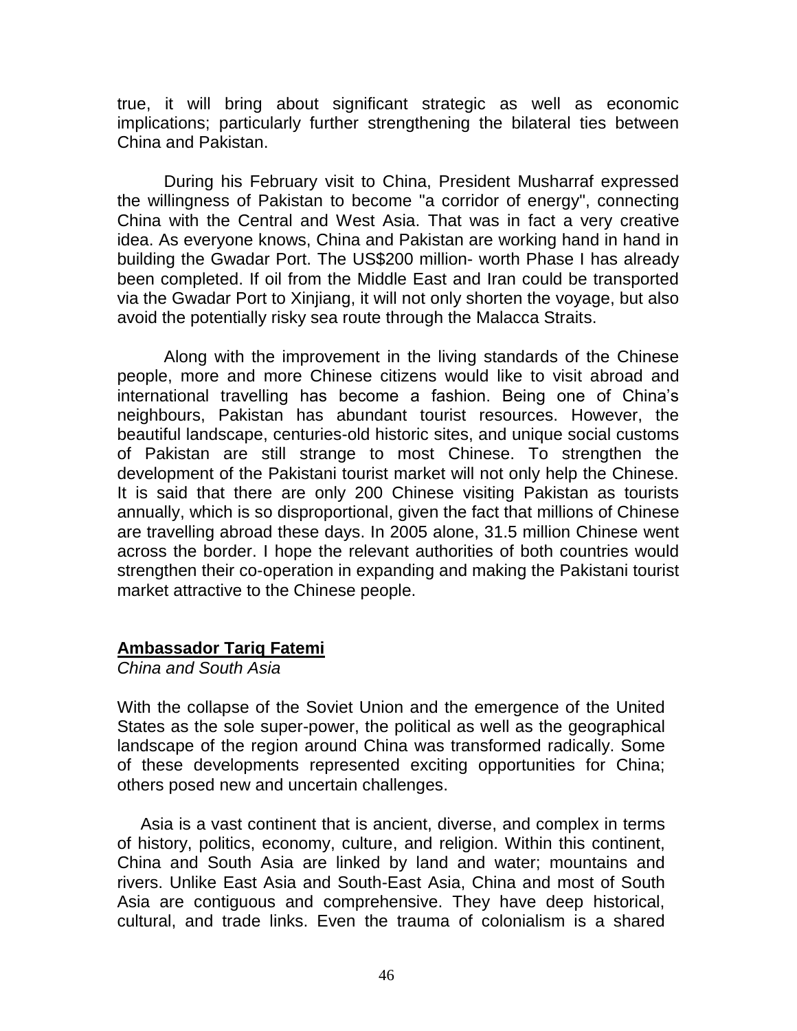true, it will bring about significant strategic as well as economic implications; particularly further strengthening the bilateral ties between China and Pakistan.

During his February visit to China, President Musharraf expressed the willingness of Pakistan to become "a corridor of energy", connecting China with the Central and West Asia. That was in fact a very creative idea. As everyone knows, China and Pakistan are working hand in hand in building the Gwadar Port. The US$200 million- worth Phase I has already been completed. If oil from the Middle East and Iran could be transported via the Gwadar Port to Xinjiang, it will not only shorten the voyage, but also avoid the potentially risky sea route through the Malacca Straits.

Along with the improvement in the living standards of the Chinese people, more and more Chinese citizens would like to visit abroad and international travelling has become a fashion. Being one of China's neighbours, Pakistan has abundant tourist resources. However, the beautiful landscape, centuries-old historic sites, and unique social customs of Pakistan are still strange to most Chinese. To strengthen the development of the Pakistani tourist market will not only help the Chinese. It is said that there are only 200 Chinese visiting Pakistan as tourists annually, which is so disproportional, given the fact that millions of Chinese are travelling abroad these days. In 2005 alone, 31.5 million Chinese went across the border. I hope the relevant authorities of both countries would strengthen their co-operation in expanding and making the Pakistani tourist market attractive to the Chinese people.

## Ambassador Tariq Fatemi

*China and South Asia*

With the collapse of the Soviet Union and the emergence of the United States as the sole super-power, the political as well as the geographical landscape of the region around China was transformed radically. Some of these developments represented exciting opportunities for China; others posed new and uncertain challenges.

Asia is a vast continent that is ancient, diverse, and complex in terms of history, politics, economy, culture, and religion. Within this continent, China and South Asia are linked by land and water; mountains and rivers. Unlike East Asia and South-East Asia, China and most of South Asia are contiguous and comprehensive. They have deep historical, cultural, and trade links. Even the trauma of colonialism is a shared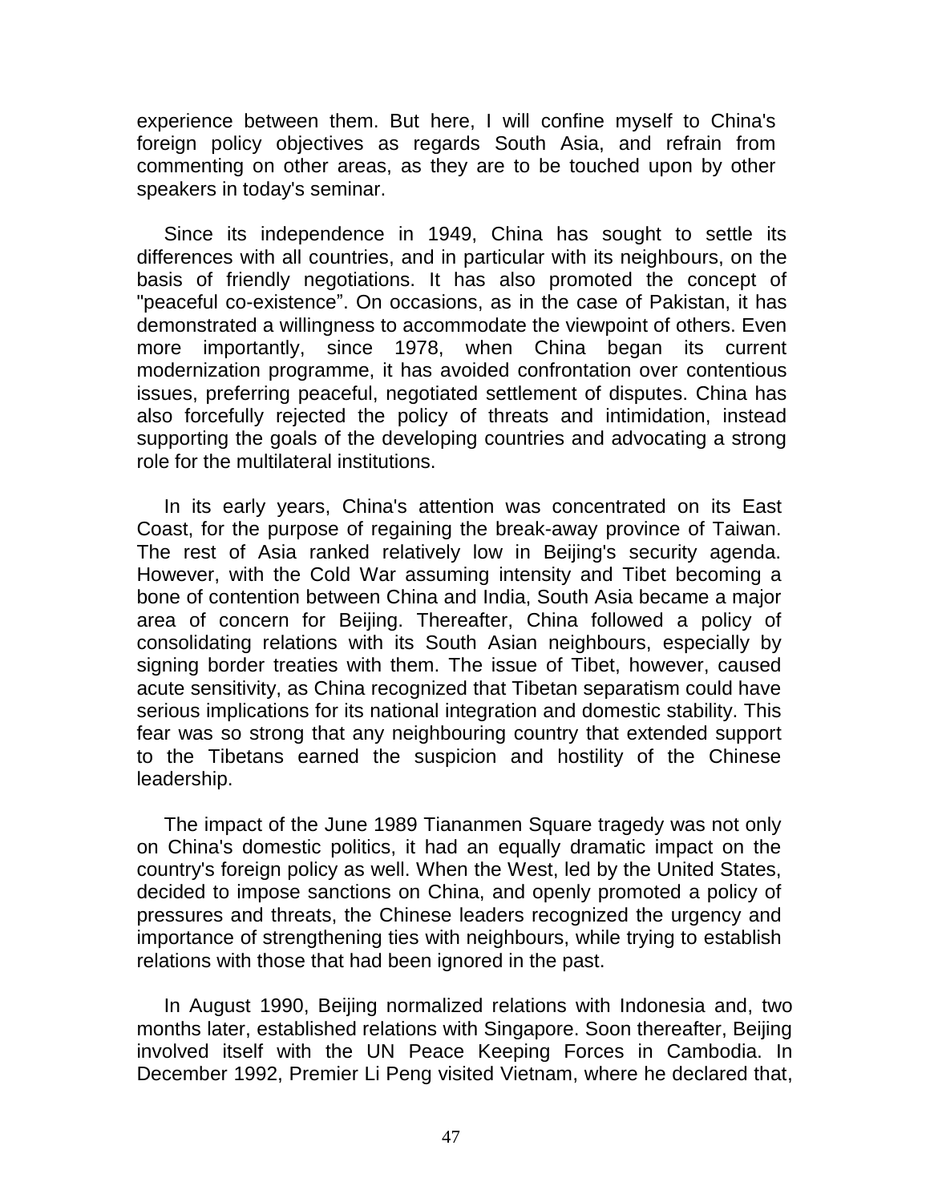experience between them. But here, I will confine myself to China's foreign policy objectives as regards South Asia, and refrain from commenting on other areas, as they are to be touched upon by other speakers in today's seminar.

Since its independence in 1949, China has sought to settle its differences with all countries, and in particular with its neighbours, on the basis of friendly negotiations. It has also promoted the concept of "peaceful co-existence". On occasions, as in the case of Pakistan, it has demonstrated a willingness to accommodate the viewpoint of others. Even more importantly, since 1978, when China began its current modernization programme, it has avoided confrontation over contentious issues, preferring peaceful, negotiated settlement of disputes. China has also forcefully rejected the policy of threats and intimidation, instead supporting the goals of the developing countries and advocating a strong role for the multilateral institutions.

In its early years, China's attention was concentrated on its East Coast, for the purpose of regaining the break-away province of Taiwan. The rest of Asia ranked relatively low in Beijing's security agenda. However, with the Cold War assuming intensity and Tibet becoming a bone of contention between China and India, South Asia became a major area of concern for Beijing. Thereafter, China followed a policy of consolidating relations with its South Asian neighbours, especially by signing border treaties with them. The issue of Tibet, however, caused acute sensitivity, as China recognized that Tibetan separatism could have serious implications for its national integration and domestic stability. This fear was so strong that any neighbouring country that extended support to the Tibetans earned the suspicion and hostility of the Chinese leadership.

The impact of the June 1989 Tiananmen Square tragedy was not only on China's domestic politics, it had an equally dramatic impact on the country's foreign policy as well. When the West, led by the United States, decided to impose sanctions on China, and openly promoted a policy of pressures and threats, the Chinese leaders recognized the urgency and importance of strengthening ties with neighbours, while trying to establish relations with those that had been ignored in the past.

In August 1990, Beijing normalized relations with Indonesia and, two months later, established relations with Singapore. Soon thereafter, Beijing involved itself with the UN Peace Keeping Forces in Cambodia. In December 1992, Premier Li Peng visited Vietnam, where he declared that,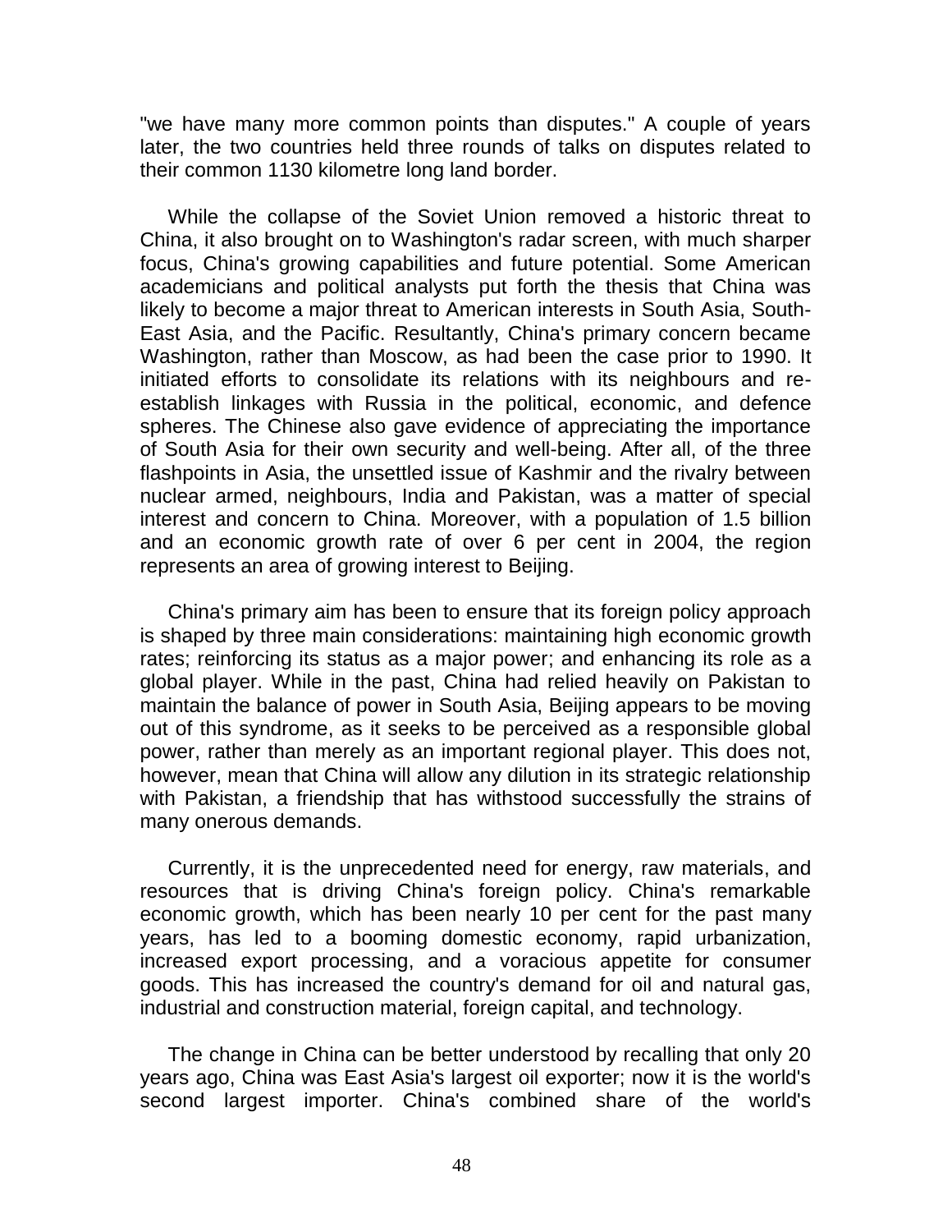"we have many more common points than disputes." A couple of years later, the two countries held three rounds of talks on disputes related to their common 1130 kilometre long land border.

While the collapse of the Soviet Union removed a historic threat to China, it also brought on to Washington's radar screen, with much sharper focus, China's growing capabilities and future potential. Some American academicians and political analysts put forth the thesis that China was likely to become a major threat to American interests in South Asia, South-East Asia, and the Pacific. Resultantly, China's primary concern became Washington, rather than Moscow, as had been the case prior to 1990. It initiated efforts to consolidate its relations with its neighbours and re-establish linkages with Russia in the political, economic, and defence spheres. The Chinese also gave evidence of appreciating the importance of South Asia for their own security and well-being. After all, of the three flashpoints in Asia, the unsettled issue of Kashmir and the rivalry between nuclear armed, neighbours, India and Pakistan, was a matter of special interest and concern to China. Moreover, with a population of 1.5 billion and an economic growth rate of over 6 per cent in 2004, the region represents an area of growing interest to Beijing.

China's primary aim has been to ensure that its foreign policy approach is shaped by three main considerations: maintaining high economic growth rates; reinforcing its status as a major power; and enhancing its role as a global player. While in the past, China had relied heavily on Pakistan to maintain the balance of power in South Asia, Beijing appears to be moving out of this syndrome, as it seeks to be perceived as a responsible global power, rather than merely as an important regional player. This does not, however, mean that China will allow any dilution in its strategic relationship with Pakistan, a friendship that has withstood successfully the strains of many onerous demands.

Currently, it is the unprecedented need for energy, raw materials, and resources that is driving China's foreign policy. China's remarkable economic growth, which has been nearly 10 per cent for the past many years, has led to a booming domestic economy, rapid urbanization, increased export processing, and a voracious appetite for consumer goods. This has increased the country's demand for oil and natural gas, industrial and construction material, foreign capital, and technology.

The change in China can be better understood by recalling that only 20 years ago, China was East Asia's largest oil exporter; now it is the world's second largest importer. China's combined share of the world's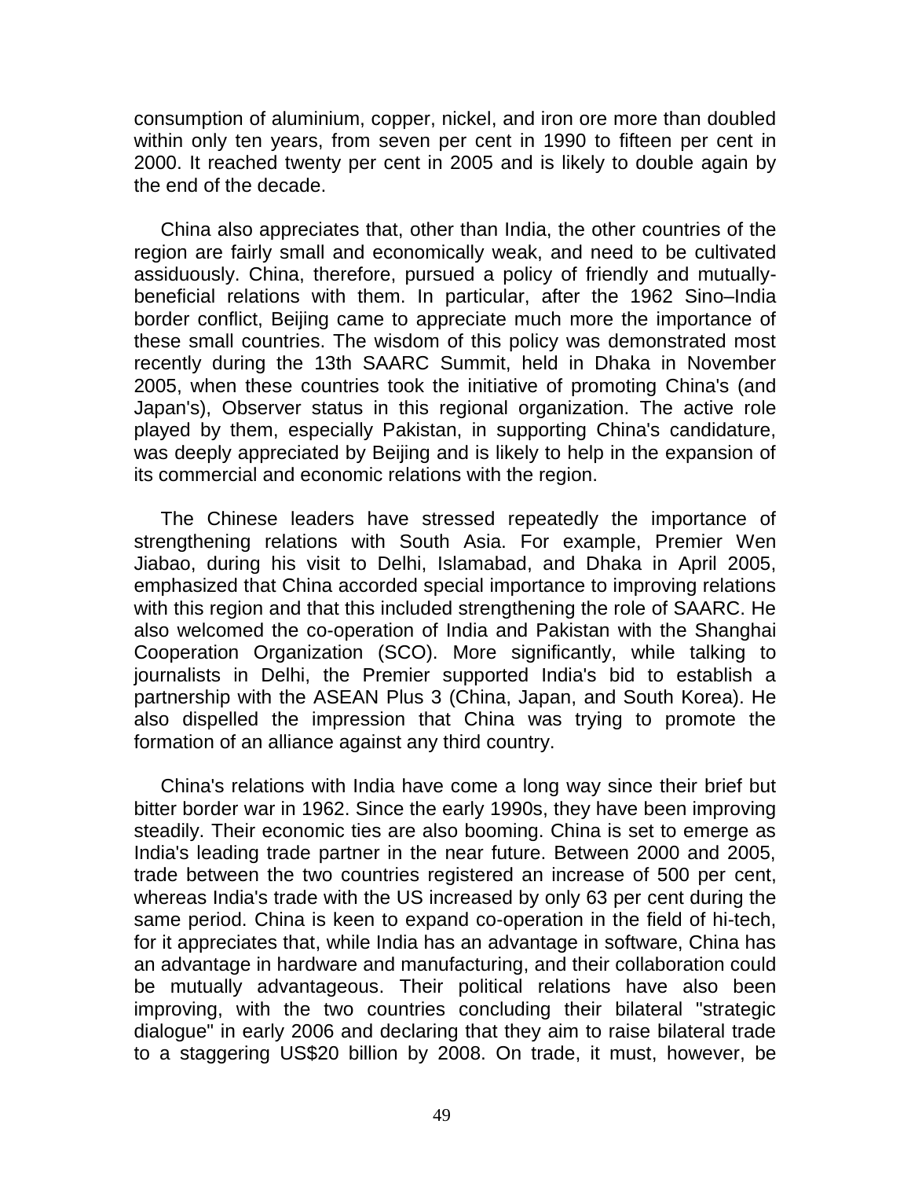consumption of aluminium, copper, nickel, and iron ore more than doubled within only ten years, from seven per cent in 1990 to fifteen per cent in 2000. It reached twenty per cent in 2005 and is likely to double again by the end of the decade.

China also appreciates that, other than India, the other countries of the region are fairly small and economically weak, and need to be cultivated assiduously. China, therefore, pursued a policy of friendly and mutually-beneficial relations with them. In particular, after the 1962 Sino–India border conflict, Beijing came to appreciate much more the importance of these small countries. The wisdom of this policy was demonstrated most recently during the 13th SAARC Summit, held in Dhaka in November 2005, when these countries took the initiative of promoting China's (and Japan's), Observer status in this regional organization. The active role played by them, especially Pakistan, in supporting China's candidature, was deeply appreciated by Beijing and is likely to help in the expansion of its commercial and economic relations with the region.

The Chinese leaders have stressed repeatedly the importance of strengthening relations with South Asia. For example, Premier Wen Jiabao, during his visit to Delhi, Islamabad, and Dhaka in April 2005, emphasized that China accorded special importance to improving relations with this region and that this included strengthening the role of SAARC. He also welcomed the co-operation of India and Pakistan with the Shanghai Cooperation Organization (SCO). More significantly, while talking to journalists in Delhi, the Premier supported India's bid to establish a partnership with the ASEAN Plus 3 (China, Japan, and South Korea). He also dispelled the impression that China was trying to promote the formation of an alliance against any third country.

China's relations with India have come a long way since their brief but bitter border war in 1962. Since the early 1990s, they have been improving steadily. Their economic ties are also booming. China is set to emerge as India's leading trade partner in the near future. Between 2000 and 2005, trade between the two countries registered an increase of 500 per cent, whereas India's trade with the US increased by only 63 per cent during the same period. China is keen to expand co-operation in the field of hi-tech, for it appreciates that, while India has an advantage in software, China has an advantage in hardware and manufacturing, and their collaboration could be mutually advantageous. Their political relations have also been improving, with the two countries concluding their bilateral "strategic dialogue" in early 2006 and declaring that they aim to raise bilateral trade to a staggering US$20 billion by 2008. On trade, it must, however, be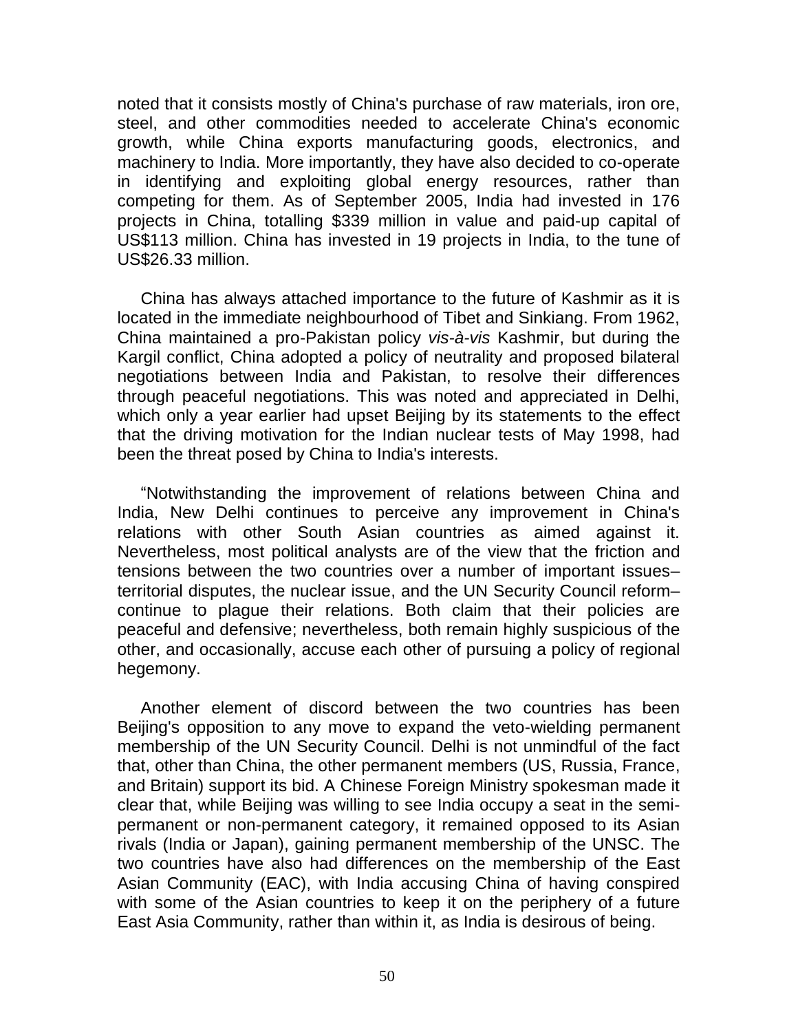noted that it consists mostly of China's purchase of raw materials, iron ore, steel, and other commodities needed to accelerate China's economic growth, while China exports manufacturing goods, electronics, and machinery to India. More importantly, they have also decided to co-operate in identifying and exploiting global energy resources, rather than competing for them. As of September 2005, India had invested in 176 projects in China, totalling $339 million in value and paid-up capital of US$113 million. China has invested in 19 projects in India, to the tune of US$26.33 million.

China has always attached importance to the future of Kashmir as it is located in the immediate neighbourhood of Tibet and Sinkiang. From 1962, China maintained a pro-Pakistan policy *vis-à-vis* Kashmir, but during the Kargil conflict, China adopted a policy of neutrality and proposed bilateral negotiations between India and Pakistan, to resolve their differences through peaceful negotiations. This was noted and appreciated in Delhi, which only a year earlier had upset Beijing by its statements to the effect that the driving motivation for the Indian nuclear tests of May 1998, had been the threat posed by China to India's interests.

“Notwithstanding the improvement of relations between China and India, New Delhi continues to perceive any improvement in China's relations with other South Asian countries as aimed against it. Nevertheless, most political analysts are of the view that the friction and tensions between the two countries over a number of important issues– territorial disputes, the nuclear issue, and the UN Security Council reform– continue to plague their relations. Both claim that their policies are peaceful and defensive; nevertheless, both remain highly suspicious of the other, and occasionally, accuse each other of pursuing a policy of regional hegemony.

Another element of discord between the two countries has been Beijing's opposition to any move to expand the veto-wielding permanent membership of the UN Security Council. Delhi is not unmindful of the fact that, other than China, the other permanent members (US, Russia, France, and Britain) support its bid. A Chinese Foreign Ministry spokesman made it clear that, while Beijing was willing to see India occupy a seat in the semi-permanent or non-permanent category, it remained opposed to its Asian rivals (India or Japan), gaining permanent membership of the UNSC. The two countries have also had differences on the membership of the East Asian Community (EAC), with India accusing China of having conspired with some of the Asian countries to keep it on the periphery of a future East Asia Community, rather than within it, as India is desirous of being.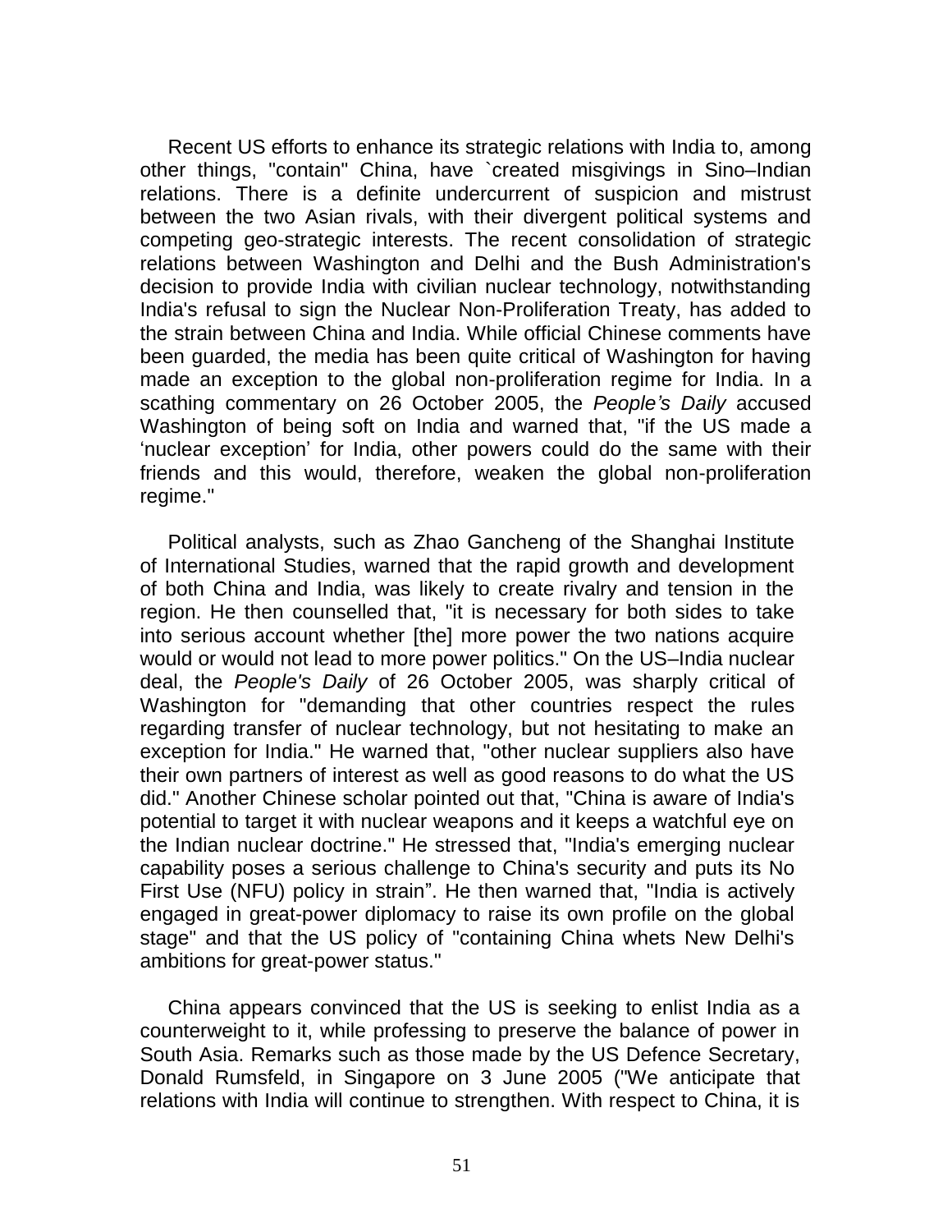Recent US efforts to enhance its strategic relations with India to, among other things, "contain" China, have `created misgivings in Sino–Indian relations. There is a definite undercurrent of suspicion and mistrust between the two Asian rivals, with their divergent political systems and competing geo-strategic interests. The recent consolidation of strategic relations between Washington and Delhi and the Bush Administration's decision to provide India with civilian nuclear technology, notwithstanding India's refusal to sign the Nuclear Non-Proliferation Treaty, has added to the strain between China and India. While official Chinese comments have been guarded, the media has been quite critical of Washington for having made an exception to the global non-proliferation regime for India. In a scathing commentary on 26 October 2005, the *People's Daily* accused Washington of being soft on India and warned that, "if the US made a 'nuclear exception' for India, other powers could do the same with their friends and this would, therefore, weaken the global non-proliferation regime."

Political analysts, such as Zhao Gancheng of the Shanghai Institute of International Studies, warned that the rapid growth and development of both China and India, was likely to create rivalry and tension in the region. He then counselled that, "it is necessary for both sides to take into serious account whether [the] more power the two nations acquire would or would not lead to more power politics." On the US–India nuclear deal, the *People's Daily* of 26 October 2005, was sharply critical of Washington for "demanding that other countries respect the rules regarding transfer of nuclear technology, but not hesitating to make an exception for India." He warned that, "other nuclear suppliers also have their own partners of interest as well as good reasons to do what the US did." Another Chinese scholar pointed out that, "China is aware of India's potential to target it with nuclear weapons and it keeps a watchful eye on the Indian nuclear doctrine." He stressed that, "India's emerging nuclear capability poses a serious challenge to China's security and puts its No First Use (NFU) policy in strain". He then warned that, "India is actively engaged in great-power diplomacy to raise its own profile on the global stage" and that the US policy of "containing China whets New Delhi's ambitions for great-power status."

China appears convinced that the US is seeking to enlist India as a counterweight to it, while professing to preserve the balance of power in South Asia. Remarks such as those made by the US Defence Secretary, Donald Rumsfeld, in Singapore on 3 June 2005 ("We anticipate that relations with India will continue to strengthen. With respect to China, it is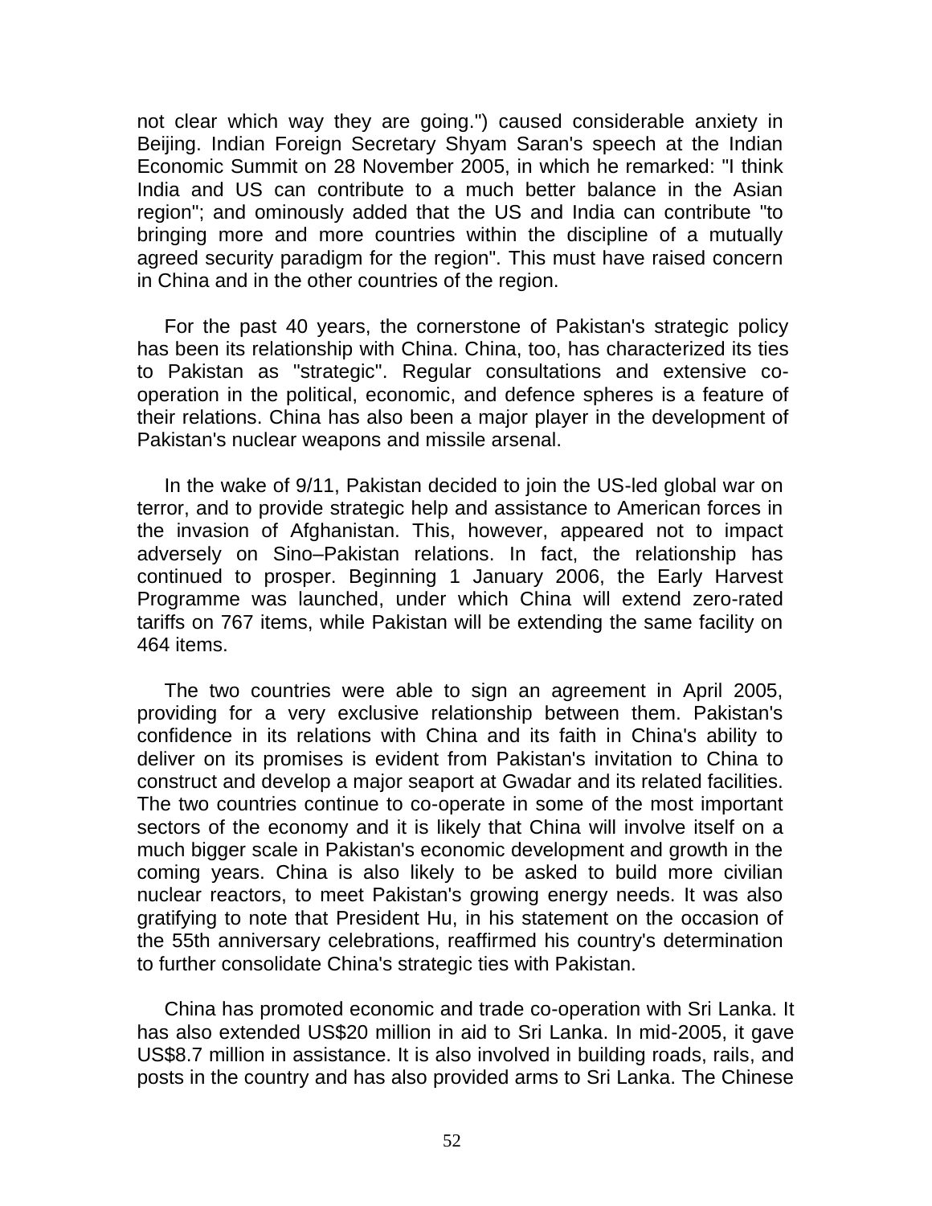not clear which way they are going.") caused considerable anxiety in Beijing. Indian Foreign Secretary Shyam Saran's speech at the Indian Economic Summit on 28 November 2005, in which he remarked: "I think India and US can contribute to a much better balance in the Asian region"; and ominously added that the US and India can contribute "to bringing more and more countries within the discipline of a mutually agreed security paradigm for the region". This must have raised concern in China and in the other countries of the region.

For the past 40 years, the cornerstone of Pakistan's strategic policy has been its relationship with China. China, too, has characterized its ties to Pakistan as "strategic". Regular consultations and extensive co-operation in the political, economic, and defence spheres is a feature of their relations. China has also been a major player in the development of Pakistan's nuclear weapons and missile arsenal.

In the wake of 9/11, Pakistan decided to join the US-led global war on terror, and to provide strategic help and assistance to American forces in the invasion of Afghanistan. This, however, appeared not to impact adversely on Sino–Pakistan relations. In fact, the relationship has continued to prosper. Beginning 1 January 2006, the Early Harvest Programme was launched, under which China will extend zero-rated tariffs on 767 items, while Pakistan will be extending the same facility on 464 items.

The two countries were able to sign an agreement in April 2005, providing for a very exclusive relationship between them. Pakistan's confidence in its relations with China and its faith in China's ability to deliver on its promises is evident from Pakistan's invitation to China to construct and develop a major seaport at Gwadar and its related facilities. The two countries continue to co-operate in some of the most important sectors of the economy and it is likely that China will involve itself on a much bigger scale in Pakistan's economic development and growth in the coming years. China is also likely to be asked to build more civilian nuclear reactors, to meet Pakistan's growing energy needs. It was also gratifying to note that President Hu, in his statement on the occasion of the 55th anniversary celebrations, reaffirmed his country's determination to further consolidate China's strategic ties with Pakistan.

China has promoted economic and trade co-operation with Sri Lanka. It has also extended US$20 million in aid to Sri Lanka. In mid-2005, it gave US$8.7 million in assistance. It is also involved in building roads, rails, and posts in the country and has also provided arms to Sri Lanka. The Chinese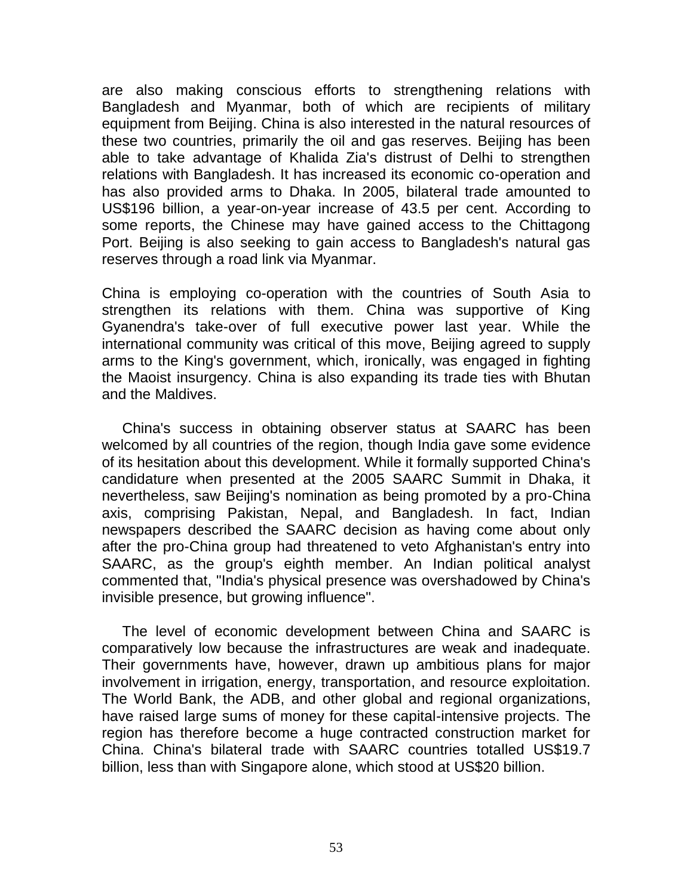are also making conscious efforts to strengthening relations with Bangladesh and Myanmar, both of which are recipients of military equipment from Beijing. China is also interested in the natural resources of these two countries, primarily the oil and gas reserves. Beijing has been able to take advantage of Khalida Zia's distrust of Delhi to strengthen relations with Bangladesh. It has increased its economic co-operation and has also provided arms to Dhaka. In 2005, bilateral trade amounted to US$196 billion, a year-on-year increase of 43.5 per cent. According to some reports, the Chinese may have gained access to the Chittagong Port. Beijing is also seeking to gain access to Bangladesh's natural gas reserves through a road link via Myanmar.

China is employing co-operation with the countries of South Asia to strengthen its relations with them. China was supportive of King Gyanendra's take-over of full executive power last year. While the international community was critical of this move, Beijing agreed to supply arms to the King's government, which, ironically, was engaged in fighting the Maoist insurgency. China is also expanding its trade ties with Bhutan and the Maldives.

China's success in obtaining observer status at SAARC has been welcomed by all countries of the region, though India gave some evidence of its hesitation about this development. While it formally supported China's candidature when presented at the 2005 SAARC Summit in Dhaka, it nevertheless, saw Beijing's nomination as being promoted by a pro-China axis, comprising Pakistan, Nepal, and Bangladesh. In fact, Indian newspapers described the SAARC decision as having come about only after the pro-China group had threatened to veto Afghanistan's entry into SAARC, as the group's eighth member. An Indian political analyst commented that, "India's physical presence was overshadowed by China's invisible presence, but growing influence".

The level of economic development between China and SAARC is comparatively low because the infrastructures are weak and inadequate. Their governments have, however, drawn up ambitious plans for major involvement in irrigation, energy, transportation, and resource exploitation. The World Bank, the ADB, and other global and regional organizations, have raised large sums of money for these capital-intensive projects. The region has therefore become a huge contracted construction market for China. China's bilateral trade with SAARC countries totalled US$19.7 billion, less than with Singapore alone, which stood at US$20 billion.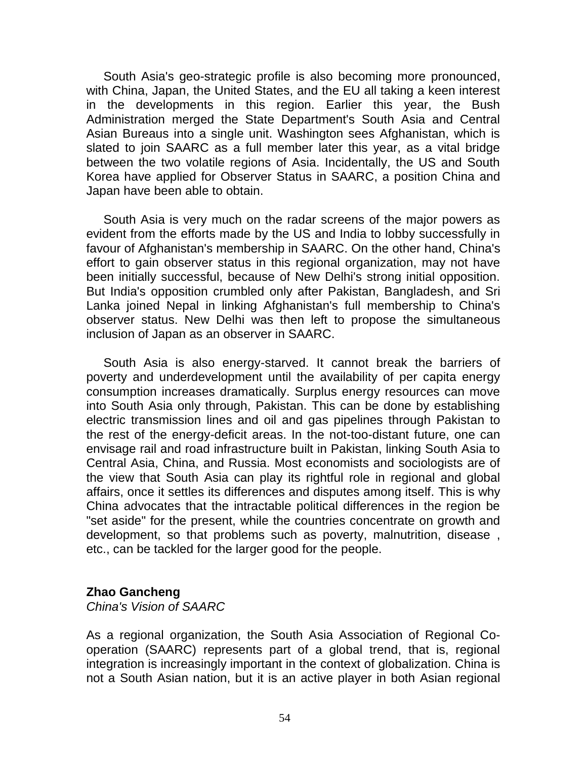South Asia's geo-strategic profile is also becoming more pronounced, with China, Japan, the United States, and the EU all taking a keen interest in the developments in this region. Earlier this year, the Bush Administration merged the State Department's South Asia and Central Asian Bureaus into a single unit. Washington sees Afghanistan, which is slated to join SAARC as a full member later this year, as a vital bridge between the two volatile regions of Asia. Incidentally, the US and South Korea have applied for Observer Status in SAARC, a position China and Japan have been able to obtain.

South Asia is very much on the radar screens of the major powers as evident from the efforts made by the US and India to lobby successfully in favour of Afghanistan's membership in SAARC. On the other hand, China's effort to gain observer status in this regional organization, may not have been initially successful, because of New Delhi's strong initial opposition. But India's opposition crumbled only after Pakistan, Bangladesh, and Sri Lanka joined Nepal in linking Afghanistan's full membership to China's observer status. New Delhi was then left to propose the simultaneous inclusion of Japan as an observer in SAARC.

South Asia is also energy-starved. It cannot break the barriers of poverty and underdevelopment until the availability of per capita energy consumption increases dramatically. Surplus energy resources can move into South Asia only through, Pakistan. This can be done by establishing electric transmission lines and oil and gas pipelines through Pakistan to the rest of the energy-deficit areas. In the not-too-distant future, one can envisage rail and road infrastructure built in Pakistan, linking South Asia to Central Asia, China, and Russia. Most economists and sociologists are of the view that South Asia can play its rightful role in regional and global affairs, once it settles its differences and disputes among itself. This is why China advocates that the intractable political differences in the region be "set aside" for the present, while the countries concentrate on growth and development, so that problems such as poverty, malnutrition, disease , etc., can be tackled for the larger good for the people.

**Zhao Gancheng**
*China's Vision of SAARC*

As a regional organization, the South Asia Association of Regional Co-operation (SAARC) represents part of a global trend, that is, regional integration is increasingly important in the context of globalization. China is not a South Asian nation, but it is an active player in both Asian regional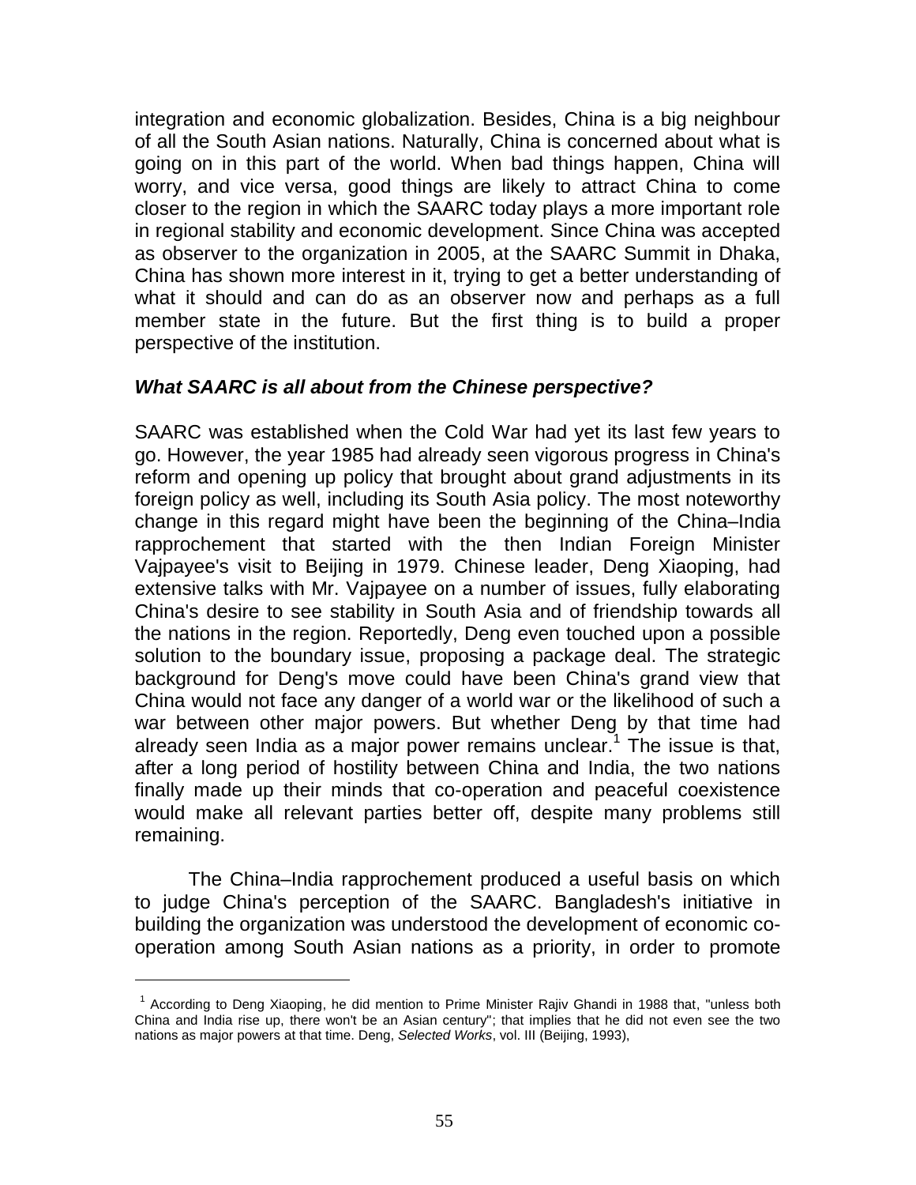integration and economic globalization. Besides, China is a big neighbour of all the South Asian nations. Naturally, China is concerned about what is going on in this part of the world. When bad things happen, China will worry, and vice versa, good things are likely to attract China to come closer to the region in which the SAARC today plays a more important role in regional stability and economic development. Since China was accepted as observer to the organization in 2005, at the SAARC Summit in Dhaka, China has shown more interest in it, trying to get a better understanding of what it should and can do as an observer now and perhaps as a full member state in the future. But the first thing is to build a proper perspective of the institution.

### *What SAARC is all about from the Chinese perspective?*

SAARC was established when the Cold War had yet its last few years to go. However, the year 1985 had already seen vigorous progress in China's reform and opening up policy that brought about grand adjustments in its foreign policy as well, including its South Asia policy. The most noteworthy change in this regard might have been the beginning of the China–India rapprochement that started with the then Indian Foreign Minister Vajpayee's visit to Beijing in 1979. Chinese leader, Deng Xiaoping, had extensive talks with Mr. Vajpayee on a number of issues, fully elaborating China's desire to see stability in South Asia and of friendship towards all the nations in the region. Reportedly, Deng even touched upon a possible solution to the boundary issue, proposing a package deal. The strategic background for Deng's move could have been China's grand view that China would not face any danger of a world war or the likelihood of such a war between other major powers. But whether Deng by that time had already seen India as a major power remains unclear.[1] The issue is that, after a long period of hostility between China and India, the two nations finally made up their minds that co-operation and peaceful coexistence would make all relevant parties better off, despite many problems still remaining.

The China–India rapprochement produced a useful basis on which to judge China's perception of the SAARC. Bangladesh's initiative in building the organization was understood the development of economic co-operation among South Asian nations as a priority, in order to promote

[1] According to Deng Xiaoping, he did mention to Prime Minister Rajiv Ghandi in 1988 that, "unless both China and India rise up, there won't be an Asian century"; that implies that he did not even see the two nations as major powers at that time. Deng, *Selected Works*, vol. III (Beijing, 1993),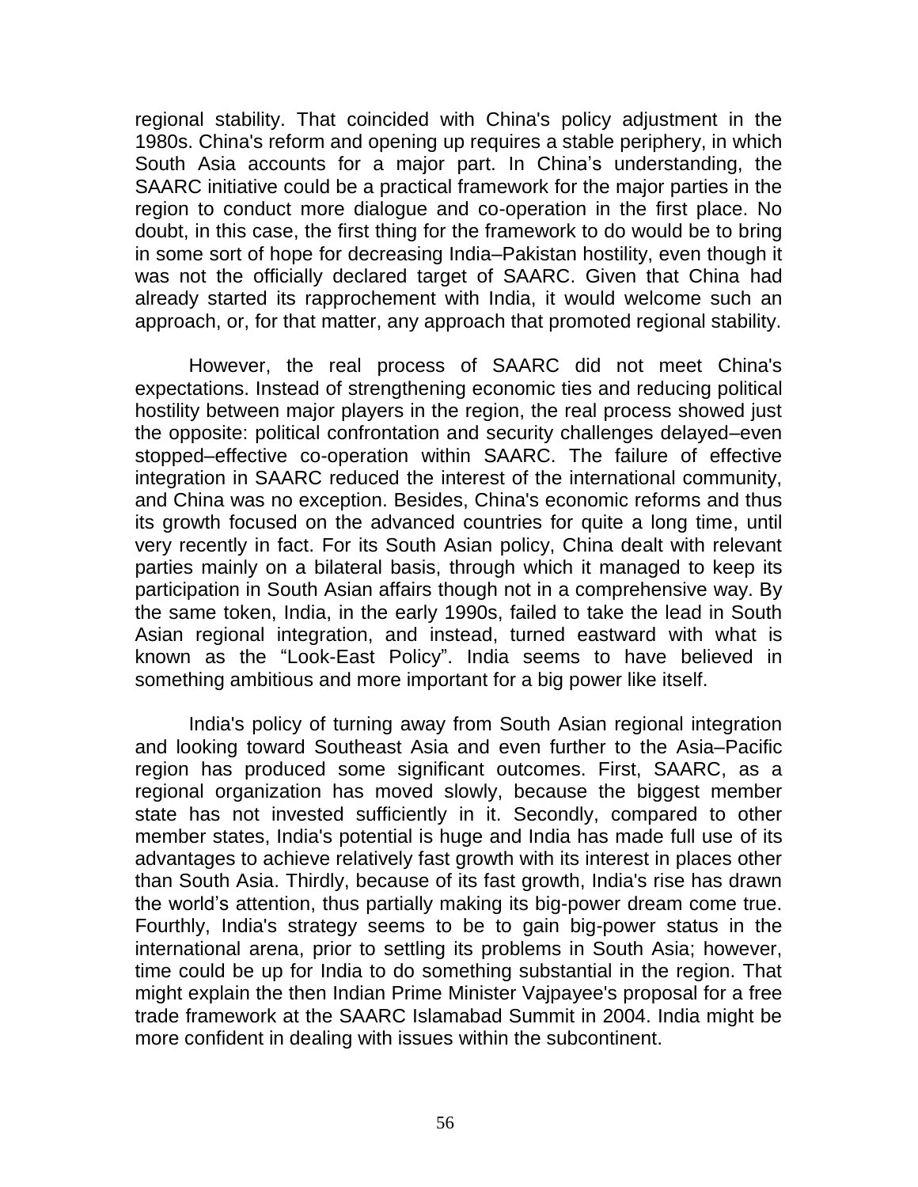regional stability. That coincided with China's policy adjustment in the 1980s. China's reform and opening up requires a stable periphery, in which South Asia accounts for a major part. In China's understanding, the SAARC initiative could be a practical framework for the major parties in the region to conduct more dialogue and co-operation in the first place. No doubt, in this case, the first thing for the framework to do would be to bring in some sort of hope for decreasing India–Pakistan hostility, even though it was not the officially declared target of SAARC. Given that China had already started its rapprochement with India, it would welcome such an approach, or, for that matter, any approach that promoted regional stability.

However, the real process of SAARC did not meet China's expectations. Instead of strengthening economic ties and reducing political hostility between major players in the region, the real process showed just the opposite: political confrontation and security challenges delayed–even stopped–effective co-operation within SAARC. The failure of effective integration in SAARC reduced the interest of the international community, and China was no exception. Besides, China's economic reforms and thus its growth focused on the advanced countries for quite a long time, until very recently in fact. For its South Asian policy, China dealt with relevant parties mainly on a bilateral basis, through which it managed to keep its participation in South Asian affairs though not in a comprehensive way. By the same token, India, in the early 1990s, failed to take the lead in South Asian regional integration, and instead, turned eastward with what is known as the "Look-East Policy". India seems to have believed in something ambitious and more important for a big power like itself.

India's policy of turning away from South Asian regional integration and looking toward Southeast Asia and even further to the Asia–Pacific region has produced some significant outcomes. First, SAARC, as a regional organization has moved slowly, because the biggest member state has not invested sufficiently in it. Secondly, compared to other member states, India's potential is huge and India has made full use of its advantages to achieve relatively fast growth with its interest in places other than South Asia. Thirdly, because of its fast growth, India's rise has drawn the world's attention, thus partially making its big-power dream come true. Fourthly, India's strategy seems to be to gain big-power status in the international arena, prior to settling its problems in South Asia; however, time could be up for India to do something substantial in the region. That might explain the then Indian Prime Minister Vajpayee's proposal for a free trade framework at the SAARC Islamabad Summit in 2004. India might be more confident in dealing with issues within the subcontinent.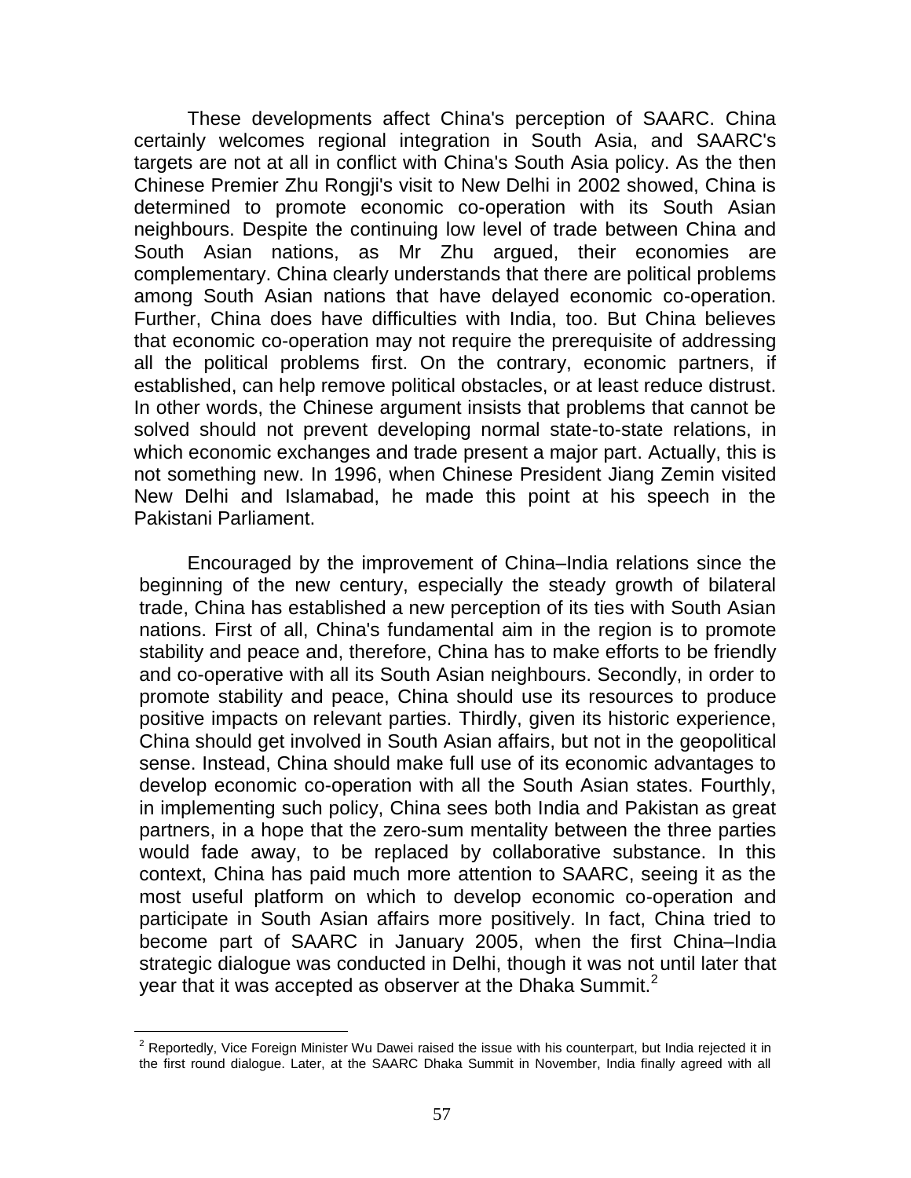These developments affect China's perception of SAARC. China certainly welcomes regional integration in South Asia, and SAARC's targets are not at all in conflict with China's South Asia policy. As the then Chinese Premier Zhu Rongji's visit to New Delhi in 2002 showed, China is determined to promote economic co-operation with its South Asian neighbours. Despite the continuing low level of trade between China and South Asian nations, as Mr Zhu argued, their economies are complementary. China clearly understands that there are political problems among South Asian nations that have delayed economic co-operation. Further, China does have difficulties with India, too. But China believes that economic co-operation may not require the prerequisite of addressing all the political problems first. On the contrary, economic partners, if established, can help remove political obstacles, or at least reduce distrust. In other words, the Chinese argument insists that problems that cannot be solved should not prevent developing normal state-to-state relations, in which economic exchanges and trade present a major part. Actually, this is not something new. In 1996, when Chinese President Jiang Zemin visited New Delhi and Islamabad, he made this point at his speech in the Pakistani Parliament.

Encouraged by the improvement of China–India relations since the beginning of the new century, especially the steady growth of bilateral trade, China has established a new perception of its ties with South Asian nations. First of all, China's fundamental aim in the region is to promote stability and peace and, therefore, China has to make efforts to be friendly and co-operative with all its South Asian neighbours. Secondly, in order to promote stability and peace, China should use its resources to produce positive impacts on relevant parties. Thirdly, given its historic experience, China should get involved in South Asian affairs, but not in the geopolitical sense. Instead, China should make full use of its economic advantages to develop economic co-operation with all the South Asian states. Fourthly, in implementing such policy, China sees both India and Pakistan as great partners, in a hope that the zero-sum mentality between the three parties would fade away, to be replaced by collaborative substance. In this context, China has paid much more attention to SAARC, seeing it as the most useful platform on which to develop economic co-operation and participate in South Asian affairs more positively. In fact, China tried to become part of SAARC in January 2005, when the first China–India strategic dialogue was conducted in Delhi, though it was not until later that year that it was accepted as observer at the Dhaka Summit.[2]

[2] Reportedly, Vice Foreign Minister Wu Dawei raised the issue with his counterpart, but India rejected it in the first round dialogue. Later, at the SAARC Dhaka Summit in November, India finally agreed with all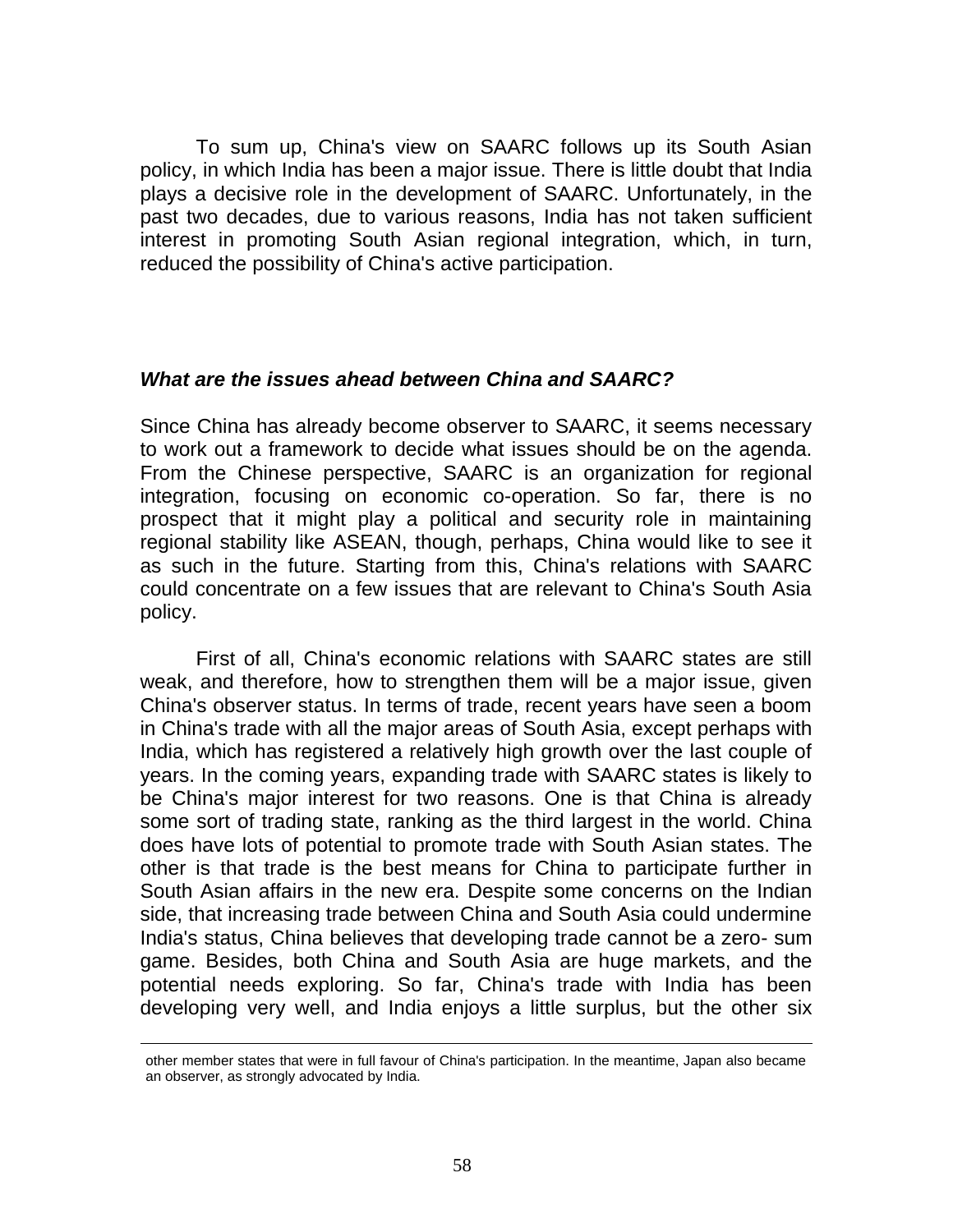To sum up, China's view on SAARC follows up its South Asian policy, in which India has been a major issue. There is little doubt that India plays a decisive role in the development of SAARC. Unfortunately, in the past two decades, due to various reasons, India has not taken sufficient interest in promoting South Asian regional integration, which, in turn, reduced the possibility of China's active participation.

### *What are the issues ahead between China and SAARC?*

Since China has already become observer to SAARC, it seems necessary to work out a framework to decide what issues should be on the agenda. From the Chinese perspective, SAARC is an organization for regional integration, focusing on economic co-operation. So far, there is no prospect that it might play a political and security role in maintaining regional stability like ASEAN, though, perhaps, China would like to see it as such in the future. Starting from this, China's relations with SAARC could concentrate on a few issues that are relevant to China's South Asia policy.

First of all, China's economic relations with SAARC states are still weak, and therefore, how to strengthen them will be a major issue, given China's observer status. In terms of trade, recent years have seen a boom in China's trade with all the major areas of South Asia, except perhaps with India, which has registered a relatively high growth over the last couple of years. In the coming years, expanding trade with SAARC states is likely to be China's major interest for two reasons. One is that China is already some sort of trading state, ranking as the third largest in the world. China does have lots of potential to promote trade with South Asian states. The other is that trade is the best means for China to participate further in South Asian affairs in the new era. Despite some concerns on the Indian side, that increasing trade between China and South Asia could undermine India's status, China believes that developing trade cannot be a zero- sum game. Besides, both China and South Asia are huge markets, and the potential needs exploring. So far, China's trade with India has been developing very well, and India enjoys a little surplus, but the other six

---

other member states that were in full favour of China's participation. In the meantime, Japan also became an observer, as strongly advocated by India.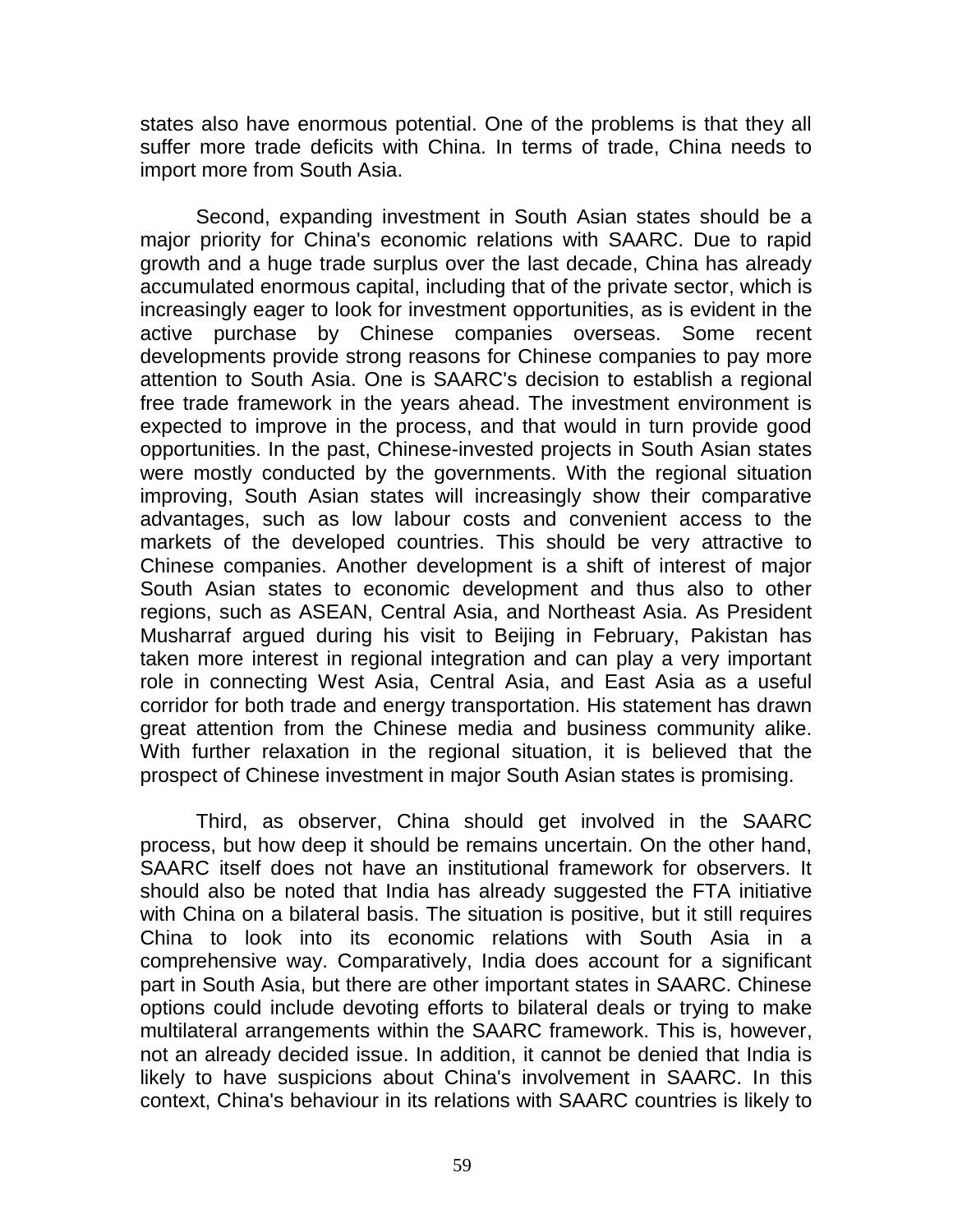states also have enormous potential. One of the problems is that they all suffer more trade deficits with China. In terms of trade, China needs to import more from South Asia.

Second, expanding investment in South Asian states should be a major priority for China's economic relations with SAARC. Due to rapid growth and a huge trade surplus over the last decade, China has already accumulated enormous capital, including that of the private sector, which is increasingly eager to look for investment opportunities, as is evident in the active purchase by Chinese companies overseas. Some recent developments provide strong reasons for Chinese companies to pay more attention to South Asia. One is SAARC's decision to establish a regional free trade framework in the years ahead. The investment environment is expected to improve in the process, and that would in turn provide good opportunities. In the past, Chinese-invested projects in South Asian states were mostly conducted by the governments. With the regional situation improving, South Asian states will increasingly show their comparative advantages, such as low labour costs and convenient access to the markets of the developed countries. This should be very attractive to Chinese companies. Another development is a shift of interest of major South Asian states to economic development and thus also to other regions, such as ASEAN, Central Asia, and Northeast Asia. As President Musharraf argued during his visit to Beijing in February, Pakistan has taken more interest in regional integration and can play a very important role in connecting West Asia, Central Asia, and East Asia as a useful corridor for both trade and energy transportation. His statement has drawn great attention from the Chinese media and business community alike. With further relaxation in the regional situation, it is believed that the prospect of Chinese investment in major South Asian states is promising.

Third, as observer, China should get involved in the SAARC process, but how deep it should be remains uncertain. On the other hand, SAARC itself does not have an institutional framework for observers. It should also be noted that India has already suggested the FTA initiative with China on a bilateral basis. The situation is positive, but it still requires China to look into its economic relations with South Asia in a comprehensive way. Comparatively, India does account for a significant part in South Asia, but there are other important states in SAARC. Chinese options could include devoting efforts to bilateral deals or trying to make multilateral arrangements within the SAARC framework. This is, however, not an already decided issue. In addition, it cannot be denied that India is likely to have suspicions about China's involvement in SAARC. In this context, China's behaviour in its relations with SAARC countries is likely to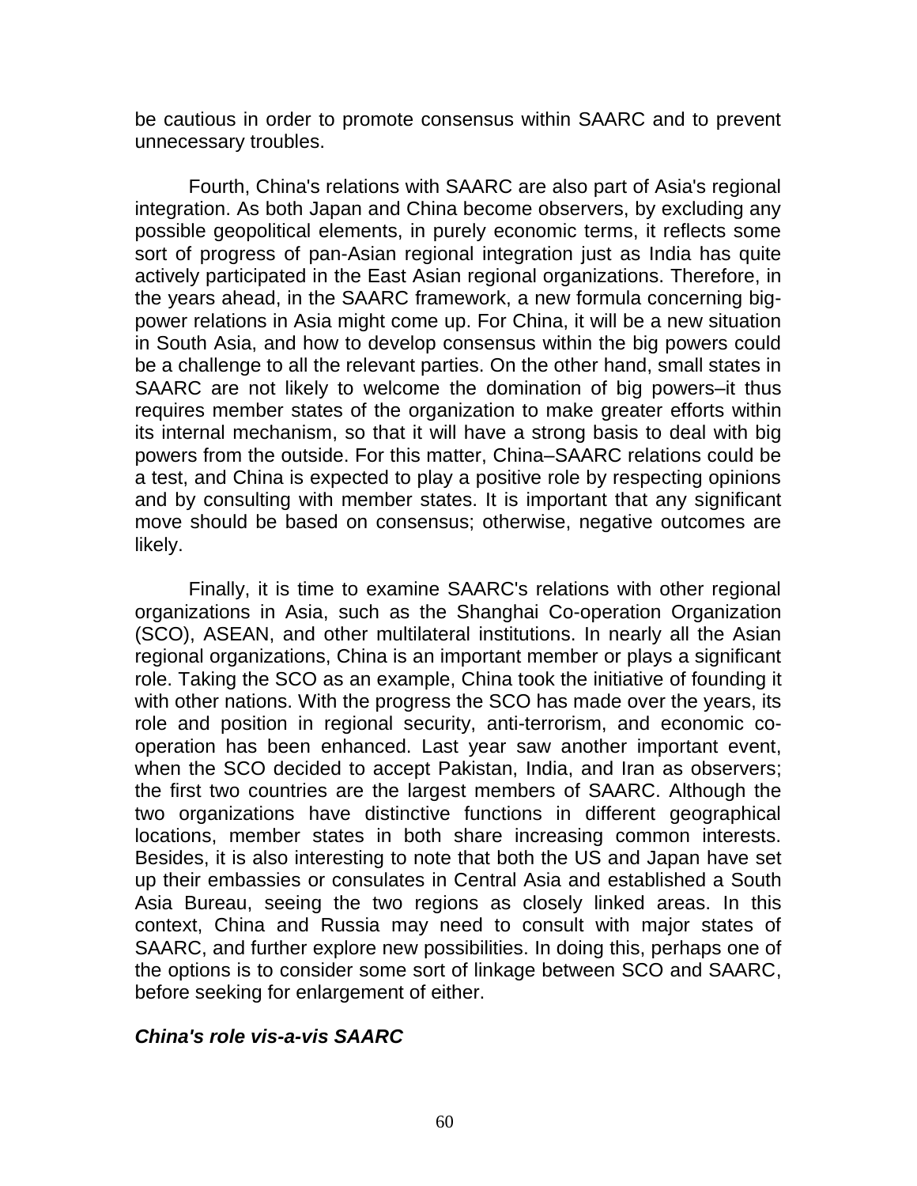be cautious in order to promote consensus within SAARC and to prevent unnecessary troubles.

Fourth, China's relations with SAARC are also part of Asia's regional integration. As both Japan and China become observers, by excluding any possible geopolitical elements, in purely economic terms, it reflects some sort of progress of pan-Asian regional integration just as India has quite actively participated in the East Asian regional organizations. Therefore, in the years ahead, in the SAARC framework, a new formula concerning big-power relations in Asia might come up. For China, it will be a new situation in South Asia, and how to develop consensus within the big powers could be a challenge to all the relevant parties. On the other hand, small states in SAARC are not likely to welcome the domination of big powers–it thus requires member states of the organization to make greater efforts within its internal mechanism, so that it will have a strong basis to deal with big powers from the outside. For this matter, China–SAARC relations could be a test, and China is expected to play a positive role by respecting opinions and by consulting with member states. It is important that any significant move should be based on consensus; otherwise, negative outcomes are likely.

Finally, it is time to examine SAARC's relations with other regional organizations in Asia, such as the Shanghai Co-operation Organization (SCO), ASEAN, and other multilateral institutions. In nearly all the Asian regional organizations, China is an important member or plays a significant role. Taking the SCO as an example, China took the initiative of founding it with other nations. With the progress the SCO has made over the years, its role and position in regional security, anti-terrorism, and economic co-operation has been enhanced. Last year saw another important event, when the SCO decided to accept Pakistan, India, and Iran as observers; the first two countries are the largest members of SAARC. Although the two organizations have distinctive functions in different geographical locations, member states in both share increasing common interests. Besides, it is also interesting to note that both the US and Japan have set up their embassies or consulates in Central Asia and established a South Asia Bureau, seeing the two regions as closely linked areas. In this context, China and Russia may need to consult with major states of SAARC, and further explore new possibilities. In doing this, perhaps one of the options is to consider some sort of linkage between SCO and SAARC, before seeking for enlargement of either.

***China's role vis-a-vis SAARC***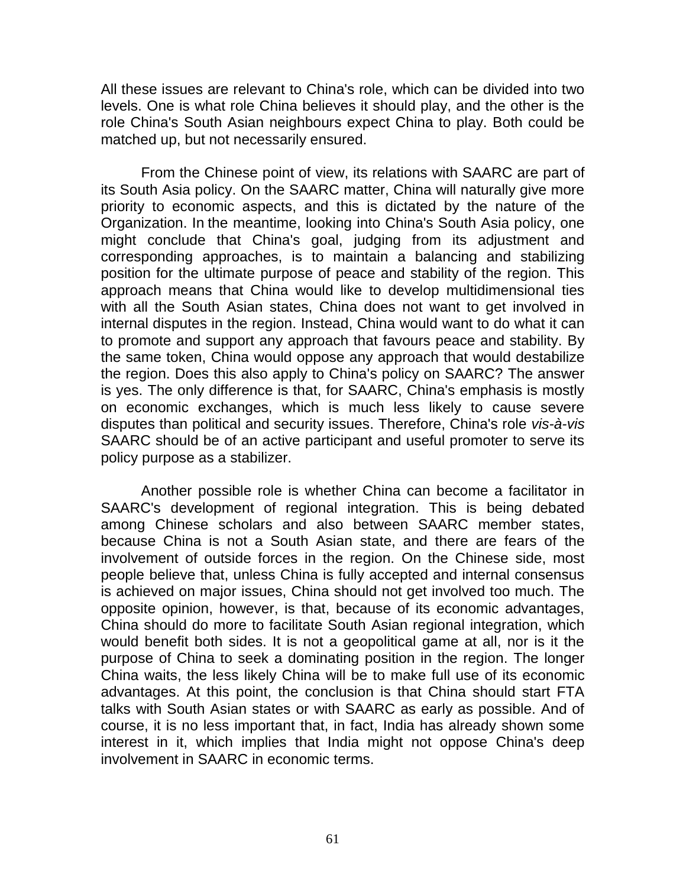All these issues are relevant to China's role, which can be divided into two levels. One is what role China believes it should play, and the other is the role China's South Asian neighbours expect China to play. Both could be matched up, but not necessarily ensured.

From the Chinese point of view, its relations with SAARC are part of its South Asia policy. On the SAARC matter, China will naturally give more priority to economic aspects, and this is dictated by the nature of the Organization. In the meantime, looking into China's South Asia policy, one might conclude that China's goal, judging from its adjustment and corresponding approaches, is to maintain a balancing and stabilizing position for the ultimate purpose of peace and stability of the region. This approach means that China would like to develop multidimensional ties with all the South Asian states, China does not want to get involved in internal disputes in the region. Instead, China would want to do what it can to promote and support any approach that favours peace and stability. By the same token, China would oppose any approach that would destabilize the region. Does this also apply to China's policy on SAARC? The answer is yes. The only difference is that, for SAARC, China's emphasis is mostly on economic exchanges, which is much less likely to cause severe disputes than political and security issues. Therefore, China's role *vis-à-vis* SAARC should be of an active participant and useful promoter to serve its policy purpose as a stabilizer.

Another possible role is whether China can become a facilitator in SAARC's development of regional integration. This is being debated among Chinese scholars and also between SAARC member states, because China is not a South Asian state, and there are fears of the involvement of outside forces in the region. On the Chinese side, most people believe that, unless China is fully accepted and internal consensus is achieved on major issues, China should not get involved too much. The opposite opinion, however, is that, because of its economic advantages, China should do more to facilitate South Asian regional integration, which would benefit both sides. It is not a geopolitical game at all, nor is it the purpose of China to seek a dominating position in the region. The longer China waits, the less likely China will be to make full use of its economic advantages. At this point, the conclusion is that China should start FTA talks with South Asian states or with SAARC as early as possible. And of course, it is no less important that, in fact, India has already shown some interest in it, which implies that India might not oppose China's deep involvement in SAARC in economic terms.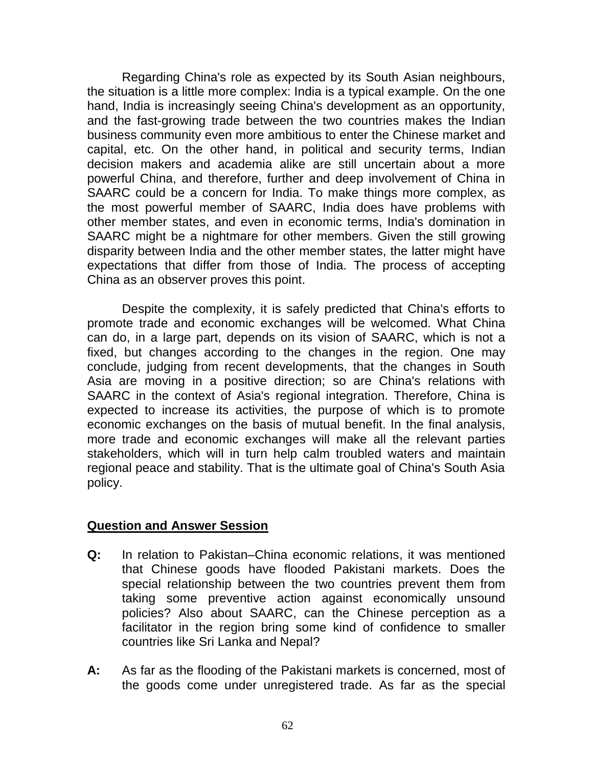Regarding China's role as expected by its South Asian neighbours, the situation is a little more complex: India is a typical example. On the one hand, India is increasingly seeing China's development as an opportunity, and the fast-growing trade between the two countries makes the Indian business community even more ambitious to enter the Chinese market and capital, etc. On the other hand, in political and security terms, Indian decision makers and academia alike are still uncertain about a more powerful China, and therefore, further and deep involvement of China in SAARC could be a concern for India. To make things more complex, as the most powerful member of SAARC, India does have problems with other member states, and even in economic terms, India's domination in SAARC might be a nightmare for other members. Given the still growing disparity between India and the other member states, the latter might have expectations that differ from those of India. The process of accepting China as an observer proves this point.

Despite the complexity, it is safely predicted that China's efforts to promote trade and economic exchanges will be welcomed. What China can do, in a large part, depends on its vision of SAARC, which is not a fixed, but changes according to the changes in the region. One may conclude, judging from recent developments, that the changes in South Asia are moving in a positive direction; so are China's relations with SAARC in the context of Asia's regional integration. Therefore, China is expected to increase its activities, the purpose of which is to promote economic exchanges on the basis of mutual benefit. In the final analysis, more trade and economic exchanges will make all the relevant parties stakeholders, which will in turn help calm troubled waters and maintain regional peace and stability. That is the ultimate goal of China's South Asia policy.

## Question and Answer Session

**Q:** In relation to Pakistan–China economic relations, it was mentioned that Chinese goods have flooded Pakistani markets. Does the special relationship between the two countries prevent them from taking some preventive action against economically unsound policies? Also about SAARC, can the Chinese perception as a facilitator in the region bring some kind of confidence to smaller countries like Sri Lanka and Nepal?

**A:** As far as the flooding of the Pakistani markets is concerned, most of the goods come under unregistered trade. As far as the special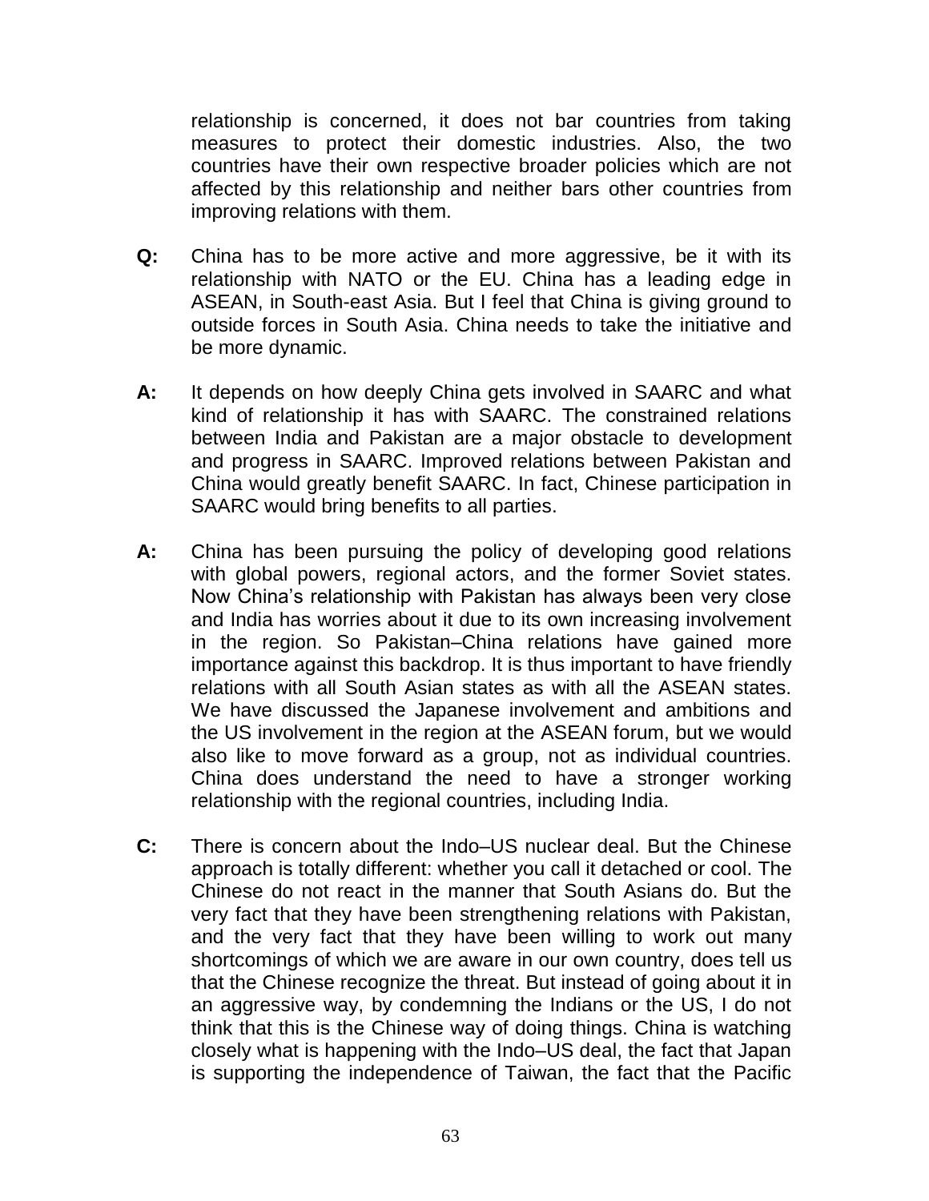relationship is concerned, it does not bar countries from taking measures to protect their domestic industries. Also, the two countries have their own respective broader policies which are not affected by this relationship and neither bars other countries from improving relations with them.

**Q:** China has to be more active and more aggressive, be it with its relationship with NATO or the EU. China has a leading edge in ASEAN, in South-east Asia. But I feel that China is giving ground to outside forces in South Asia. China needs to take the initiative and be more dynamic.

**A:** It depends on how deeply China gets involved in SAARC and what kind of relationship it has with SAARC. The constrained relations between India and Pakistan are a major obstacle to development and progress in SAARC. Improved relations between Pakistan and China would greatly benefit SAARC. In fact, Chinese participation in SAARC would bring benefits to all parties.

**A:** China has been pursuing the policy of developing good relations with global powers, regional actors, and the former Soviet states. Now China's relationship with Pakistan has always been very close and India has worries about it due to its own increasing involvement in the region. So Pakistan–China relations have gained more importance against this backdrop. It is thus important to have friendly relations with all South Asian states as with all the ASEAN states. We have discussed the Japanese involvement and ambitions and the US involvement in the region at the ASEAN forum, but we would also like to move forward as a group, not as individual countries. China does understand the need to have a stronger working relationship with the regional countries, including India.

**C:** There is concern about the Indo–US nuclear deal. But the Chinese approach is totally different: whether you call it detached or cool. The Chinese do not react in the manner that South Asians do. But the very fact that they have been strengthening relations with Pakistan, and the very fact that they have been willing to work out many shortcomings of which we are aware in our own country, does tell us that the Chinese recognize the threat. But instead of going about it in an aggressive way, by condemning the Indians or the US, I do not think that this is the Chinese way of doing things. China is watching closely what is happening with the Indo–US deal, the fact that Japan is supporting the independence of Taiwan, the fact that the Pacific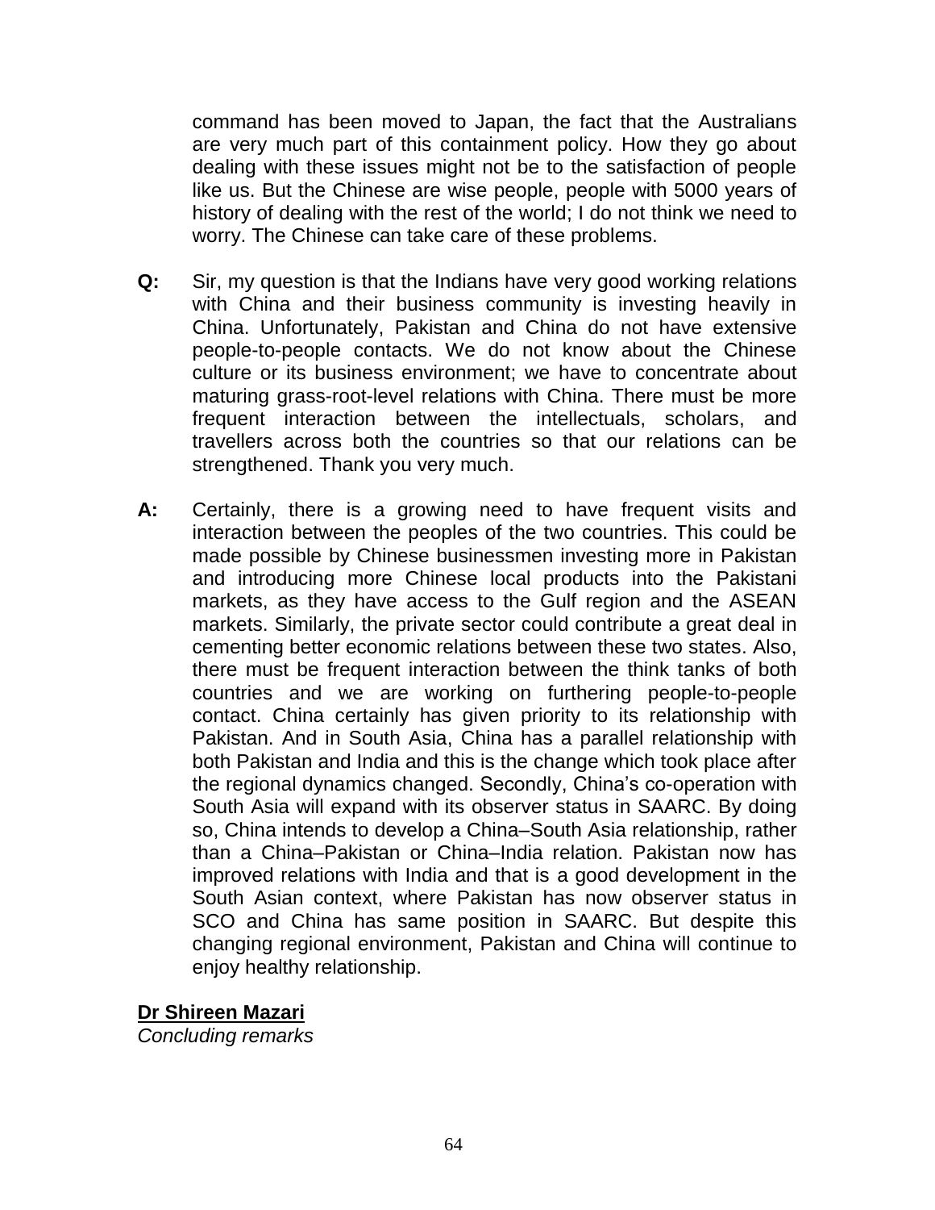command has been moved to Japan, the fact that the Australians are very much part of this containment policy. How they go about dealing with these issues might not be to the satisfaction of people like us. But the Chinese are wise people, people with 5000 years of history of dealing with the rest of the world; I do not think we need to worry. The Chinese can take care of these problems.

**Q:** Sir, my question is that the Indians have very good working relations with China and their business community is investing heavily in China. Unfortunately, Pakistan and China do not have extensive people-to-people contacts. We do not know about the Chinese culture or its business environment; we have to concentrate about maturing grass-root-level relations with China. There must be more frequent interaction between the intellectuals, scholars, and travellers across both the countries so that our relations can be strengthened. Thank you very much.

**A:** Certainly, there is a growing need to have frequent visits and interaction between the peoples of the two countries. This could be made possible by Chinese businessmen investing more in Pakistan and introducing more Chinese local products into the Pakistani markets, as they have access to the Gulf region and the ASEAN markets. Similarly, the private sector could contribute a great deal in cementing better economic relations between these two states. Also, there must be frequent interaction between the think tanks of both countries and we are working on furthering people-to-people contact. China certainly has given priority to its relationship with Pakistan. And in South Asia, China has a parallel relationship with both Pakistan and India and this is the change which took place after the regional dynamics changed. Secondly, China's co-operation with South Asia will expand with its observer status in SAARC. By doing so, China intends to develop a China–South Asia relationship, rather than a China–Pakistan or China–India relation. Pakistan now has improved relations with India and that is a good development in the South Asian context, where Pakistan has now observer status in SCO and China has same position in SAARC. But despite this changing regional environment, Pakistan and China will continue to enjoy healthy relationship.

**Dr Shireen Mazari**
*Concluding remarks*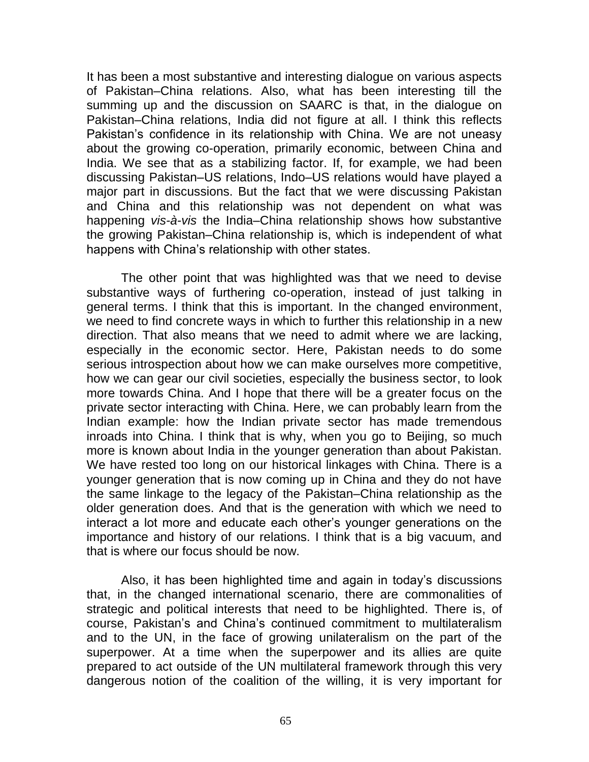It has been a most substantive and interesting dialogue on various aspects of Pakistan–China relations. Also, what has been interesting till the summing up and the discussion on SAARC is that, in the dialogue on Pakistan–China relations, India did not figure at all. I think this reflects Pakistan's confidence in its relationship with China. We are not uneasy about the growing co-operation, primarily economic, between China and India. We see that as a stabilizing factor. If, for example, we had been discussing Pakistan–US relations, Indo–US relations would have played a major part in discussions. But the fact that we were discussing Pakistan and China and this relationship was not dependent on what was happening *vis-à-vis* the India–China relationship shows how substantive the growing Pakistan–China relationship is, which is independent of what happens with China's relationship with other states.

The other point that was highlighted was that we need to devise substantive ways of furthering co-operation, instead of just talking in general terms. I think that this is important. In the changed environment, we need to find concrete ways in which to further this relationship in a new direction. That also means that we need to admit where we are lacking, especially in the economic sector. Here, Pakistan needs to do some serious introspection about how we can make ourselves more competitive, how we can gear our civil societies, especially the business sector, to look more towards China. And I hope that there will be a greater focus on the private sector interacting with China. Here, we can probably learn from the Indian example: how the Indian private sector has made tremendous inroads into China. I think that is why, when you go to Beijing, so much more is known about India in the younger generation than about Pakistan. We have rested too long on our historical linkages with China. There is a younger generation that is now coming up in China and they do not have the same linkage to the legacy of the Pakistan–China relationship as the older generation does. And that is the generation with which we need to interact a lot more and educate each other's younger generations on the importance and history of our relations. I think that is a big vacuum, and that is where our focus should be now.

Also, it has been highlighted time and again in today's discussions that, in the changed international scenario, there are commonalities of strategic and political interests that need to be highlighted. There is, of course, Pakistan's and China's continued commitment to multilateralism and to the UN, in the face of growing unilateralism on the part of the superpower. At a time when the superpower and its allies are quite prepared to act outside of the UN multilateral framework through this very dangerous notion of the coalition of the willing, it is very important for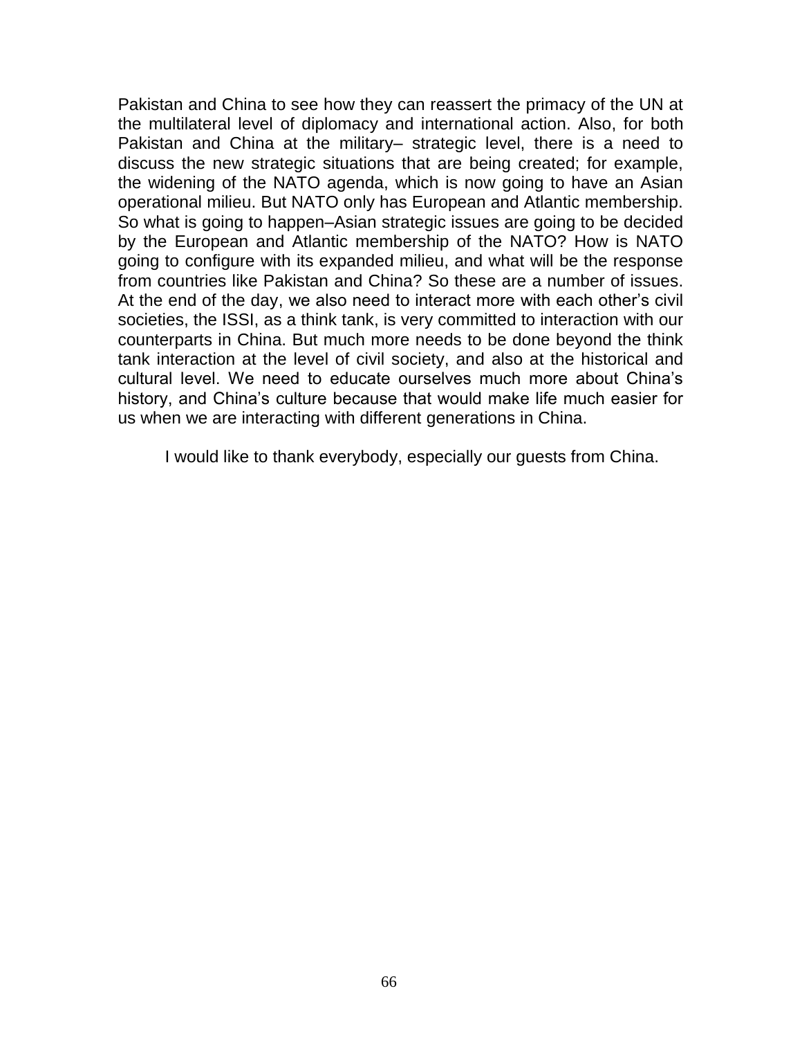Pakistan and China to see how they can reassert the primacy of the UN at the multilateral level of diplomacy and international action. Also, for both Pakistan and China at the military– strategic level, there is a need to discuss the new strategic situations that are being created; for example, the widening of the NATO agenda, which is now going to have an Asian operational milieu. But NATO only has European and Atlantic membership. So what is going to happen–Asian strategic issues are going to be decided by the European and Atlantic membership of the NATO? How is NATO going to configure with its expanded milieu, and what will be the response from countries like Pakistan and China? So these are a number of issues. At the end of the day, we also need to interact more with each other's civil societies, the ISSI, as a think tank, is very committed to interaction with our counterparts in China. But much more needs to be done beyond the think tank interaction at the level of civil society, and also at the historical and cultural level. We need to educate ourselves much more about China's history, and China's culture because that would make life much easier for us when we are interacting with different generations in China.

I would like to thank everybody, especially our guests from China.